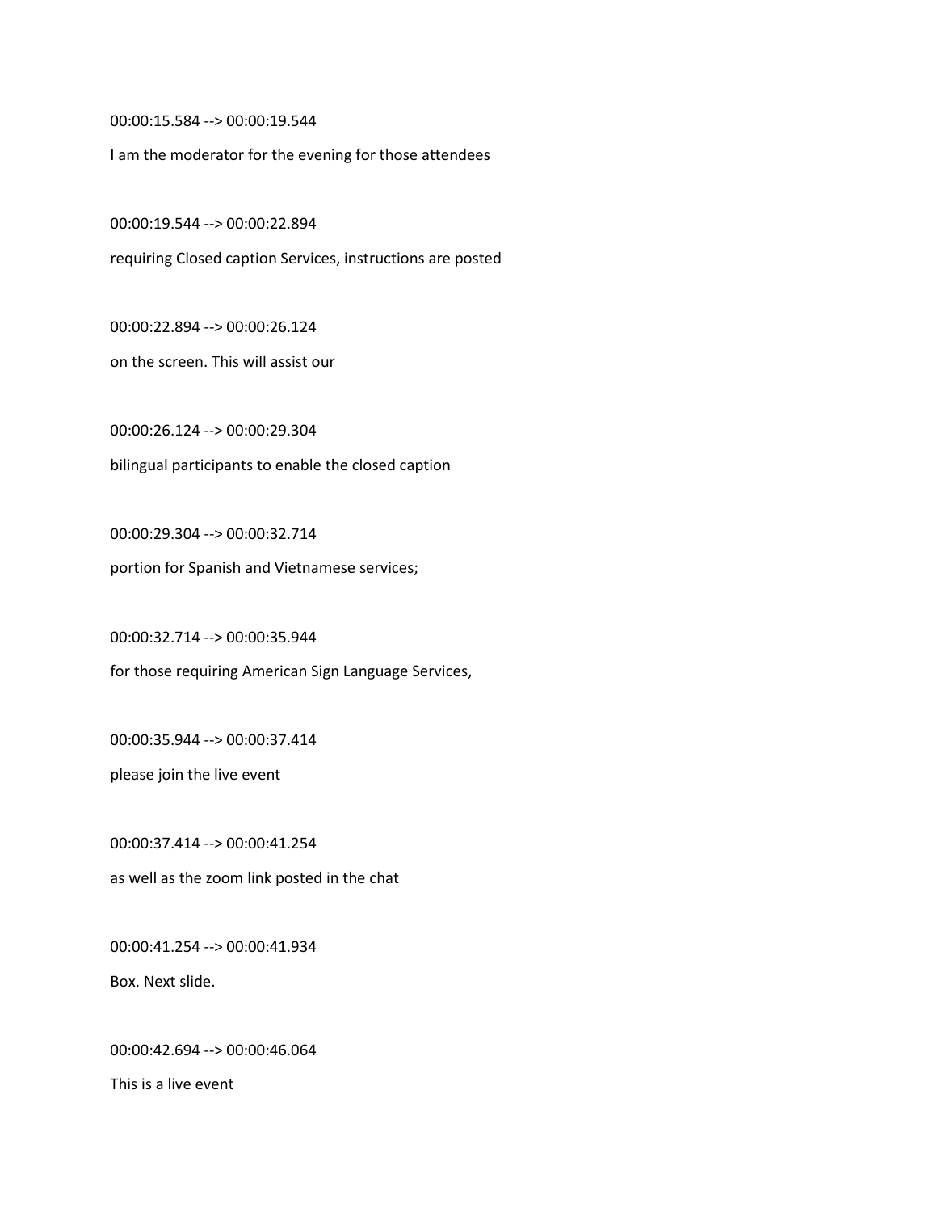00:00:15.584 --> 00:00:19.544

I am the moderator for the evening for those attendees

00:00:19.544 --> 00:00:22.894

requiring Closed caption Services, instructions are posted

00:00:22.894 --> 00:00:26.124

on the screen. This will assist our

00:00:26.124 --> 00:00:29.304

bilingual participants to enable the closed caption

00:00:29.304 --> 00:00:32.714

portion for Spanish and Vietnamese services;

00:00:32.714 --> 00:00:35.944

for those requiring American Sign Language Services,

00:00:35.944 --> 00:00:37.414

please join the live event

00:00:37.414 --> 00:00:41.254

as well as the zoom link posted in the chat

00:00:41.254 --> 00:00:41.934

Box. Next slide.

00:00:42.694 --> 00:00:46.064

This is a live event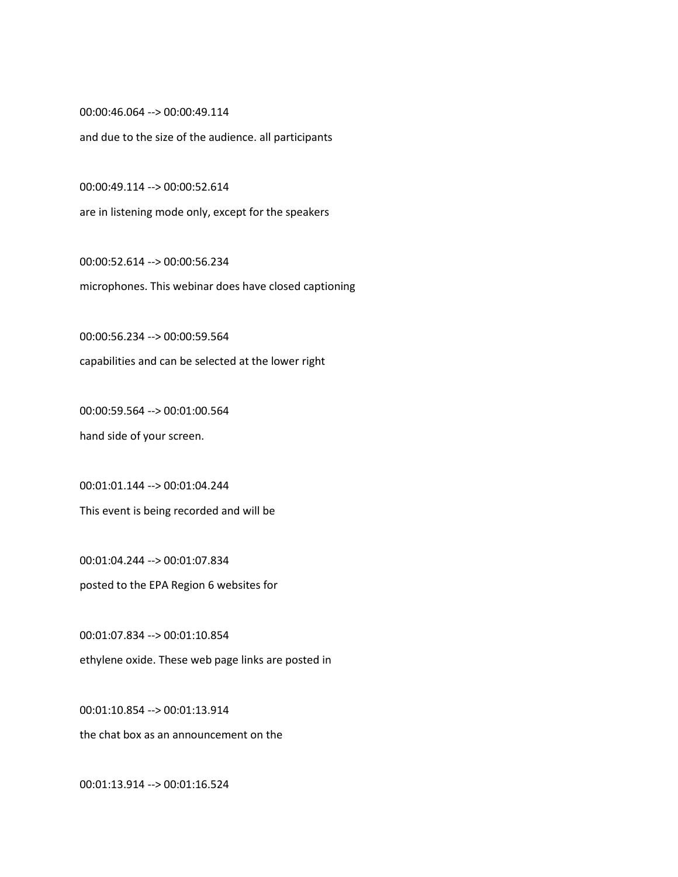00:00:46.064 --> 00:00:49.114

and due to the size of the audience. all participants

00:00:49.114 --> 00:00:52.614

are in listening mode only, except for the speakers

00:00:52.614 --> 00:00:56.234

microphones. This webinar does have closed captioning

00:00:56.234 --> 00:00:59.564

capabilities and can be selected at the lower right

00:00:59.564 --> 00:01:00.564

hand side of your screen.

00:01:01.144 --> 00:01:04.244

This event is being recorded and will be

00:01:04.244 --> 00:01:07.834

posted to the EPA Region 6 websites for

00:01:07.834 --> 00:01:10.854

ethylene oxide. These web page links are posted in

00:01:10.854 --> 00:01:13.914

the chat box as an announcement on the

00:01:13.914 --> 00:01:16.524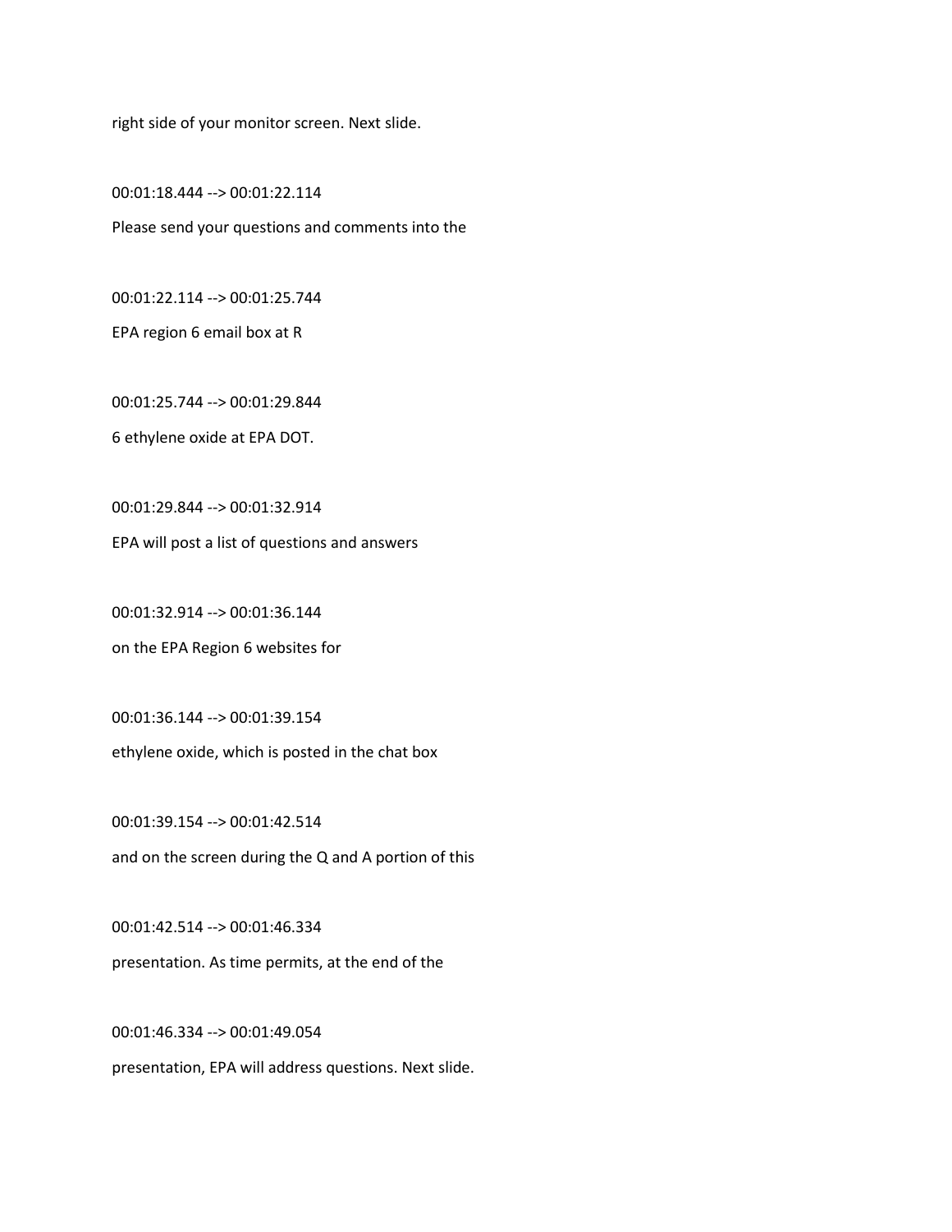right side of your monitor screen. Next slide.

00:01:18.444 --> 00:01:22.114

Please send your questions and comments into the

00:01:22.114 --> 00:01:25.744

EPA region 6 email box at R

00:01:25.744 --> 00:01:29.844

6 ethylene oxide at EPA DOT.

00:01:29.844 --> 00:01:32.914

EPA will post a list of questions and answers

00:01:32.914 --> 00:01:36.144

on the EPA Region 6 websites for

00:01:36.144 --> 00:01:39.154

ethylene oxide, which is posted in the chat box

00:01:39.154 --> 00:01:42.514

and on the screen during the Q and A portion of this

00:01:42.514 --> 00:01:46.334

presentation. As time permits, at the end of the

00:01:46.334 --> 00:01:49.054

presentation, EPA will address questions. Next slide.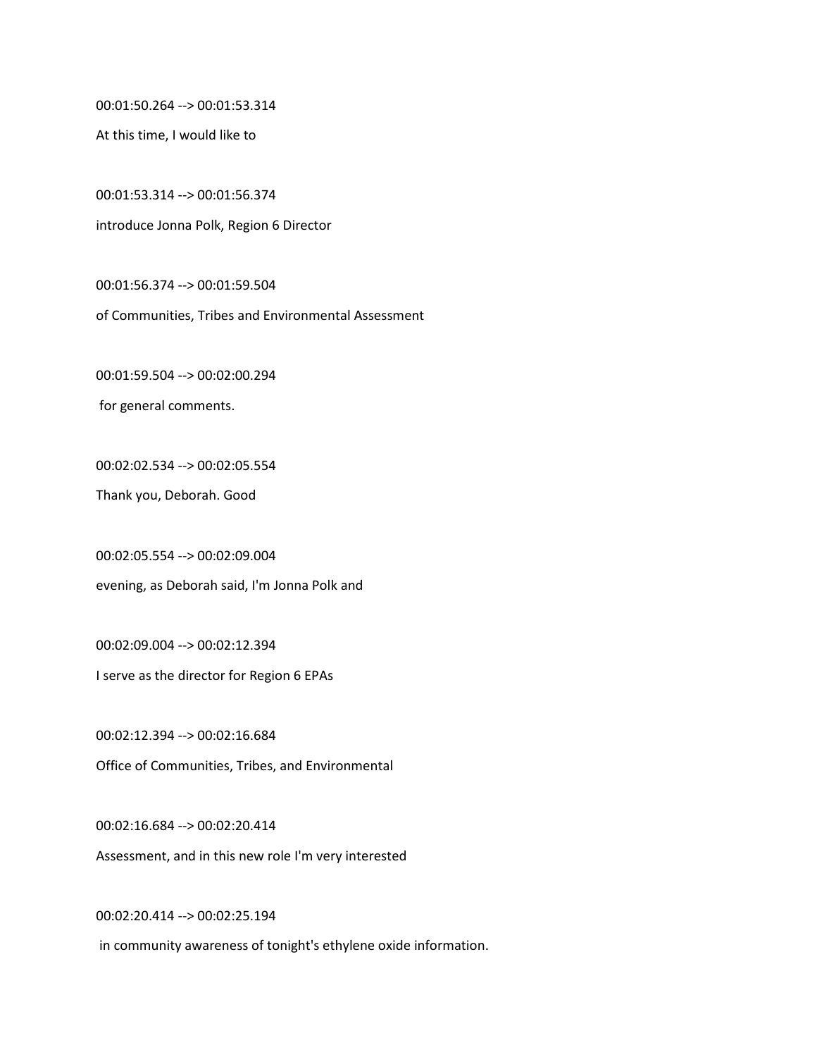00:01:50.264 --> 00:01:53.314

At this time, I would like to

00:01:53.314 --> 00:01:56.374

introduce Jonna Polk, Region 6 Director

00:01:56.374 --> 00:01:59.504

of Communities, Tribes and Environmental Assessment

00:01:59.504 --> 00:02:00.294

for general comments.

00:02:02.534 --> 00:02:05.554

Thank you, Deborah. Good

00:02:05.554 --> 00:02:09.004

evening, as Deborah said, I'm Jonna Polk and

00:02:09.004 --> 00:02:12.394

I serve as the director for Region 6 EPAs

00:02:12.394 --> 00:02:16.684

Office of Communities, Tribes, and Environmental

00:02:16.684 --> 00:02:20.414

Assessment, and in this new role I'm very interested

00:02:20.414 --> 00:02:25.194

in community awareness of tonight's ethylene oxide information.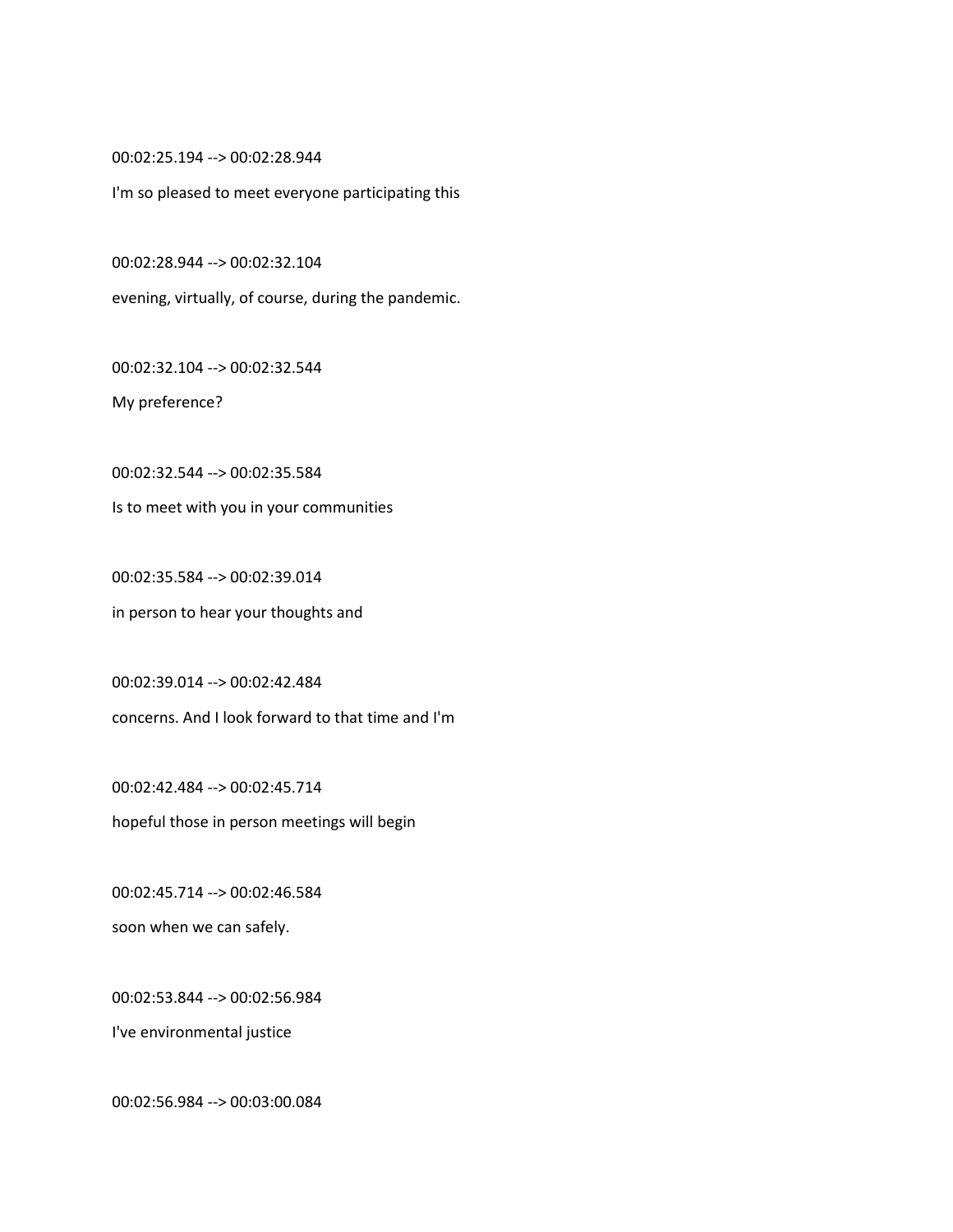00:02:25.194 --> 00:02:28.944

I'm so pleased to meet everyone participating this

00:02:28.944 --> 00:02:32.104

evening, virtually, of course, during the pandemic.

00:02:32.104 --> 00:02:32.544

My preference?

00:02:32.544 --> 00:02:35.584

Is to meet with you in your communities

00:02:35.584 --> 00:02:39.014

in person to hear your thoughts and

00:02:39.014 --> 00:02:42.484

concerns. And I look forward to that time and I'm

00:02:42.484 --> 00:02:45.714

hopeful those in person meetings will begin

00:02:45.714 --> 00:02:46.584

soon when we can safely.

00:02:53.844 --> 00:02:56.984

I've environmental justice

00:02:56.984 --> 00:03:00.084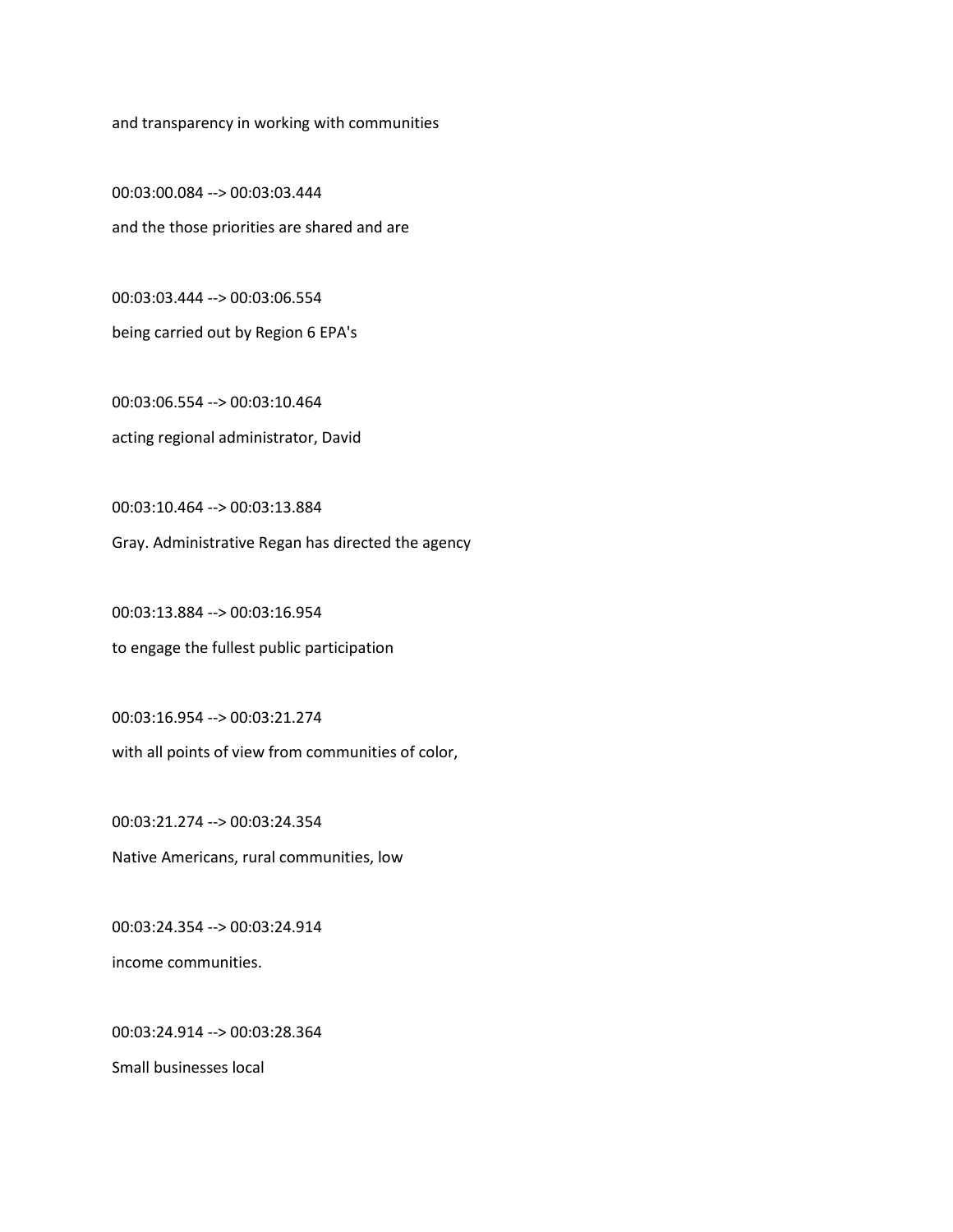and transparency in working with communities

00:03:00.084 --> 00:03:03.444

and the those priorities are shared and are

00:03:03.444 --> 00:03:06.554

being carried out by Region 6 EPA's

00:03:06.554 --> 00:03:10.464

acting regional administrator, David

00:03:10.464 --> 00:03:13.884

Gray. Administrative Regan has directed the agency

00:03:13.884 --> 00:03:16.954

to engage the fullest public participation

00:03:16.954 --> 00:03:21.274

with all points of view from communities of color,

00:03:21.274 --> 00:03:24.354

Native Americans, rural communities, low

00:03:24.354 --> 00:03:24.914

income communities.

00:03:24.914 --> 00:03:28.364

Small businesses local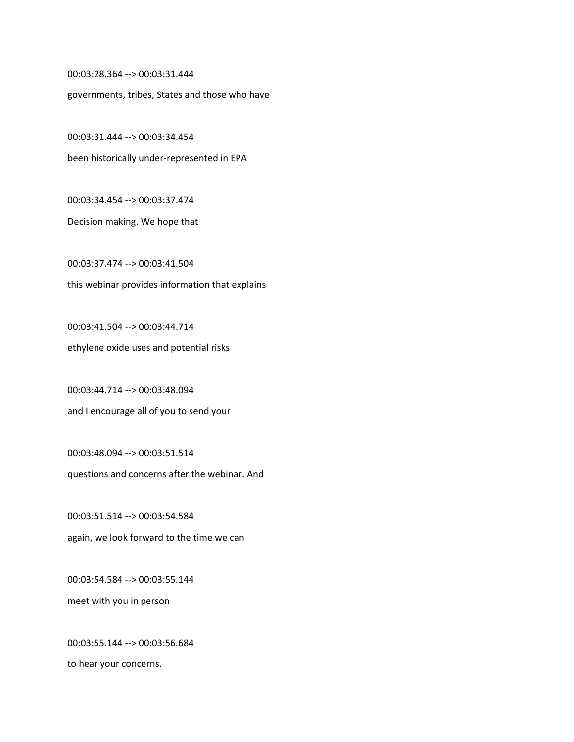00:03:28.364 --> 00:03:31.444

governments, tribes, States and those who have

00:03:31.444 --> 00:03:34.454

been historically under-represented in EPA

00:03:34.454 --> 00:03:37.474

Decision making. We hope that

00:03:37.474 --> 00:03:41.504

this webinar provides information that explains

00:03:41.504 --> 00:03:44.714

ethylene oxide uses and potential risks

00:03:44.714 --> 00:03:48.094

and I encourage all of you to send your

00:03:48.094 --> 00:03:51.514

questions and concerns after the webinar. And

00:03:51.514 --> 00:03:54.584

again, we look forward to the time we can

00:03:54.584 --> 00:03:55.144

meet with you in person

00:03:55.144 --> 00:03:56.684

to hear your concerns.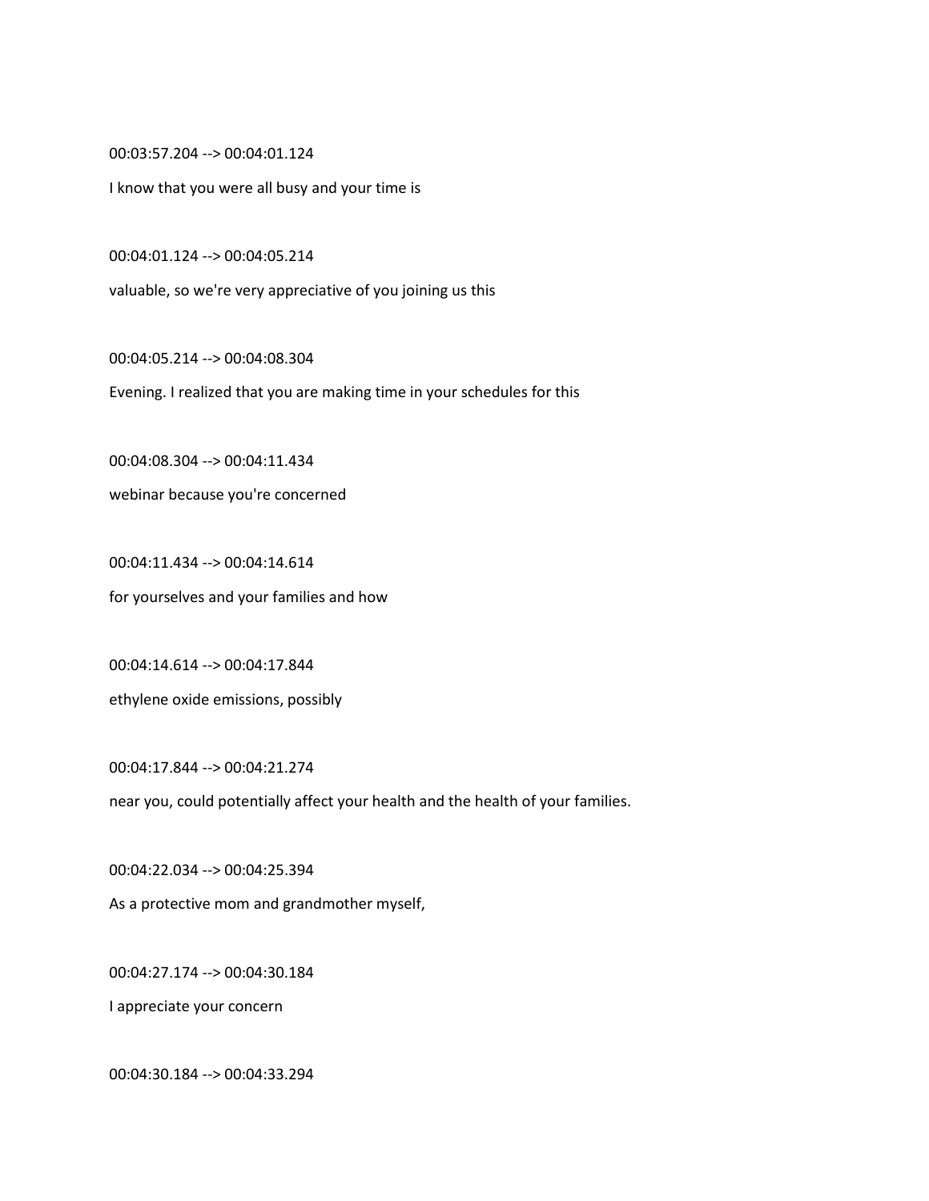00:03:57.204 --> 00:04:01.124

I know that you were all busy and your time is

00:04:01.124 --> 00:04:05.214

valuable, so we're very appreciative of you joining us this

00:04:05.214 --> 00:04:08.304

Evening. I realized that you are making time in your schedules for this

00:04:08.304 --> 00:04:11.434

webinar because you're concerned

00:04:11.434 --> 00:04:14.614

for yourselves and your families and how

00:04:14.614 --> 00:04:17.844

ethylene oxide emissions, possibly

00:04:17.844 --> 00:04:21.274

near you, could potentially affect your health and the health of your families.

00:04:22.034 --> 00:04:25.394

As a protective mom and grandmother myself,

00:04:27.174 --> 00:04:30.184

I appreciate your concern

00:04:30.184 --> 00:04:33.294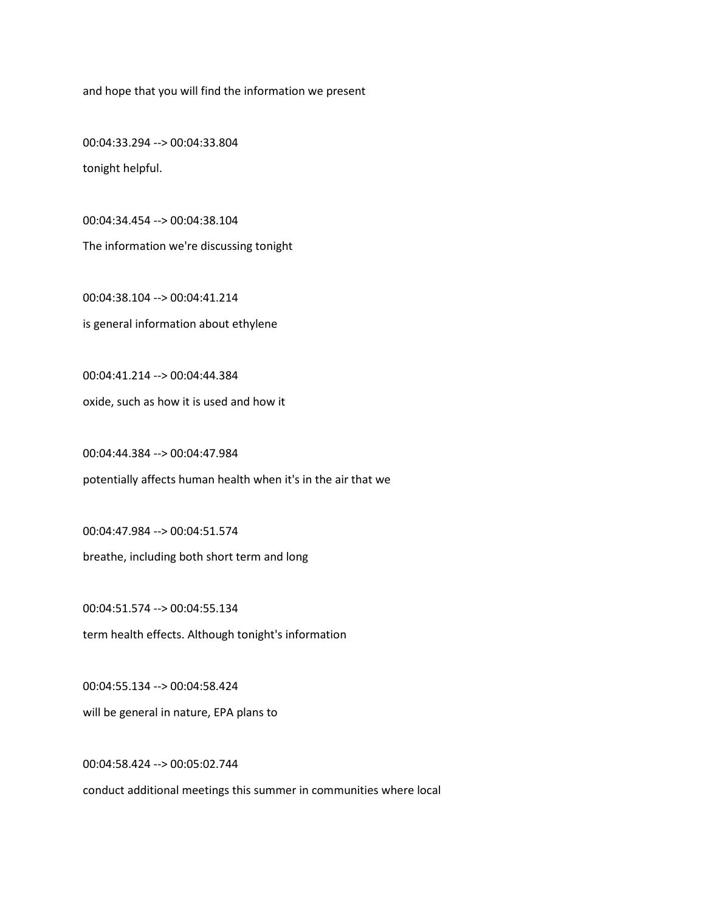and hope that you will find the information we present

00:04:33.294 --> 00:04:33.804

tonight helpful.

00:04:34.454 --> 00:04:38.104

The information we're discussing tonight

00:04:38.104 --> 00:04:41.214

is general information about ethylene

00:04:41.214 --> 00:04:44.384

oxide, such as how it is used and how it

00:04:44.384 --> 00:04:47.984

potentially affects human health when it's in the air that we

00:04:47.984 --> 00:04:51.574

breathe, including both short term and long

00:04:51.574 --> 00:04:55.134

term health effects. Although tonight's information

00:04:55.134 --> 00:04:58.424

will be general in nature, EPA plans to

00:04:58.424 --> 00:05:02.744

conduct additional meetings this summer in communities where local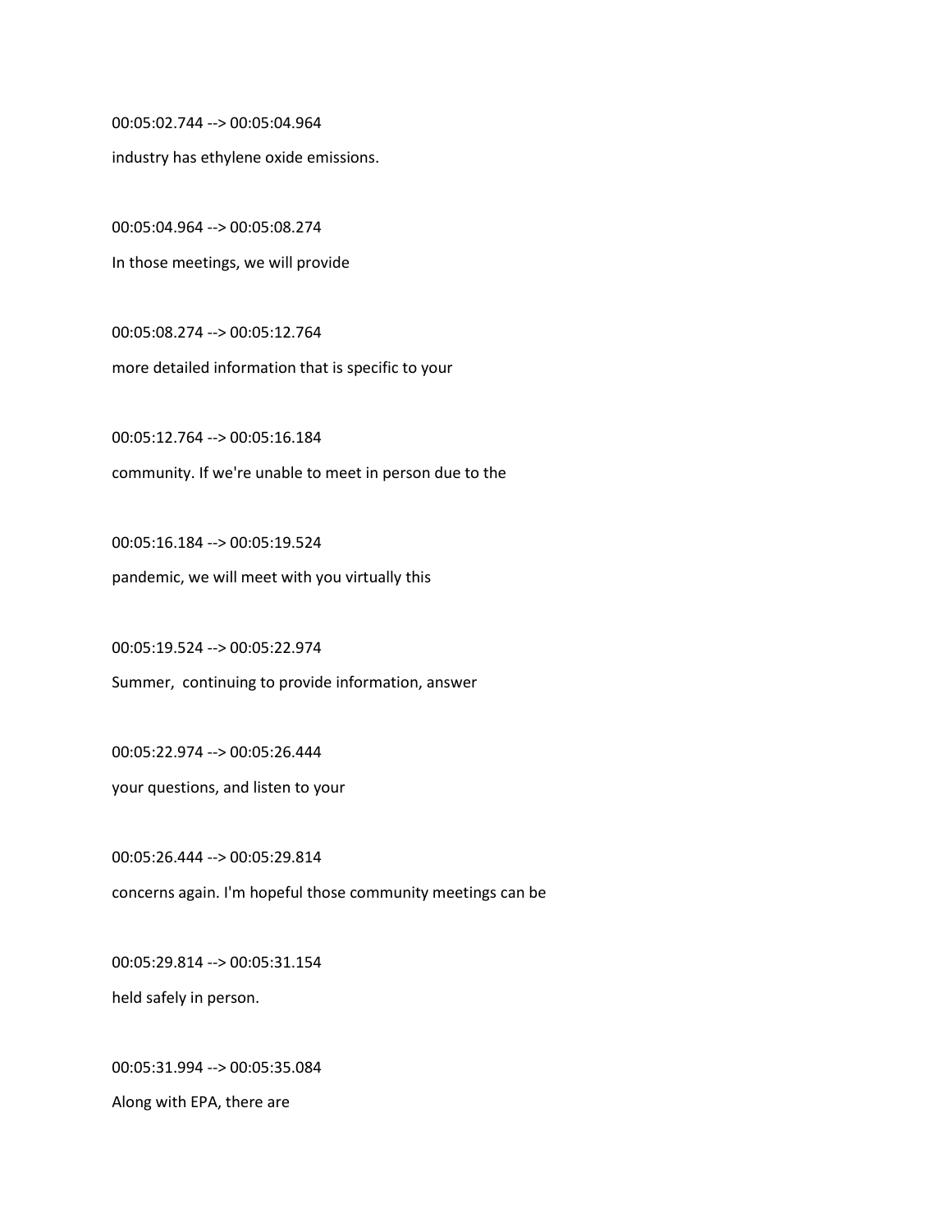00:05:02.744 --> 00:05:04.964

industry has ethylene oxide emissions.

00:05:04.964 --> 00:05:08.274

In those meetings, we will provide

00:05:08.274 --> 00:05:12.764

more detailed information that is specific to your

00:05:12.764 --> 00:05:16.184

community. If we're unable to meet in person due to the

00:05:16.184 --> 00:05:19.524

pandemic, we will meet with you virtually this

00:05:19.524 --> 00:05:22.974

Summer, continuing to provide information, answer

00:05:22.974 --> 00:05:26.444

your questions, and listen to your

00:05:26.444 --> 00:05:29.814

concerns again. I'm hopeful those community meetings can be

00:05:29.814 --> 00:05:31.154

held safely in person.

00:05:31.994 --> 00:05:35.084

Along with EPA, there are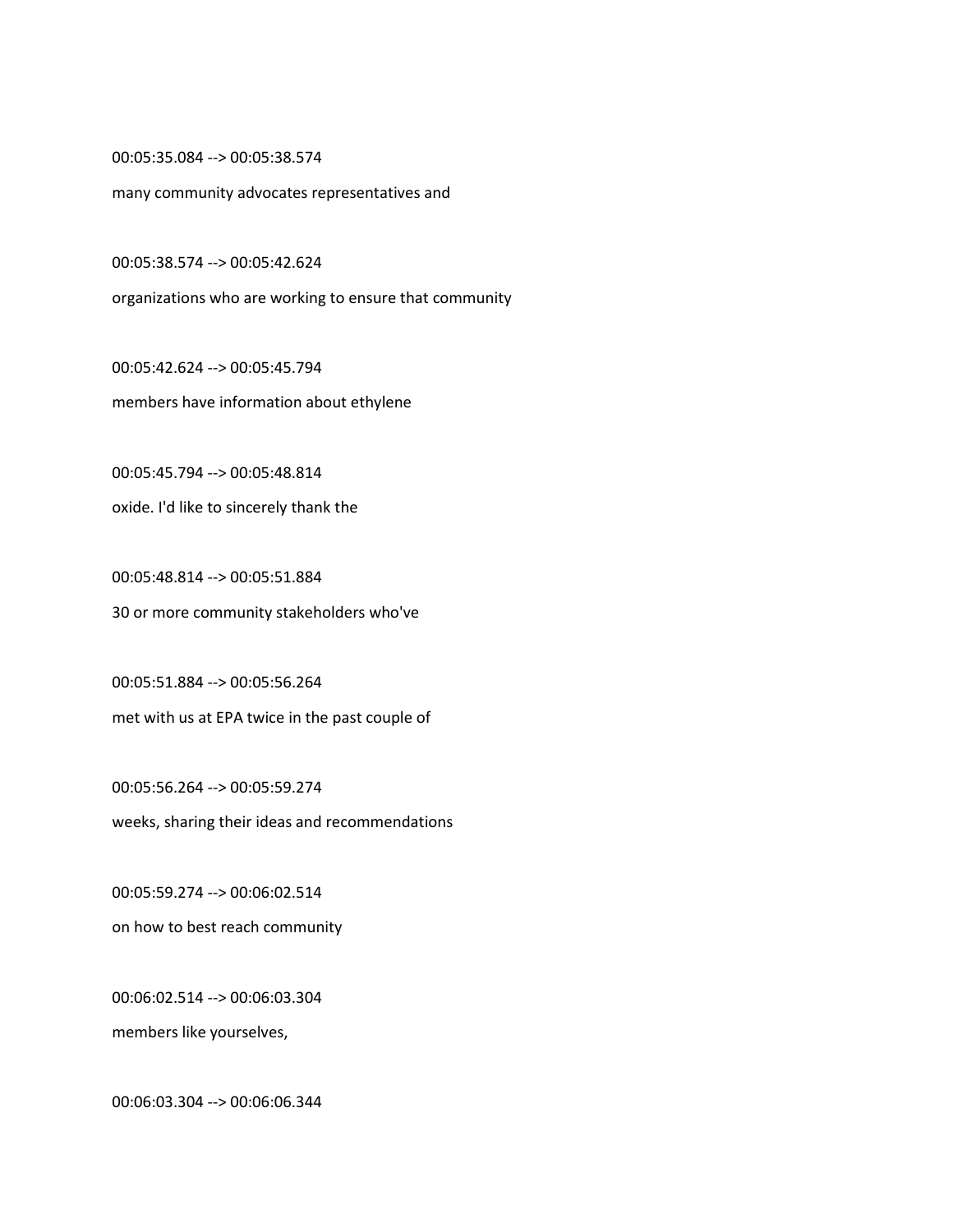00:05:35.084 --> 00:05:38.574

many community advocates representatives and

00:05:38.574 --> 00:05:42.624

organizations who are working to ensure that community

00:05:42.624 --> 00:05:45.794

members have information about ethylene

00:05:45.794 --> 00:05:48.814

oxide. I'd like to sincerely thank the

00:05:48.814 --> 00:05:51.884

30 or more community stakeholders who've

00:05:51.884 --> 00:05:56.264

met with us at EPA twice in the past couple of

00:05:56.264 --> 00:05:59.274

weeks, sharing their ideas and recommendations

00:05:59.274 --> 00:06:02.514

on how to best reach community

00:06:02.514 --> 00:06:03.304

members like yourselves,

00:06:03.304 --> 00:06:06.344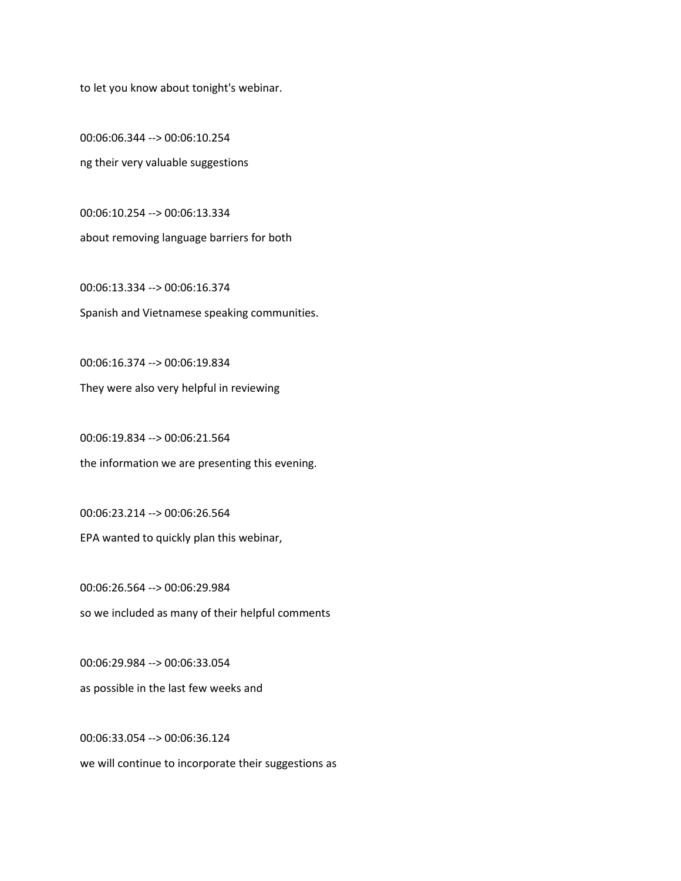to let you know about tonight's webinar.

00:06:06.344 --> 00:06:10.254

ng their very valuable suggestions

00:06:10.254 --> 00:06:13.334

about removing language barriers for both

00:06:13.334 --> 00:06:16.374

Spanish and Vietnamese speaking communities.

00:06:16.374 --> 00:06:19.834

They were also very helpful in reviewing

00:06:19.834 --> 00:06:21.564

the information we are presenting this evening.

00:06:23.214 --> 00:06:26.564

EPA wanted to quickly plan this webinar,

00:06:26.564 --> 00:06:29.984

so we included as many of their helpful comments

00:06:29.984 --> 00:06:33.054

as possible in the last few weeks and

00:06:33.054 --> 00:06:36.124

we will continue to incorporate their suggestions as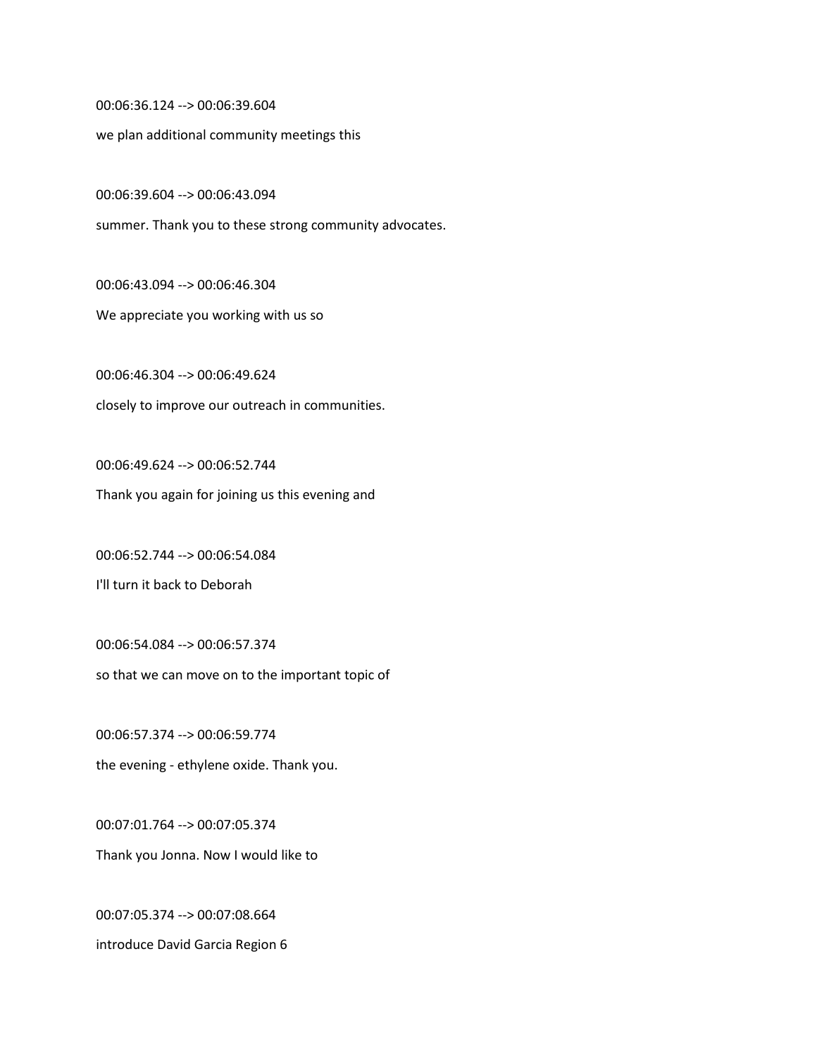00:06:36.124 --> 00:06:39.604

we plan additional community meetings this

00:06:39.604 --> 00:06:43.094

summer. Thank you to these strong community advocates.

00:06:43.094 --> 00:06:46.304

We appreciate you working with us so

00:06:46.304 --> 00:06:49.624

closely to improve our outreach in communities.

00:06:49.624 --> 00:06:52.744

Thank you again for joining us this evening and

00:06:52.744 --> 00:06:54.084

I'll turn it back to Deborah

00:06:54.084 --> 00:06:57.374

so that we can move on to the important topic of

00:06:57.374 --> 00:06:59.774

the evening - ethylene oxide. Thank you.

00:07:01.764 --> 00:07:05.374

Thank you Jonna. Now I would like to

00:07:05.374 --> 00:07:08.664

introduce David Garcia Region 6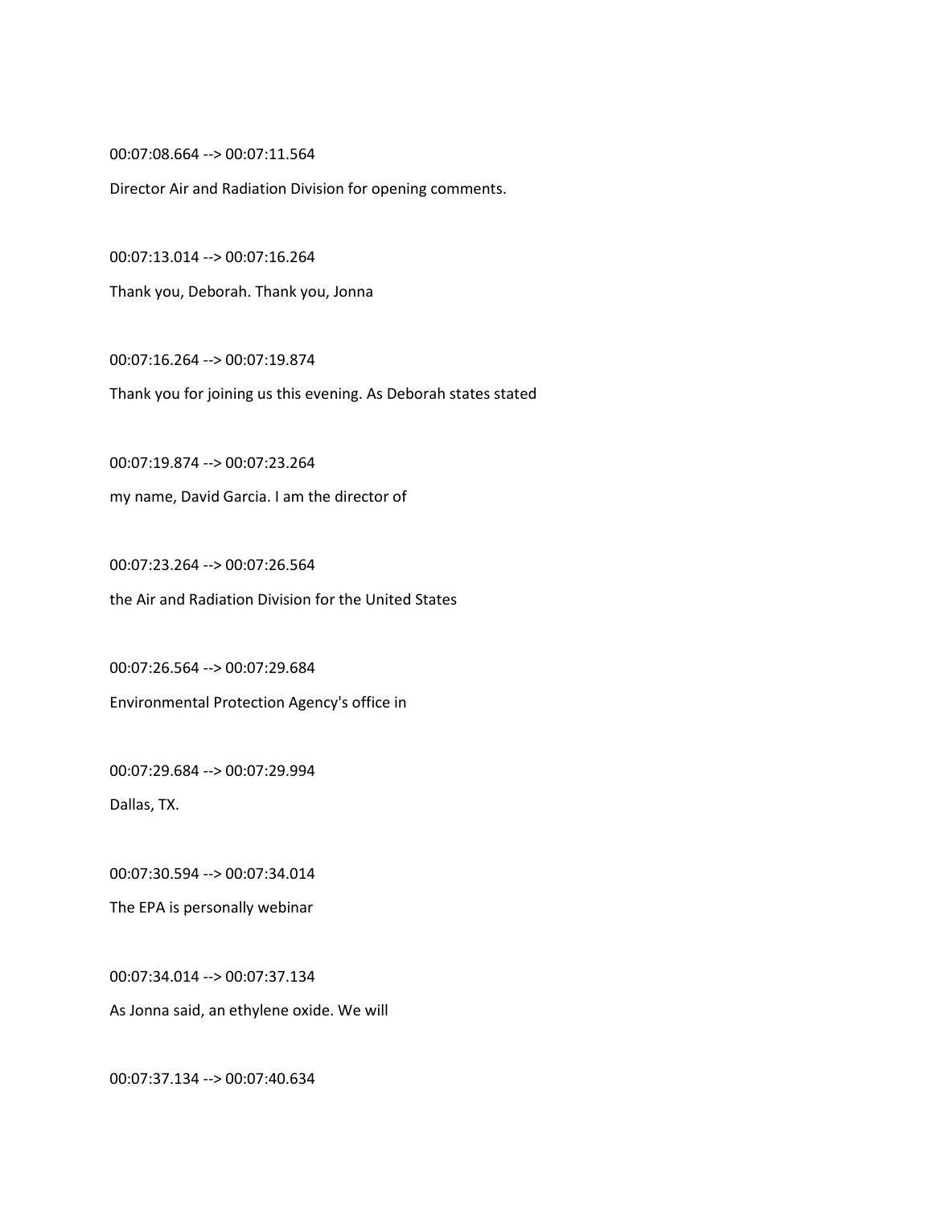00:07:08.664 --> 00:07:11.564

Director Air and Radiation Division for opening comments.

00:07:13.014 --> 00:07:16.264

Thank you, Deborah. Thank you, Jonna

00:07:16.264 --> 00:07:19.874

Thank you for joining us this evening. As Deborah states stated

00:07:19.874 --> 00:07:23.264

my name, David Garcia. I am the director of

00:07:23.264 --> 00:07:26.564

the Air and Radiation Division for the United States

00:07:26.564 --> 00:07:29.684

Environmental Protection Agency's office in

00:07:29.684 --> 00:07:29.994

Dallas, TX.

00:07:30.594 --> 00:07:34.014

The EPA is personally webinar

00:07:34.014 --> 00:07:37.134

As Jonna said, an ethylene oxide. We will

00:07:37.134 --> 00:07:40.634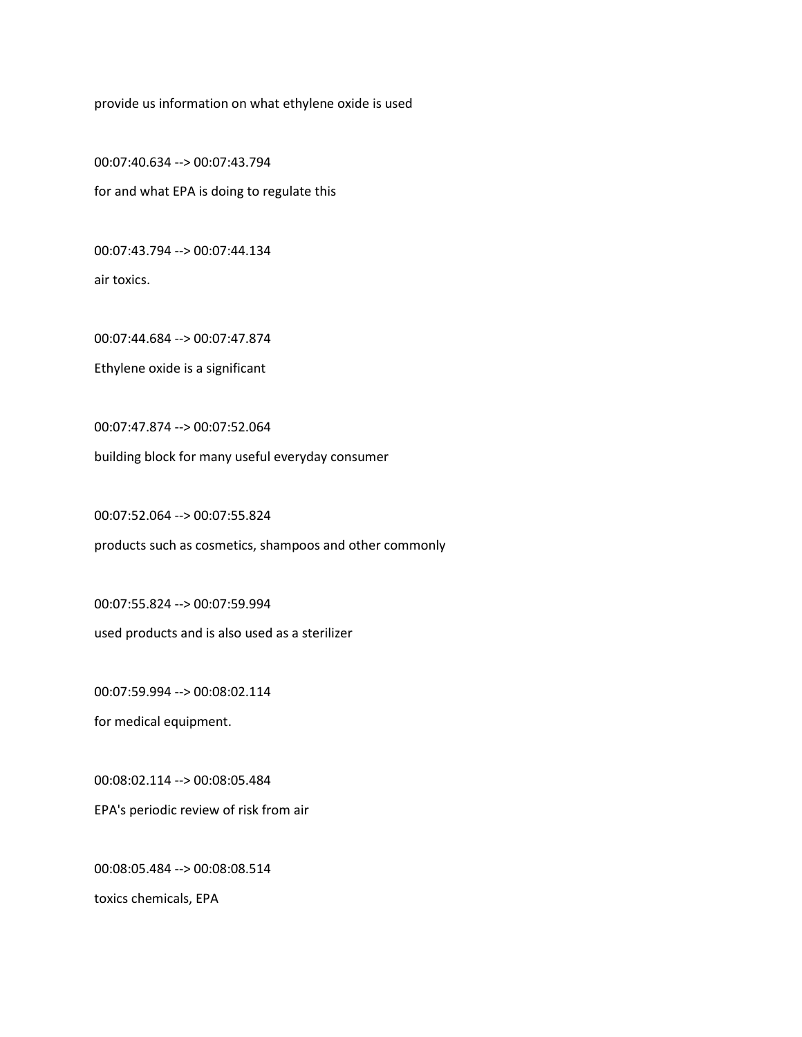provide us information on what ethylene oxide is used

00:07:40.634 --> 00:07:43.794

for and what EPA is doing to regulate this

00:07:43.794 --> 00:07:44.134

air toxics.

00:07:44.684 --> 00:07:47.874

Ethylene oxide is a significant

00:07:47.874 --> 00:07:52.064

building block for many useful everyday consumer

00:07:52.064 --> 00:07:55.824

products such as cosmetics, shampoos and other commonly

00:07:55.824 --> 00:07:59.994

used products and is also used as a sterilizer

00:07:59.994 --> 00:08:02.114

for medical equipment.

00:08:02.114 --> 00:08:05.484

EPA's periodic review of risk from air

00:08:05.484 --> 00:08:08.514

toxics chemicals, EPA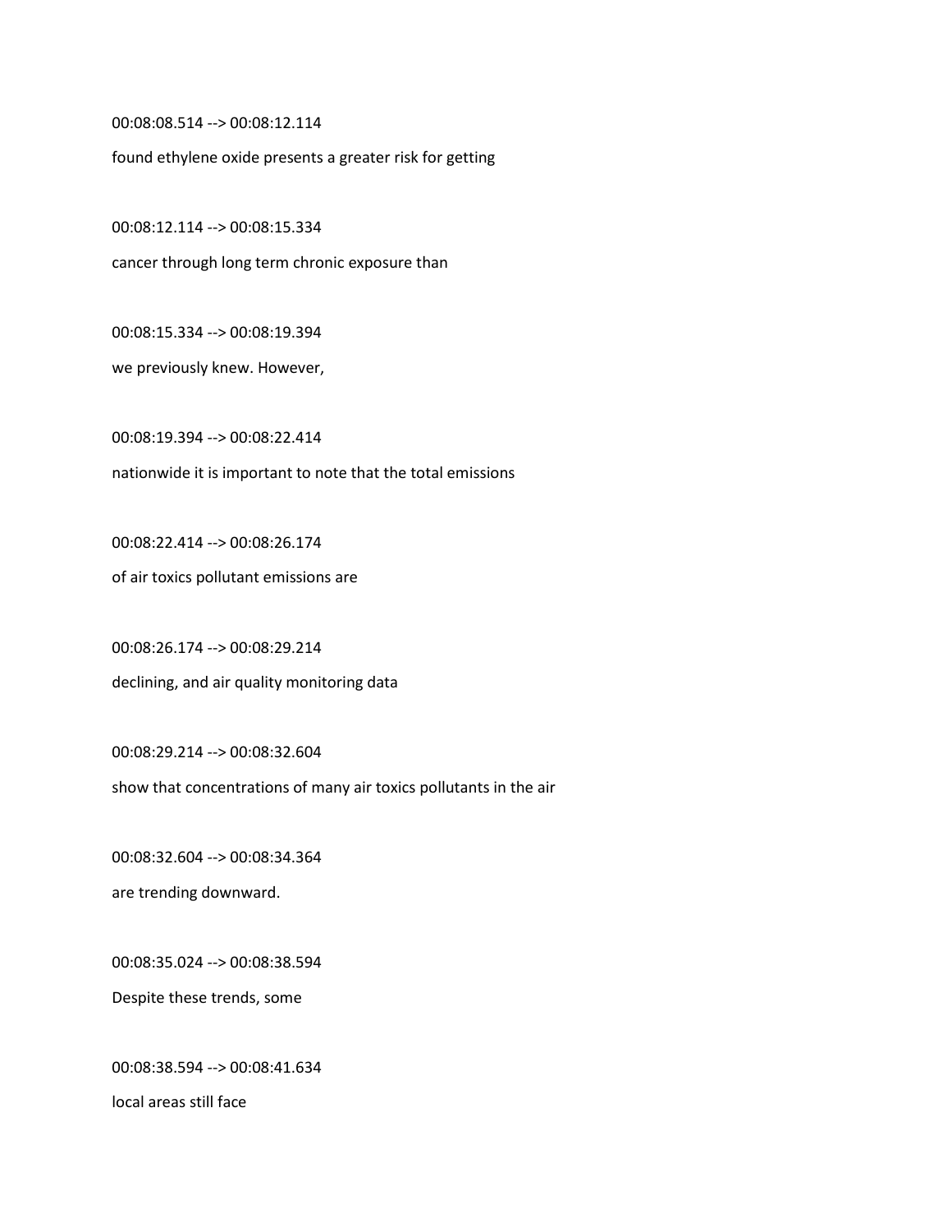00:08:08.514 --> 00:08:12.114

found ethylene oxide presents a greater risk for getting

00:08:12.114 --> 00:08:15.334

cancer through long term chronic exposure than

00:08:15.334 --> 00:08:19.394

we previously knew. However,

00:08:19.394 --> 00:08:22.414

nationwide it is important to note that the total emissions

00:08:22.414 --> 00:08:26.174

of air toxics pollutant emissions are

00:08:26.174 --> 00:08:29.214

declining, and air quality monitoring data

00:08:29.214 --> 00:08:32.604

show that concentrations of many air toxics pollutants in the air

00:08:32.604 --> 00:08:34.364

are trending downward.

00:08:35.024 --> 00:08:38.594

Despite these trends, some

00:08:38.594 --> 00:08:41.634

local areas still face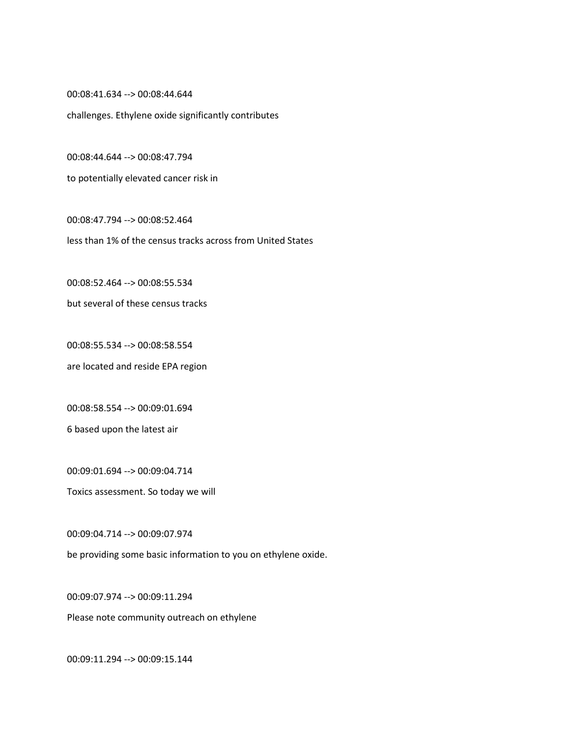00:08:41.634 --> 00:08:44.644

challenges. Ethylene oxide significantly contributes

00:08:44.644 --> 00:08:47.794

to potentially elevated cancer risk in

00:08:47.794 --> 00:08:52.464

less than 1% of the census tracks across from United States

00:08:52.464 --> 00:08:55.534

but several of these census tracks

00:08:55.534 --> 00:08:58.554

are located and reside EPA region

00:08:58.554 --> 00:09:01.694

6 based upon the latest air

00:09:01.694 --> 00:09:04.714

Toxics assessment. So today we will

00:09:04.714 --> 00:09:07.974

be providing some basic information to you on ethylene oxide.

00:09:07.974 --> 00:09:11.294

Please note community outreach on ethylene

00:09:11.294 --> 00:09:15.144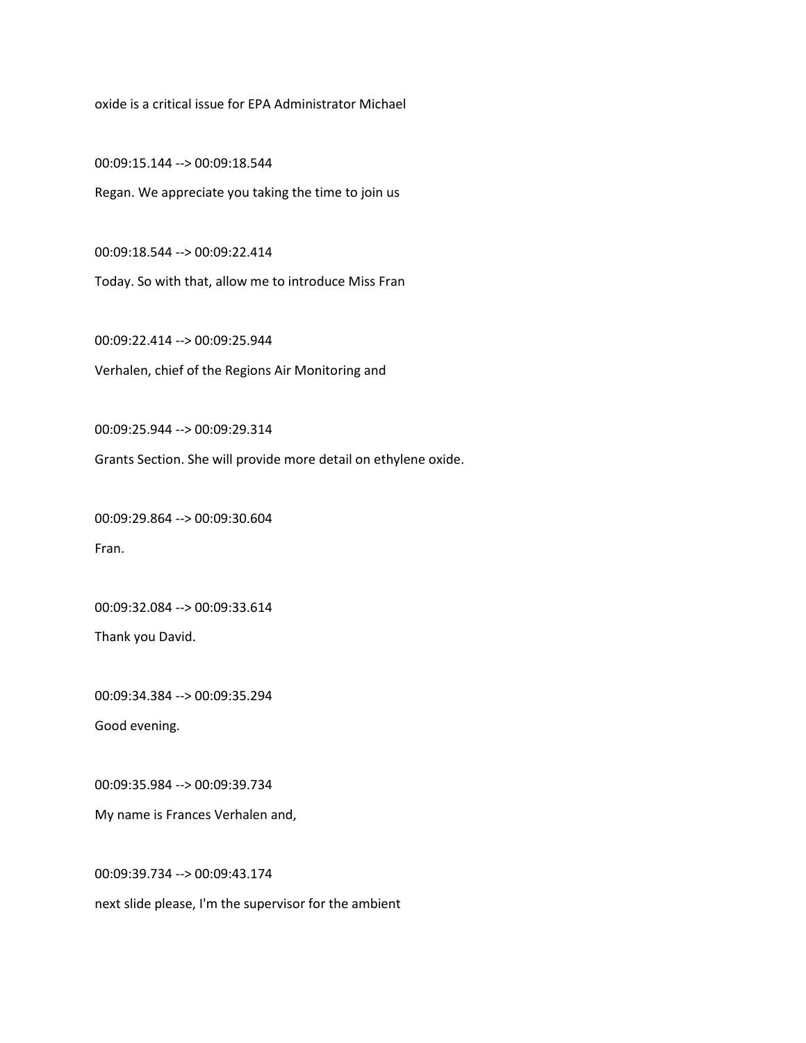oxide is a critical issue for EPA Administrator Michael

00:09:15.144 --> 00:09:18.544

Regan. We appreciate you taking the time to join us

00:09:18.544 --> 00:09:22.414

Today. So with that, allow me to introduce Miss Fran

00:09:22.414 --> 00:09:25.944

Verhalen, chief of the Regions Air Monitoring and

00:09:25.944 --> 00:09:29.314

Grants Section. She will provide more detail on ethylene oxide.

00:09:29.864 --> 00:09:30.604

Fran.

00:09:32.084 --> 00:09:33.614

Thank you David.

00:09:34.384 --> 00:09:35.294

Good evening.

00:09:35.984 --> 00:09:39.734

My name is Frances Verhalen and,

00:09:39.734 --> 00:09:43.174

next slide please, I'm the supervisor for the ambient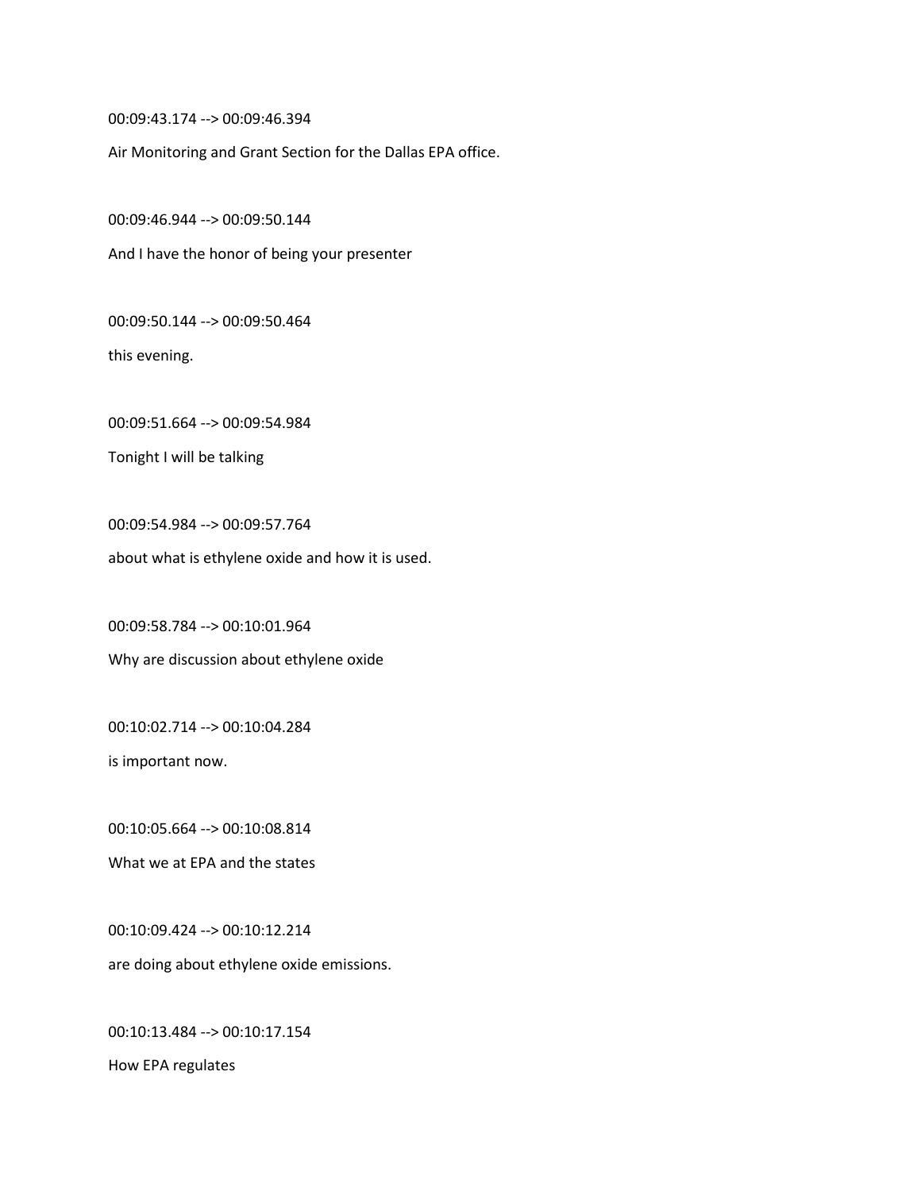00:09:43.174 --> 00:09:46.394

Air Monitoring and Grant Section for the Dallas EPA office.

00:09:46.944 --> 00:09:50.144

And I have the honor of being your presenter

00:09:50.144 --> 00:09:50.464

this evening.

00:09:51.664 --> 00:09:54.984

Tonight I will be talking

00:09:54.984 --> 00:09:57.764

about what is ethylene oxide and how it is used.

00:09:58.784 --> 00:10:01.964

Why are discussion about ethylene oxide

00:10:02.714 --> 00:10:04.284

is important now.

00:10:05.664 --> 00:10:08.814

What we at EPA and the states

00:10:09.424 --> 00:10:12.214

are doing about ethylene oxide emissions.

00:10:13.484 --> 00:10:17.154

How EPA regulates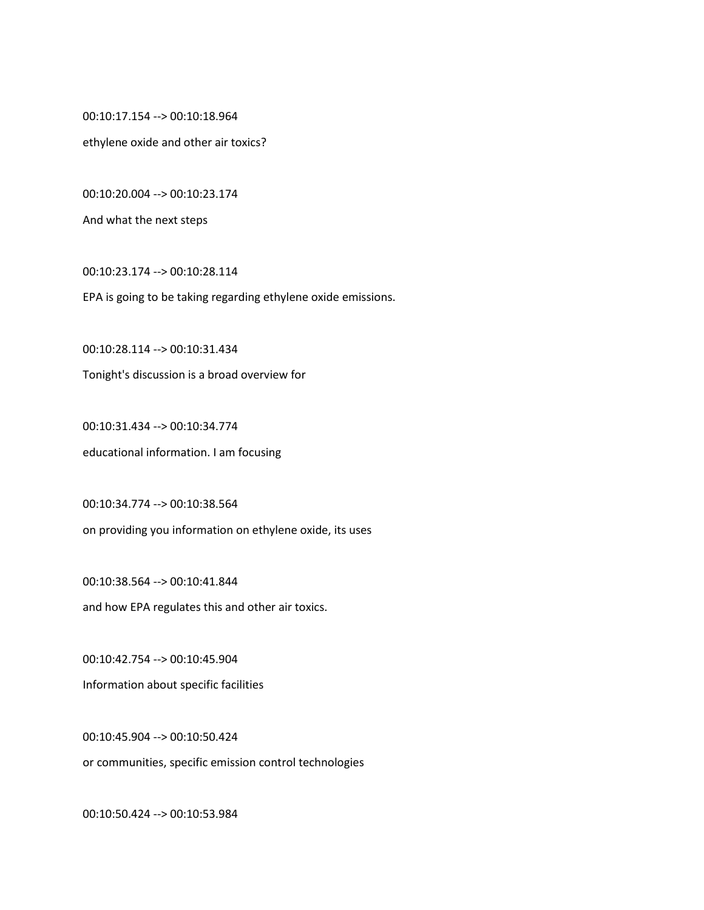00:10:17.154 --> 00:10:18.964

ethylene oxide and other air toxics?

00:10:20.004 --> 00:10:23.174

And what the next steps

00:10:23.174 --> 00:10:28.114

EPA is going to be taking regarding ethylene oxide emissions.

00:10:28.114 --> 00:10:31.434

Tonight's discussion is a broad overview for

00:10:31.434 --> 00:10:34.774

educational information. I am focusing

00:10:34.774 --> 00:10:38.564

on providing you information on ethylene oxide, its uses

00:10:38.564 --> 00:10:41.844

and how EPA regulates this and other air toxics.

00:10:42.754 --> 00:10:45.904

Information about specific facilities

00:10:45.904 --> 00:10:50.424

or communities, specific emission control technologies

00:10:50.424 --> 00:10:53.984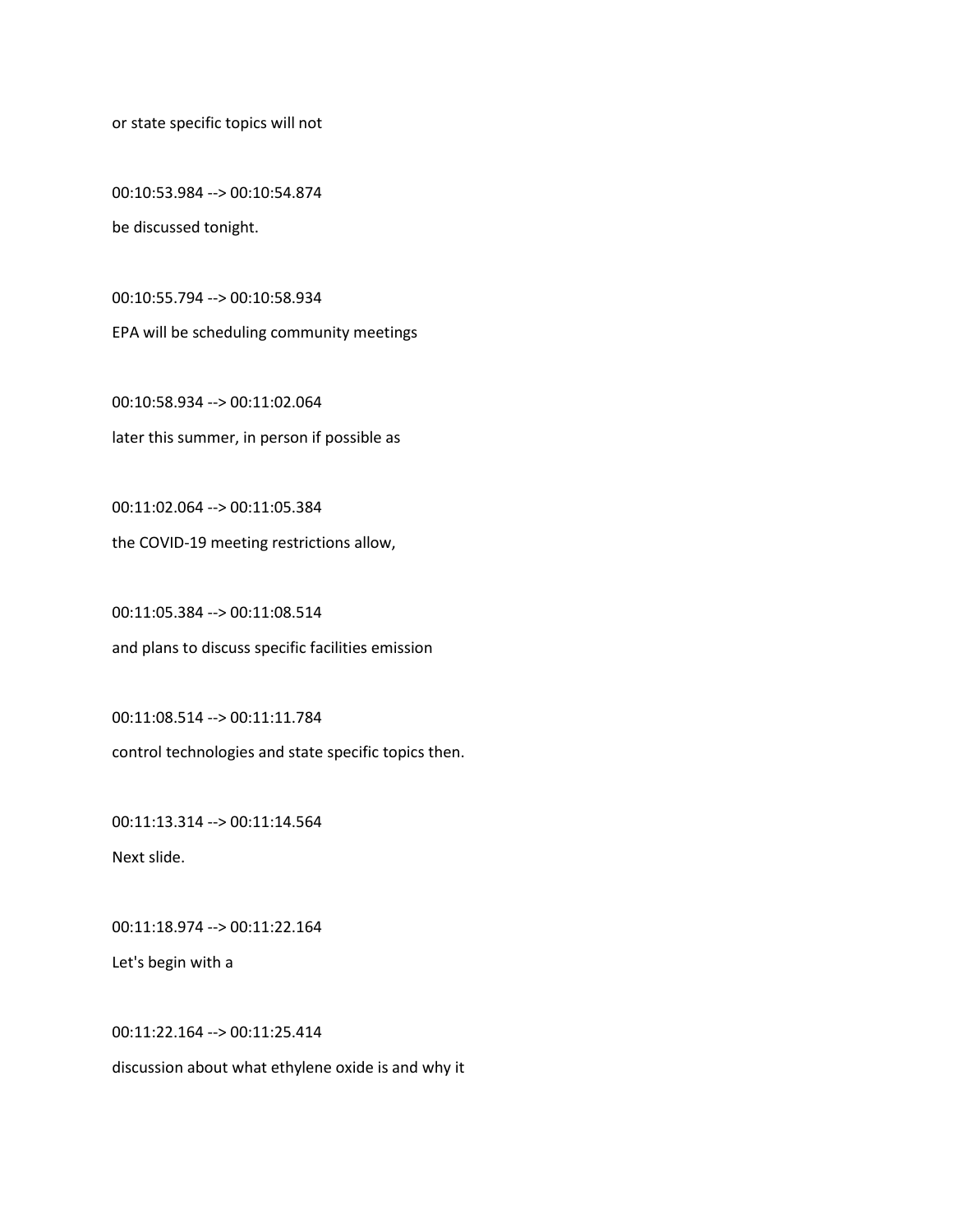or state specific topics will not

00:10:53.984 --> 00:10:54.874

be discussed tonight.

00:10:55.794 --> 00:10:58.934

EPA will be scheduling community meetings

00:10:58.934 --> 00:11:02.064

later this summer, in person if possible as

00:11:02.064 --> 00:11:05.384

the COVID-19 meeting restrictions allow,

00:11:05.384 --> 00:11:08.514

and plans to discuss specific facilities emission

00:11:08.514 --> 00:11:11.784

control technologies and state specific topics then.

00:11:13.314 --> 00:11:14.564

Next slide.

00:11:18.974 --> 00:11:22.164

Let's begin with a

00:11:22.164 --> 00:11:25.414

discussion about what ethylene oxide is and why it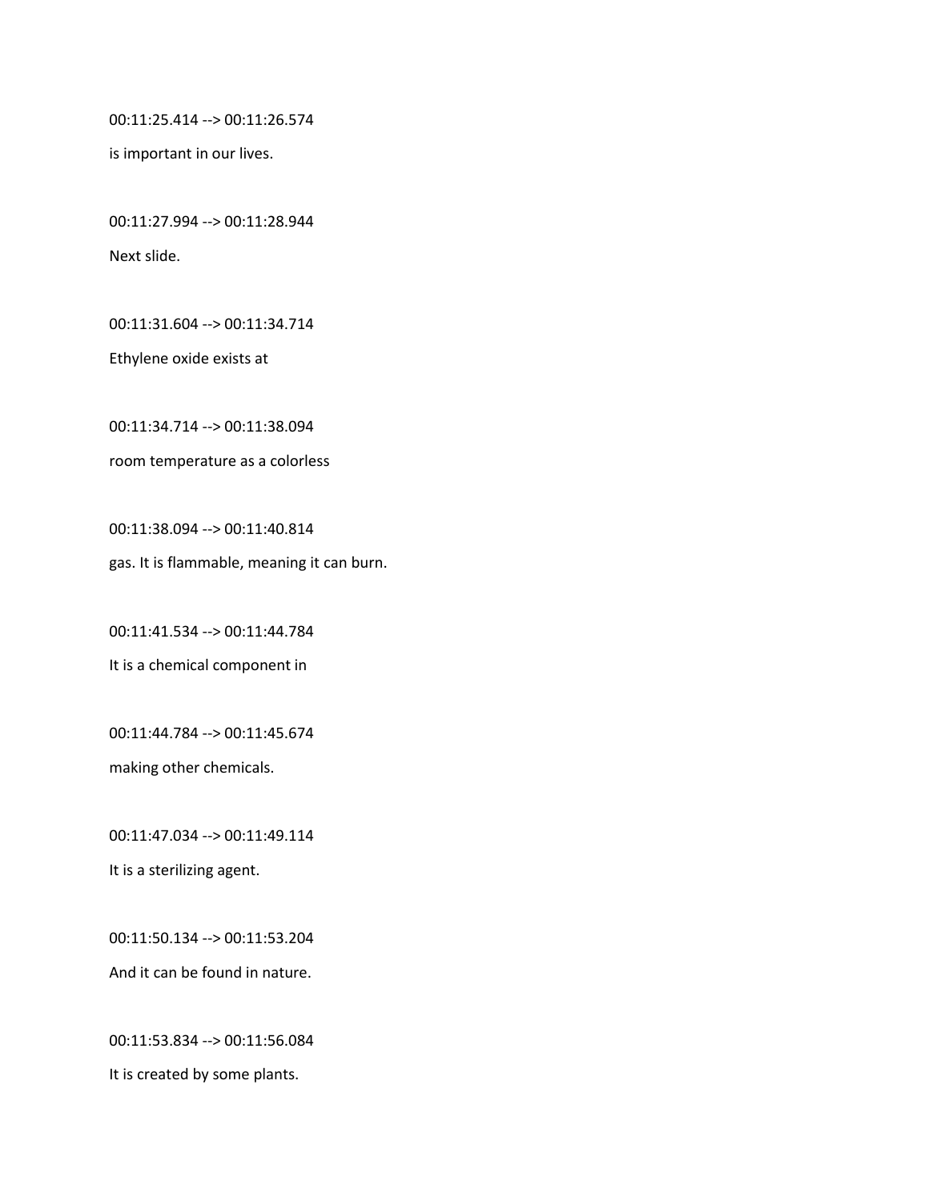00:11:25.414 --> 00:11:26.574

is important in our lives.

00:11:27.994 --> 00:11:28.944

Next slide.

00:11:31.604 --> 00:11:34.714

Ethylene oxide exists at

00:11:34.714 --> 00:11:38.094

room temperature as a colorless

00:11:38.094 --> 00:11:40.814

gas. It is flammable, meaning it can burn.

00:11:41.534 --> 00:11:44.784

It is a chemical component in

00:11:44.784 --> 00:11:45.674

making other chemicals.

00:11:47.034 --> 00:11:49.114

It is a sterilizing agent.

00:11:50.134 --> 00:11:53.204

And it can be found in nature.

00:11:53.834 --> 00:11:56.084

It is created by some plants.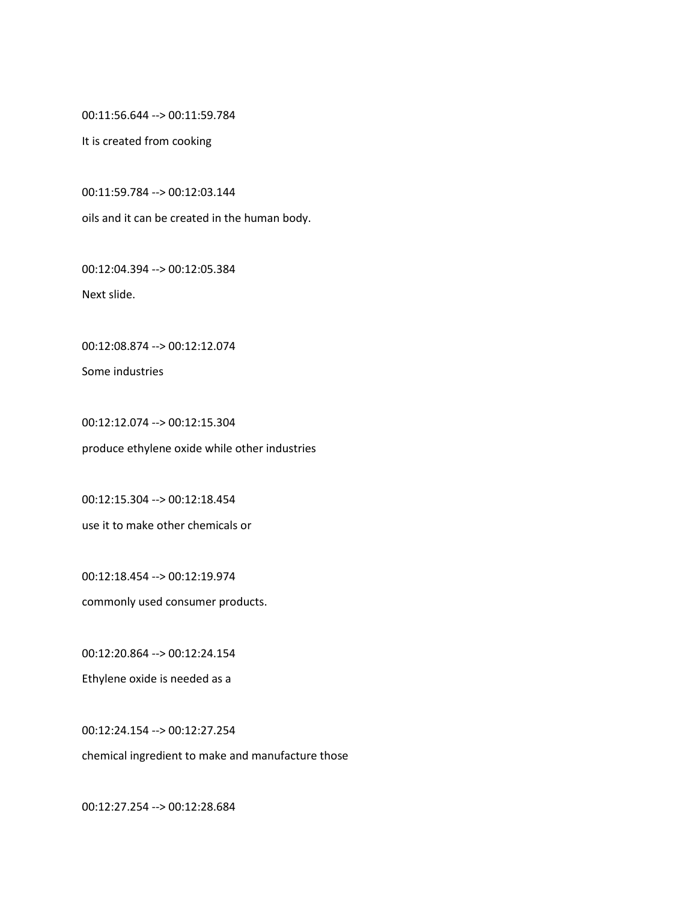00:11:56.644 --> 00:11:59.784

It is created from cooking

00:11:59.784 --> 00:12:03.144

oils and it can be created in the human body.

00:12:04.394 --> 00:12:05.384

Next slide.

00:12:08.874 --> 00:12:12.074

Some industries

00:12:12.074 --> 00:12:15.304

produce ethylene oxide while other industries

00:12:15.304 --> 00:12:18.454

use it to make other chemicals or

00:12:18.454 --> 00:12:19.974

commonly used consumer products.

00:12:20.864 --> 00:12:24.154

Ethylene oxide is needed as a

00:12:24.154 --> 00:12:27.254

chemical ingredient to make and manufacture those

00:12:27.254 --> 00:12:28.684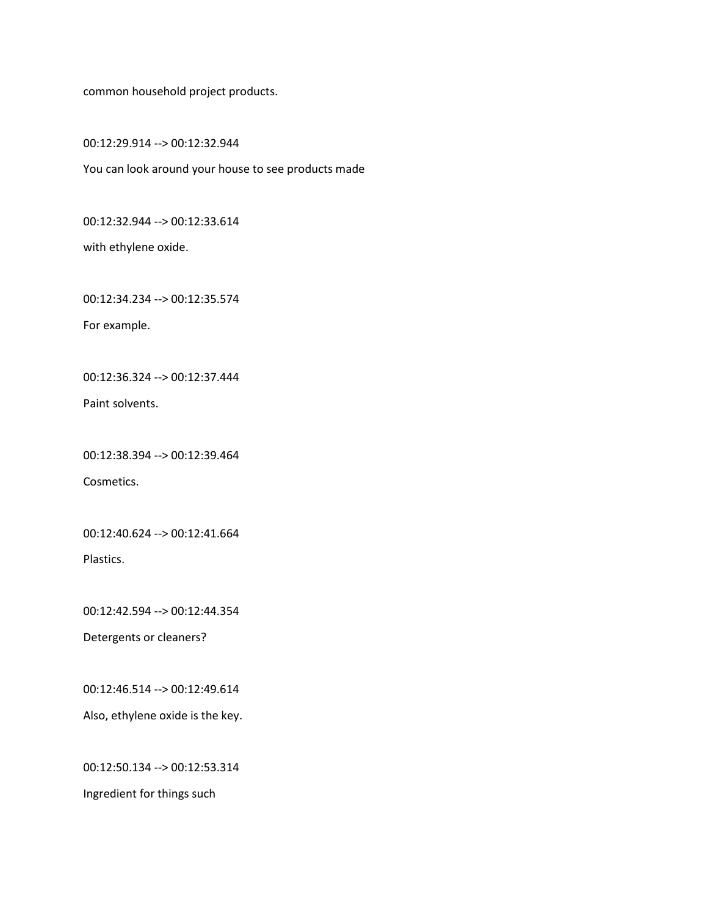common household project products.

00:12:29.914 --> 00:12:32.944

You can look around your house to see products made

00:12:32.944 --> 00:12:33.614

with ethylene oxide.

00:12:34.234 --> 00:12:35.574

For example.

00:12:36.324 --> 00:12:37.444

Paint solvents.

00:12:38.394 --> 00:12:39.464

Cosmetics.

00:12:40.624 --> 00:12:41.664

Plastics.

00:12:42.594 --> 00:12:44.354

Detergents or cleaners?

00:12:46.514 --> 00:12:49.614

Also, ethylene oxide is the key.

00:12:50.134 --> 00:12:53.314

Ingredient for things such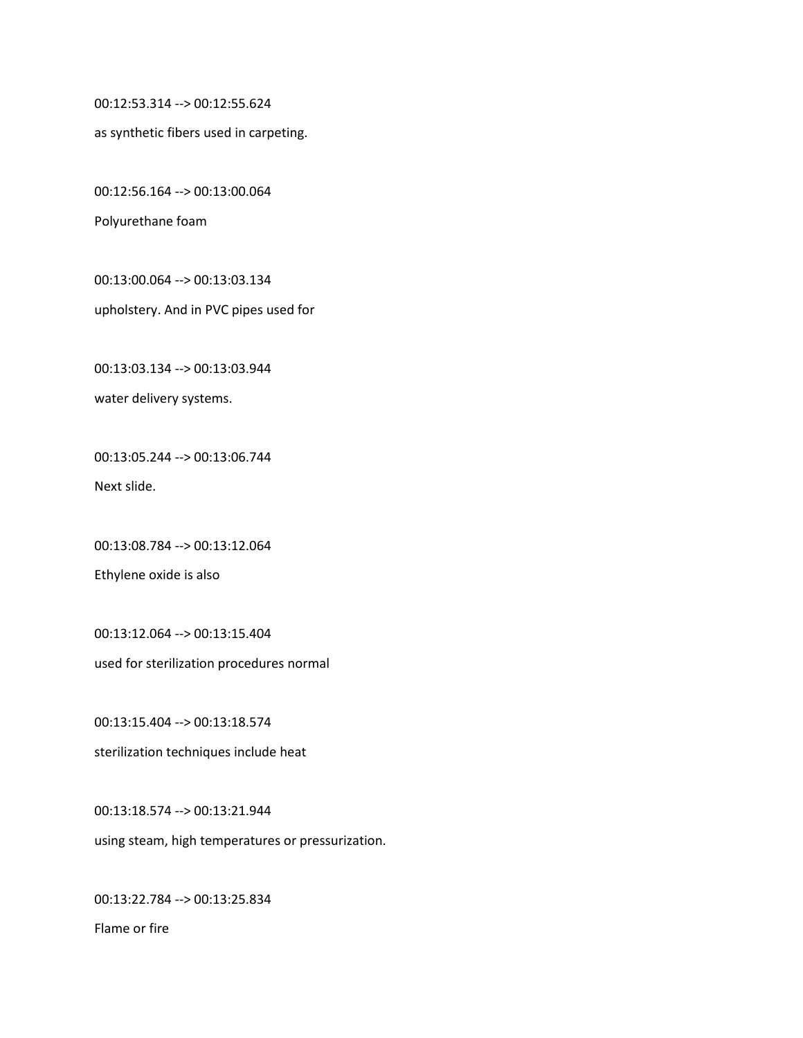00:12:53.314 --> 00:12:55.624

as synthetic fibers used in carpeting.

00:12:56.164 --> 00:13:00.064

Polyurethane foam

00:13:00.064 --> 00:13:03.134

upholstery. And in PVC pipes used for

00:13:03.134 --> 00:13:03.944

water delivery systems.

00:13:05.244 --> 00:13:06.744

Next slide.

00:13:08.784 --> 00:13:12.064

Ethylene oxide is also

00:13:12.064 --> 00:13:15.404

used for sterilization procedures normal

00:13:15.404 --> 00:13:18.574

sterilization techniques include heat

00:13:18.574 --> 00:13:21.944

using steam, high temperatures or pressurization.

00:13:22.784 --> 00:13:25.834

Flame or fire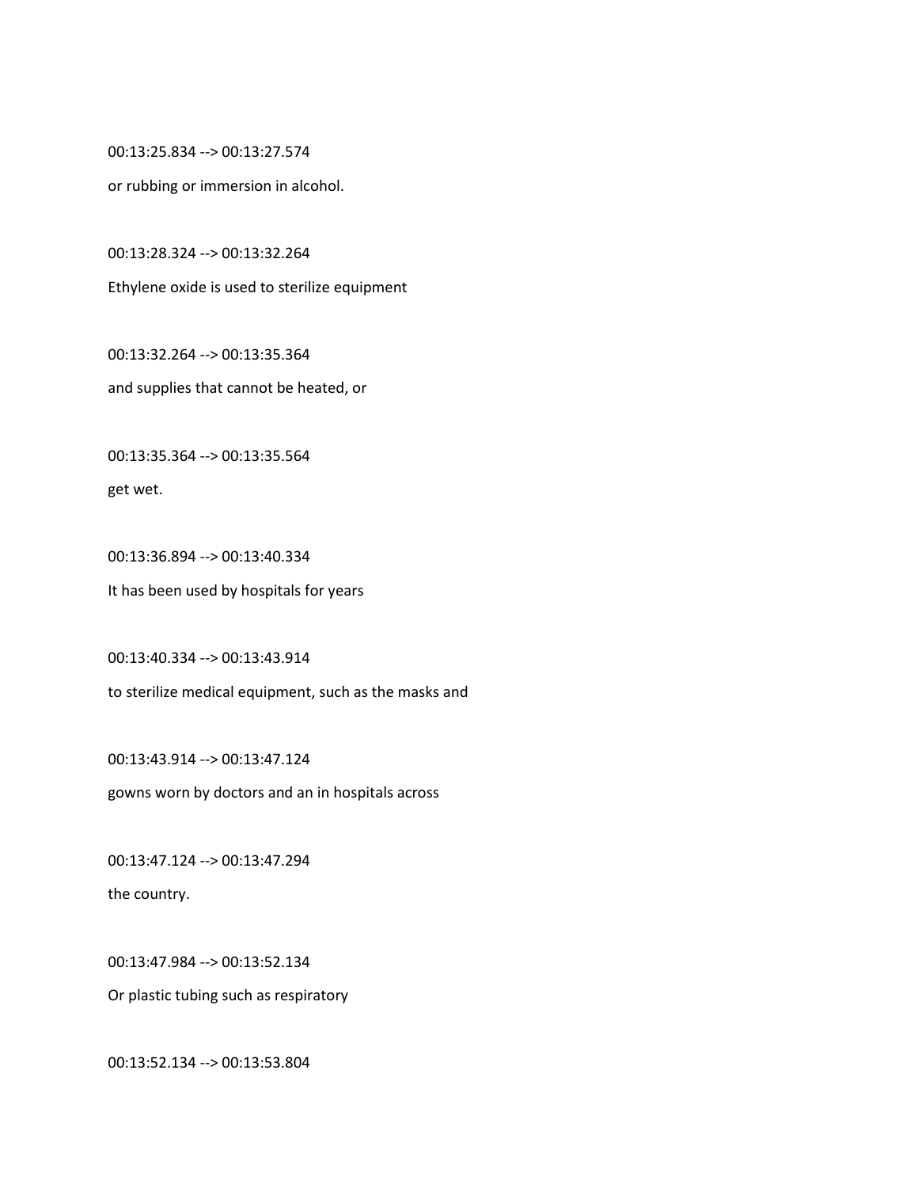00:13:25.834 --> 00:13:27.574

or rubbing or immersion in alcohol.

00:13:28.324 --> 00:13:32.264

Ethylene oxide is used to sterilize equipment

00:13:32.264 --> 00:13:35.364

and supplies that cannot be heated, or

00:13:35.364 --> 00:13:35.564

get wet.

00:13:36.894 --> 00:13:40.334

It has been used by hospitals for years

00:13:40.334 --> 00:13:43.914

to sterilize medical equipment, such as the masks and

00:13:43.914 --> 00:13:47.124

gowns worn by doctors and an in hospitals across

00:13:47.124 --> 00:13:47.294

the country.

00:13:47.984 --> 00:13:52.134

Or plastic tubing such as respiratory

00:13:52.134 --> 00:13:53.804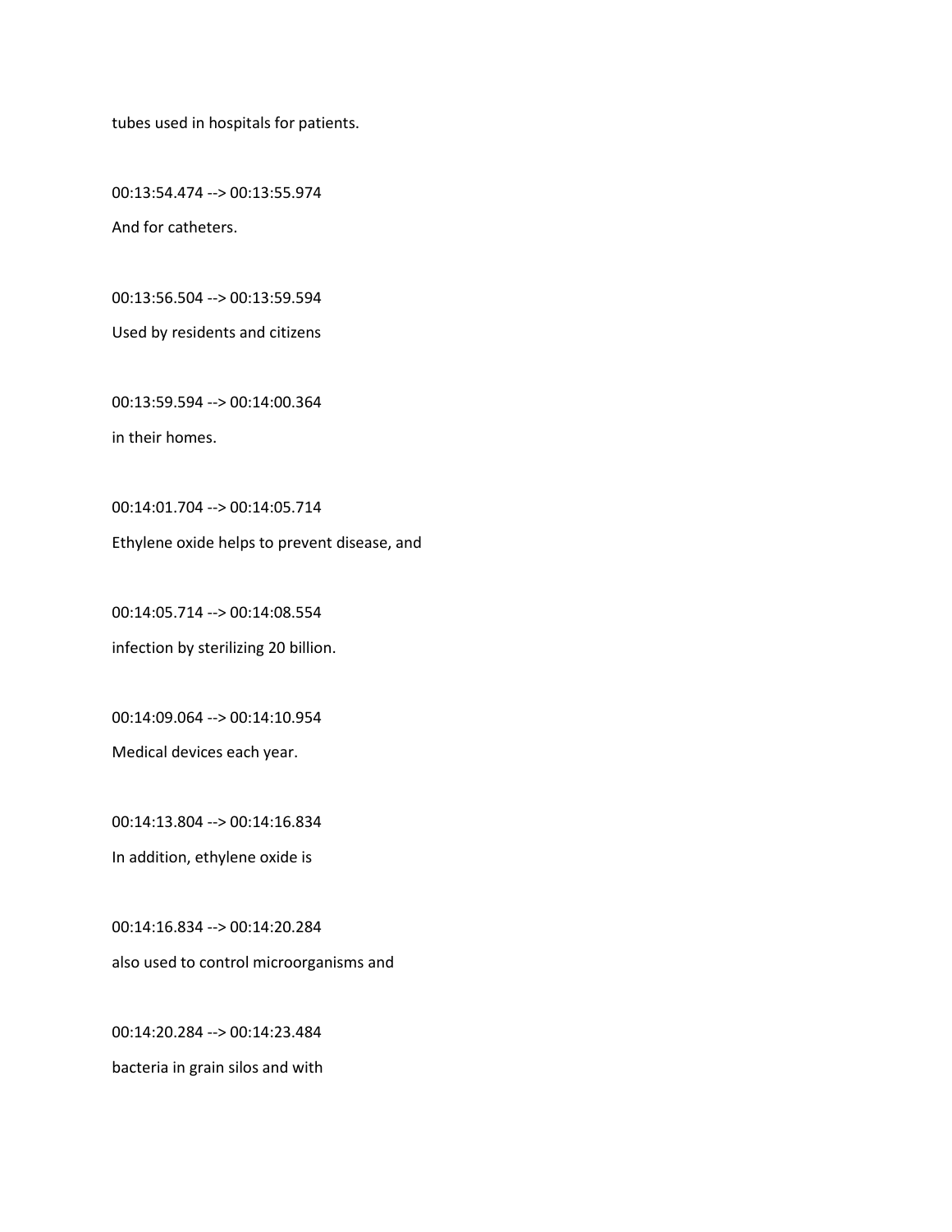tubes used in hospitals for patients.

00:13:54.474 --> 00:13:55.974

And for catheters.

00:13:56.504 --> 00:13:59.594

Used by residents and citizens

00:13:59.594 --> 00:14:00.364

in their homes.

00:14:01.704 --> 00:14:05.714

Ethylene oxide helps to prevent disease, and

00:14:05.714 --> 00:14:08.554

infection by sterilizing 20 billion.

00:14:09.064 --> 00:14:10.954

Medical devices each year.

00:14:13.804 --> 00:14:16.834

In addition, ethylene oxide is

00:14:16.834 --> 00:14:20.284

also used to control microorganisms and

00:14:20.284 --> 00:14:23.484

bacteria in grain silos and with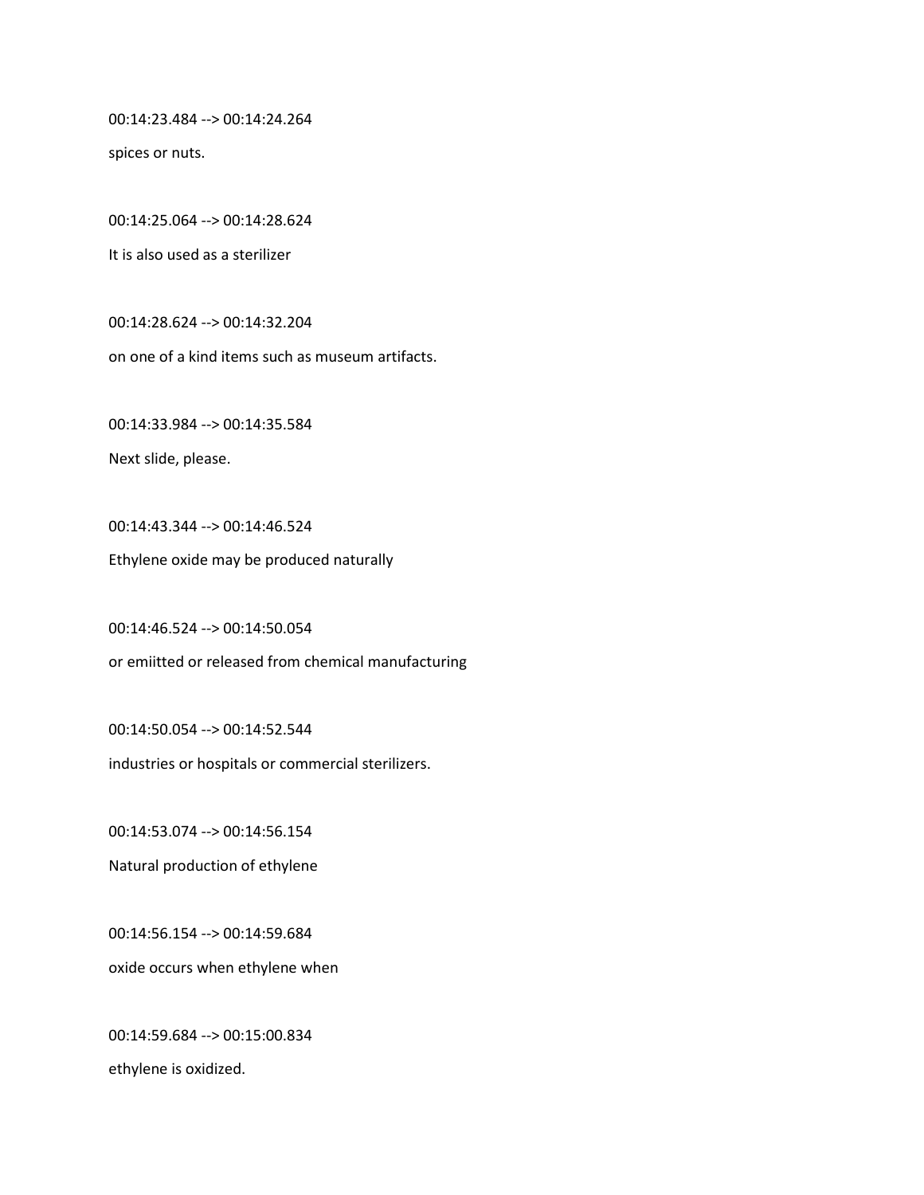00:14:23.484 --> 00:14:24.264

spices or nuts.

00:14:25.064 --> 00:14:28.624

It is also used as a sterilizer

00:14:28.624 --> 00:14:32.204

on one of a kind items such as museum artifacts.

00:14:33.984 --> 00:14:35.584

Next slide, please.

00:14:43.344 --> 00:14:46.524

Ethylene oxide may be produced naturally

00:14:46.524 --> 00:14:50.054

or emiitted or released from chemical manufacturing

00:14:50.054 --> 00:14:52.544

industries or hospitals or commercial sterilizers.

00:14:53.074 --> 00:14:56.154

Natural production of ethylene

00:14:56.154 --> 00:14:59.684

oxide occurs when ethylene when

00:14:59.684 --> 00:15:00.834

ethylene is oxidized.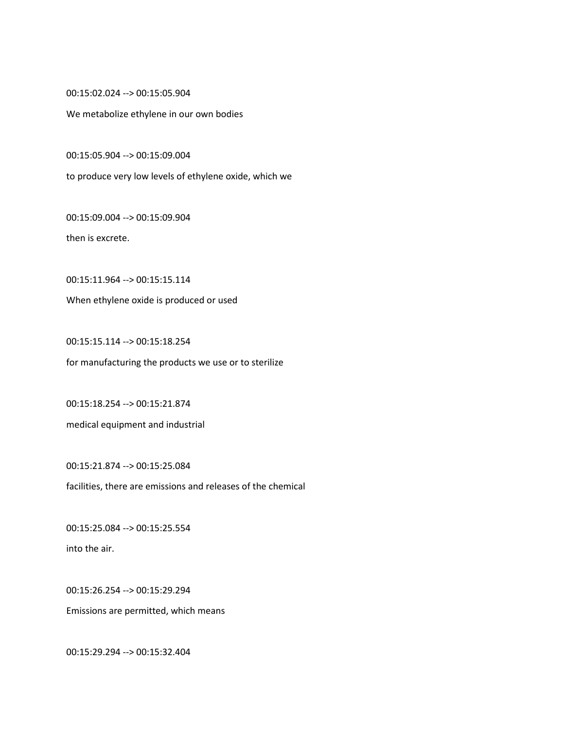00:15:02.024 --> 00:15:05.904

We metabolize ethylene in our own bodies

00:15:05.904 --> 00:15:09.004

to produce very low levels of ethylene oxide, which we

00:15:09.004 --> 00:15:09.904

then is excrete.

00:15:11.964 --> 00:15:15.114

When ethylene oxide is produced or used

00:15:15.114 --> 00:15:18.254

for manufacturing the products we use or to sterilize

00:15:18.254 --> 00:15:21.874

medical equipment and industrial

00:15:21.874 --> 00:15:25.084

facilities, there are emissions and releases of the chemical

00:15:25.084 --> 00:15:25.554

into the air.

00:15:26.254 --> 00:15:29.294

Emissions are permitted, which means

00:15:29.294 --> 00:15:32.404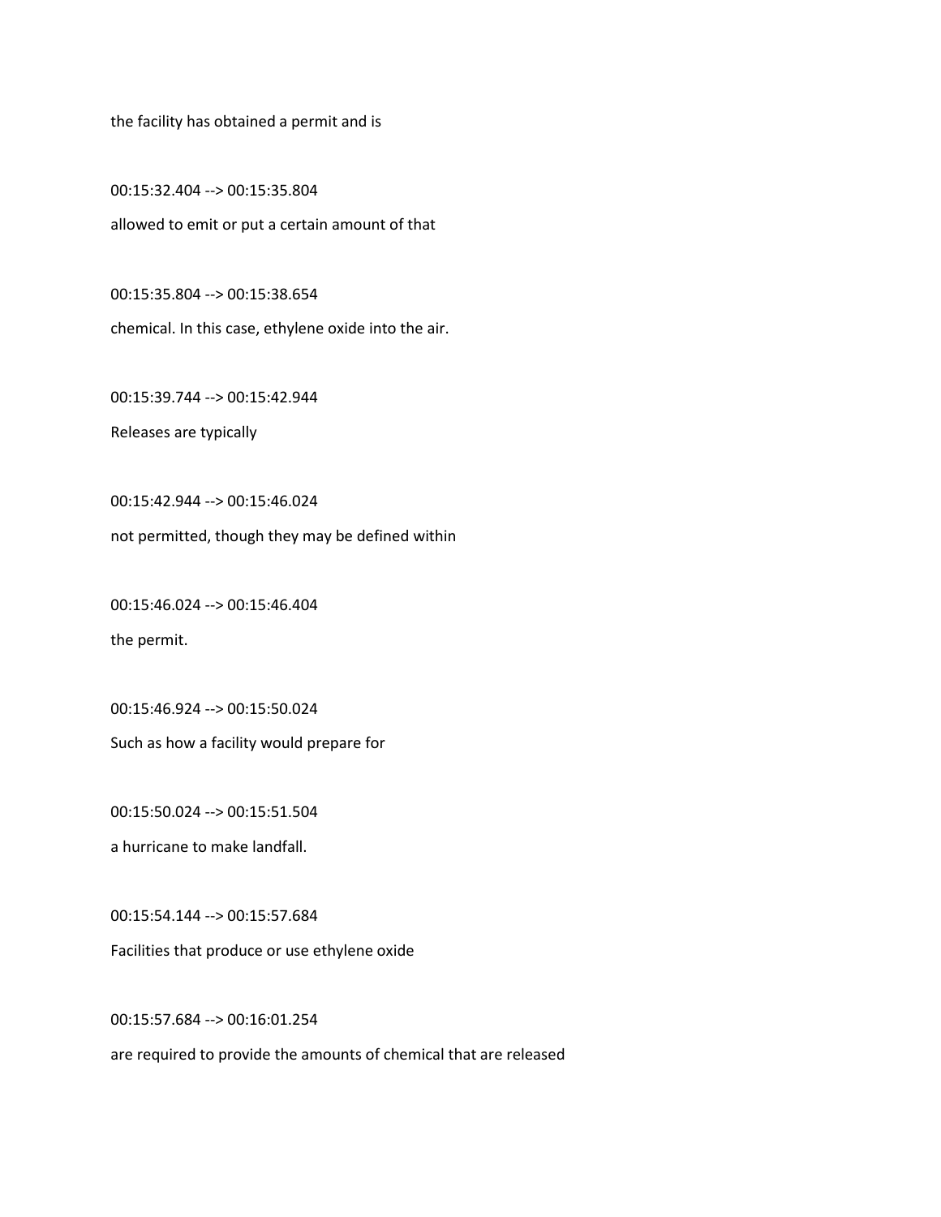the facility has obtained a permit and is

00:15:32.404 --> 00:15:35.804

allowed to emit or put a certain amount of that

00:15:35.804 --> 00:15:38.654

chemical. In this case, ethylene oxide into the air.

00:15:39.744 --> 00:15:42.944

Releases are typically

00:15:42.944 --> 00:15:46.024

not permitted, though they may be defined within

00:15:46.024 --> 00:15:46.404

the permit.

00:15:46.924 --> 00:15:50.024

Such as how a facility would prepare for

00:15:50.024 --> 00:15:51.504

a hurricane to make landfall.

00:15:54.144 --> 00:15:57.684

Facilities that produce or use ethylene oxide

00:15:57.684 --> 00:16:01.254

are required to provide the amounts of chemical that are released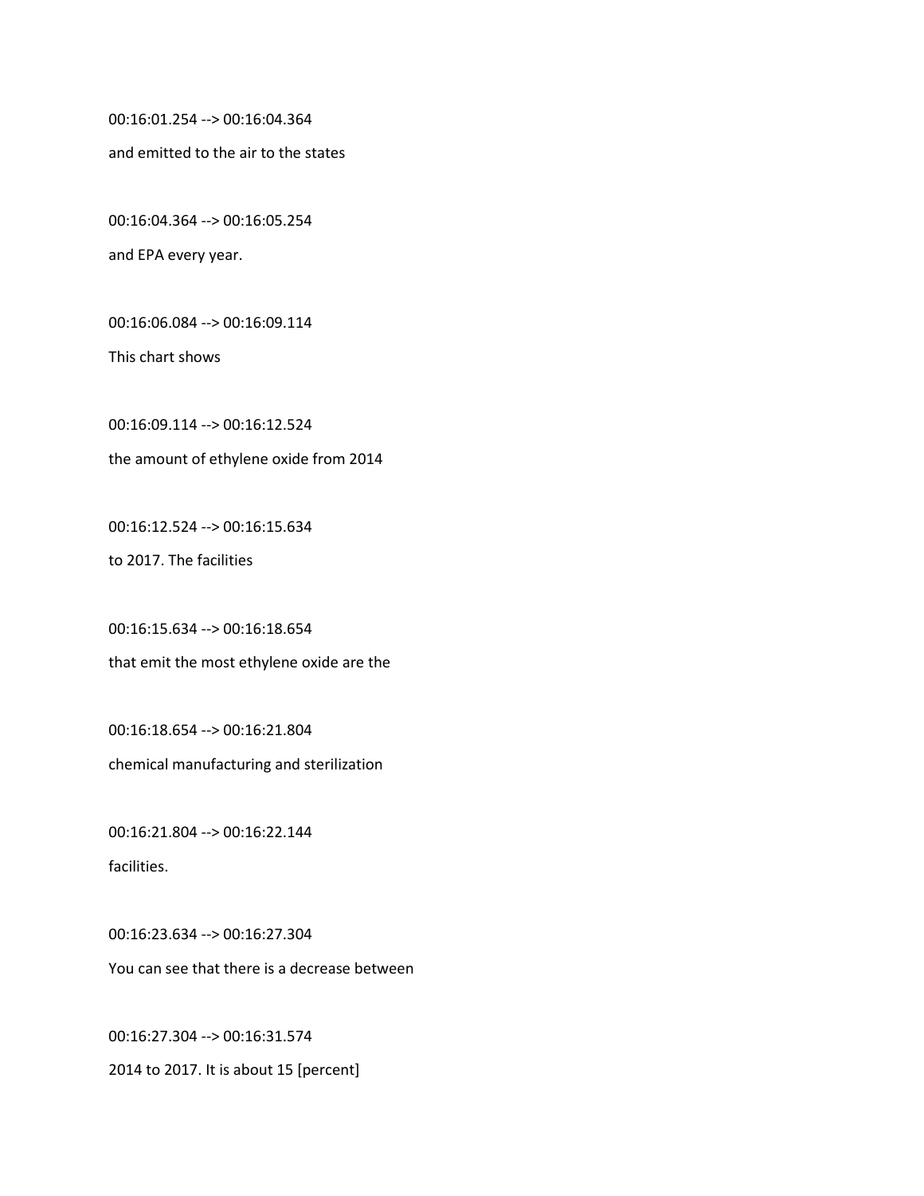00:16:01.254 --> 00:16:04.364

and emitted to the air to the states

00:16:04.364 --> 00:16:05.254

and EPA every year.

00:16:06.084 --> 00:16:09.114

This chart shows

00:16:09.114 --> 00:16:12.524

the amount of ethylene oxide from 2014

00:16:12.524 --> 00:16:15.634

to 2017. The facilities

00:16:15.634 --> 00:16:18.654

that emit the most ethylene oxide are the

00:16:18.654 --> 00:16:21.804

chemical manufacturing and sterilization

00:16:21.804 --> 00:16:22.144

facilities.

00:16:23.634 --> 00:16:27.304

You can see that there is a decrease between

00:16:27.304 --> 00:16:31.574

2014 to 2017. It is about 15 [percent]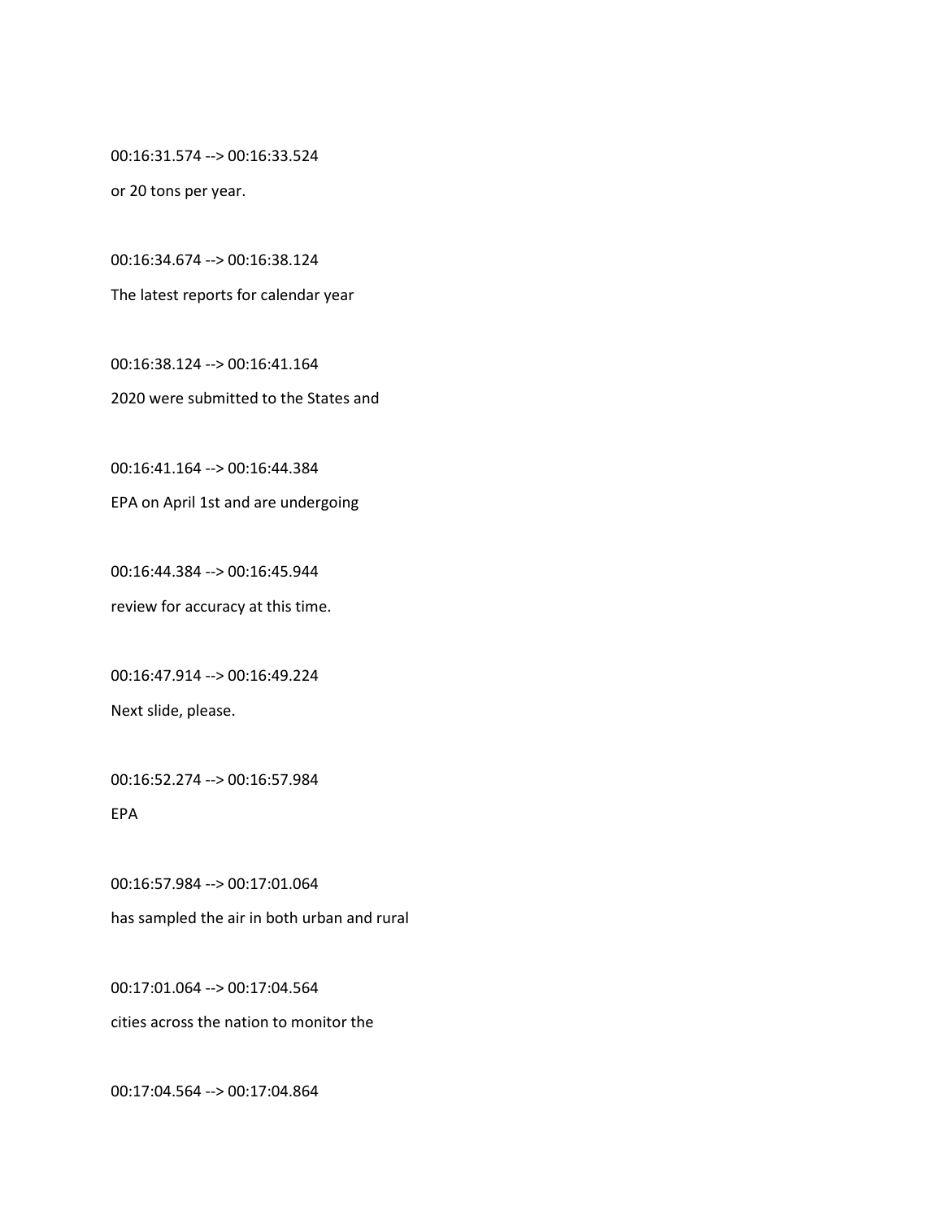00:16:31.574 --> 00:16:33.524

or 20 tons per year.

00:16:34.674 --> 00:16:38.124

The latest reports for calendar year

00:16:38.124 --> 00:16:41.164

2020 were submitted to the States and

00:16:41.164 --> 00:16:44.384

EPA on April 1st and are undergoing

00:16:44.384 --> 00:16:45.944

review for accuracy at this time.

00:16:47.914 --> 00:16:49.224

Next slide, please.

00:16:52.274 --> 00:16:57.984

EPA

00:16:57.984 --> 00:17:01.064

has sampled the air in both urban and rural

00:17:01.064 --> 00:17:04.564

cities across the nation to monitor the

00:17:04.564 --> 00:17:04.864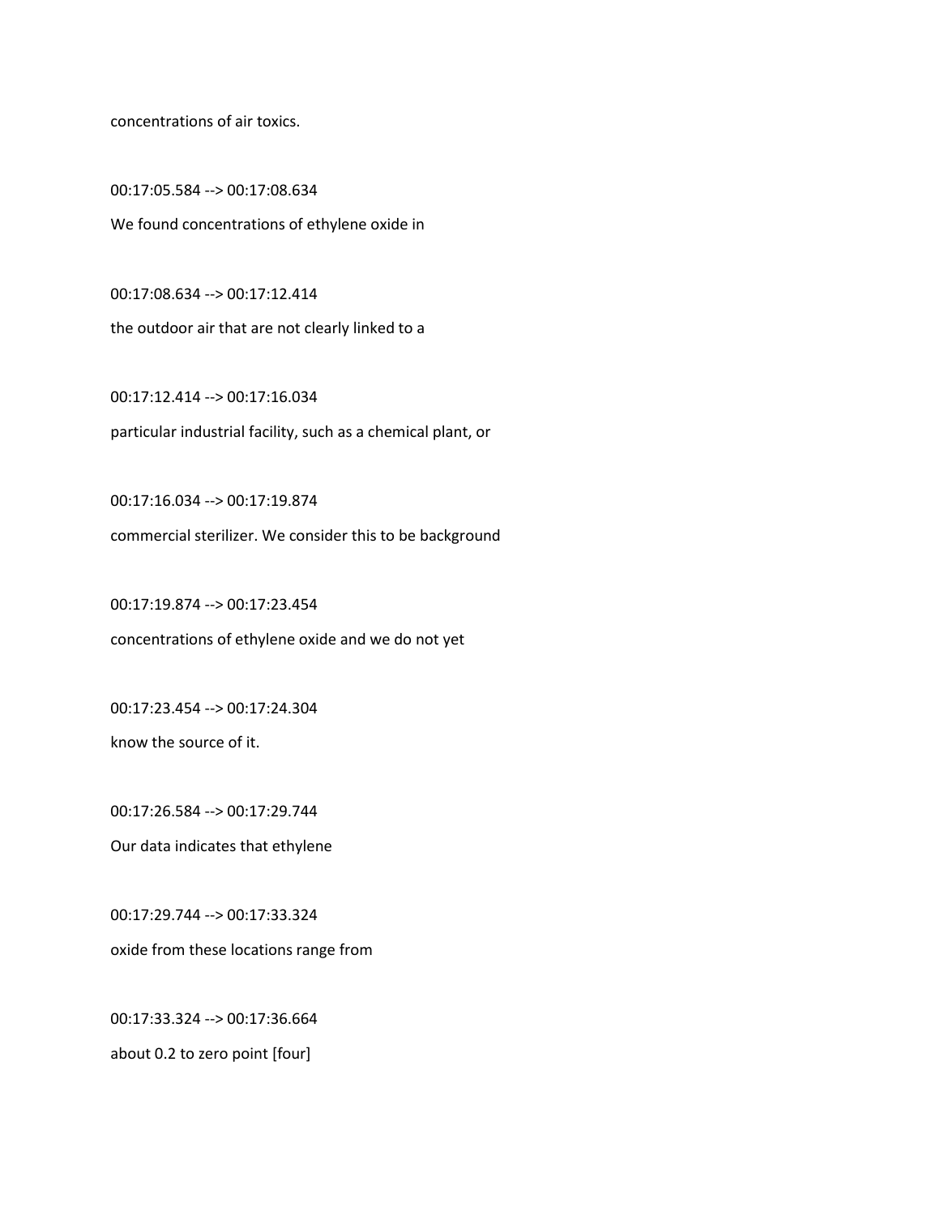concentrations of air toxics.

00:17:05.584 --> 00:17:08.634

We found concentrations of ethylene oxide in

00:17:08.634 --> 00:17:12.414

the outdoor air that are not clearly linked to a

00:17:12.414 --> 00:17:16.034

particular industrial facility, such as a chemical plant, or

00:17:16.034 --> 00:17:19.874

commercial sterilizer. We consider this to be background

00:17:19.874 --> 00:17:23.454

concentrations of ethylene oxide and we do not yet

00:17:23.454 --> 00:17:24.304

know the source of it.

00:17:26.584 --> 00:17:29.744

Our data indicates that ethylene

00:17:29.744 --> 00:17:33.324

oxide from these locations range from

00:17:33.324 --> 00:17:36.664

about 0.2 to zero point [four]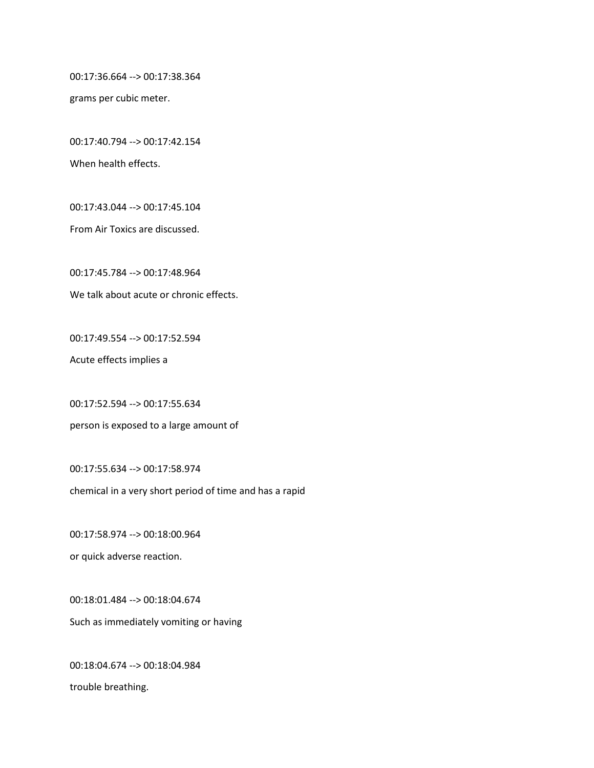00:17:36.664 --> 00:17:38.364

grams per cubic meter.

00:17:40.794 --> 00:17:42.154

When health effects.

00:17:43.044 --> 00:17:45.104

From Air Toxics are discussed.

00:17:45.784 --> 00:17:48.964

We talk about acute or chronic effects.

00:17:49.554 --> 00:17:52.594

Acute effects implies a

00:17:52.594 --> 00:17:55.634

person is exposed to a large amount of

00:17:55.634 --> 00:17:58.974

chemical in a very short period of time and has a rapid

00:17:58.974 --> 00:18:00.964

or quick adverse reaction.

00:18:01.484 --> 00:18:04.674

Such as immediately vomiting or having

00:18:04.674 --> 00:18:04.984

trouble breathing.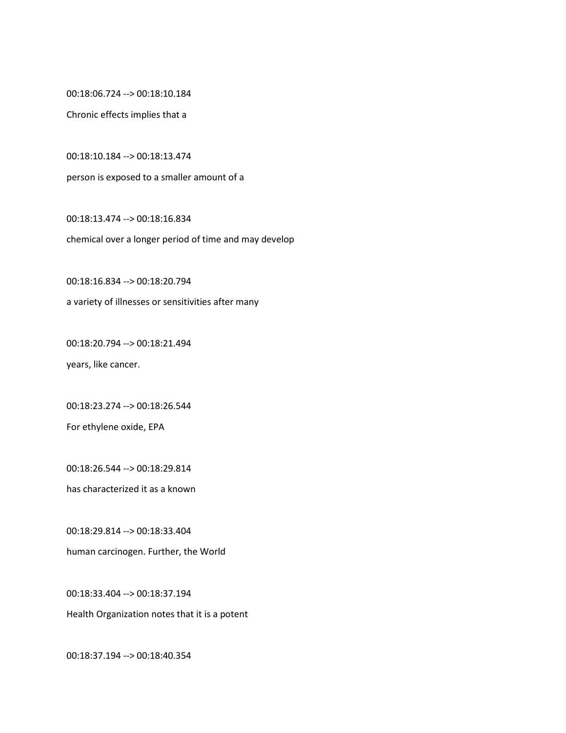00:18:06.724 --> 00:18:10.184

Chronic effects implies that a

00:18:10.184 --> 00:18:13.474

person is exposed to a smaller amount of a

00:18:13.474 --> 00:18:16.834

chemical over a longer period of time and may develop

00:18:16.834 --> 00:18:20.794

a variety of illnesses or sensitivities after many

00:18:20.794 --> 00:18:21.494

years, like cancer.

00:18:23.274 --> 00:18:26.544

For ethylene oxide, EPA

00:18:26.544 --> 00:18:29.814

has characterized it as a known

00:18:29.814 --> 00:18:33.404

human carcinogen. Further, the World

00:18:33.404 --> 00:18:37.194

Health Organization notes that it is a potent

00:18:37.194 --> 00:18:40.354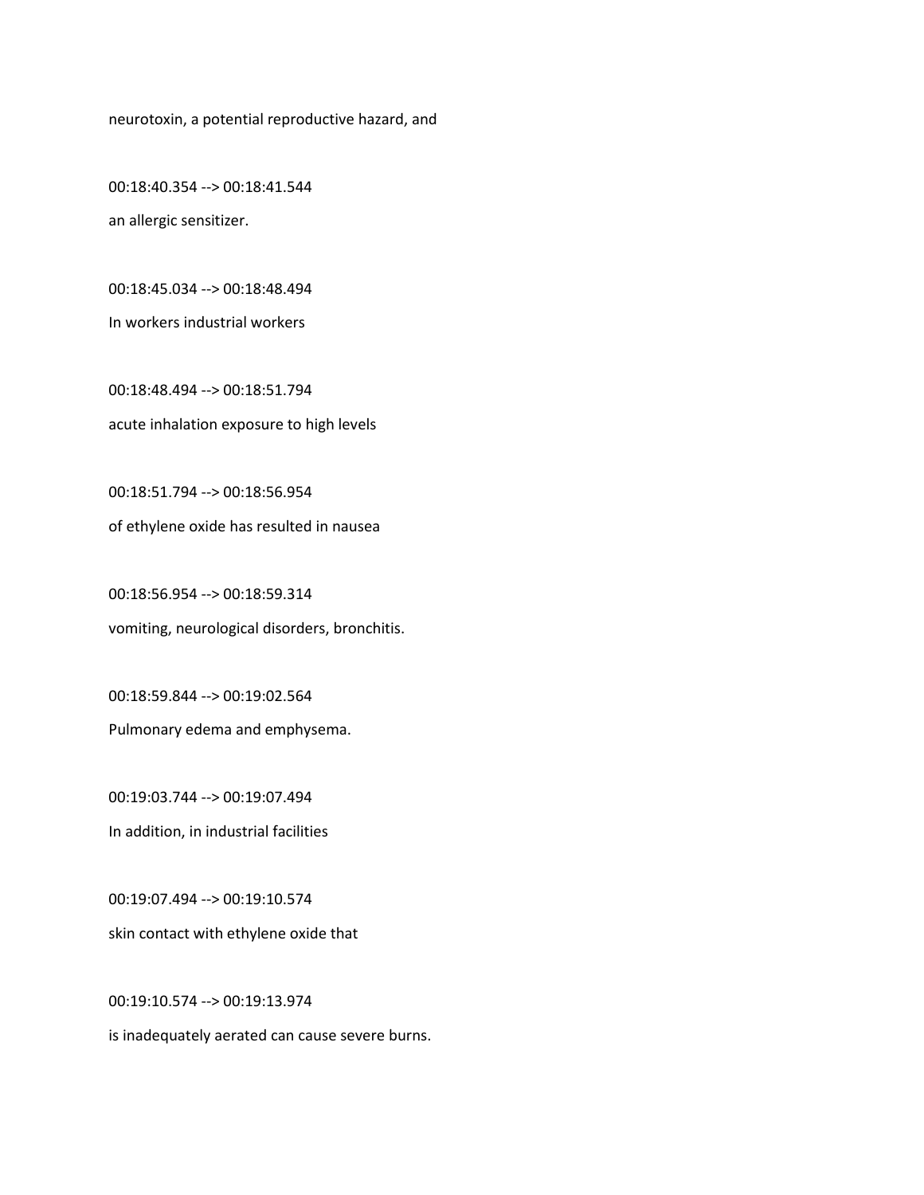neurotoxin, a potential reproductive hazard, and

00:18:40.354 --> 00:18:41.544

an allergic sensitizer.

00:18:45.034 --> 00:18:48.494

In workers industrial workers

00:18:48.494 --> 00:18:51.794

acute inhalation exposure to high levels

00:18:51.794 --> 00:18:56.954

of ethylene oxide has resulted in nausea

00:18:56.954 --> 00:18:59.314

vomiting, neurological disorders, bronchitis.

00:18:59.844 --> 00:19:02.564

Pulmonary edema and emphysema.

00:19:03.744 --> 00:19:07.494

In addition, in industrial facilities

00:19:07.494 --> 00:19:10.574

skin contact with ethylene oxide that

00:19:10.574 --> 00:19:13.974

is inadequately aerated can cause severe burns.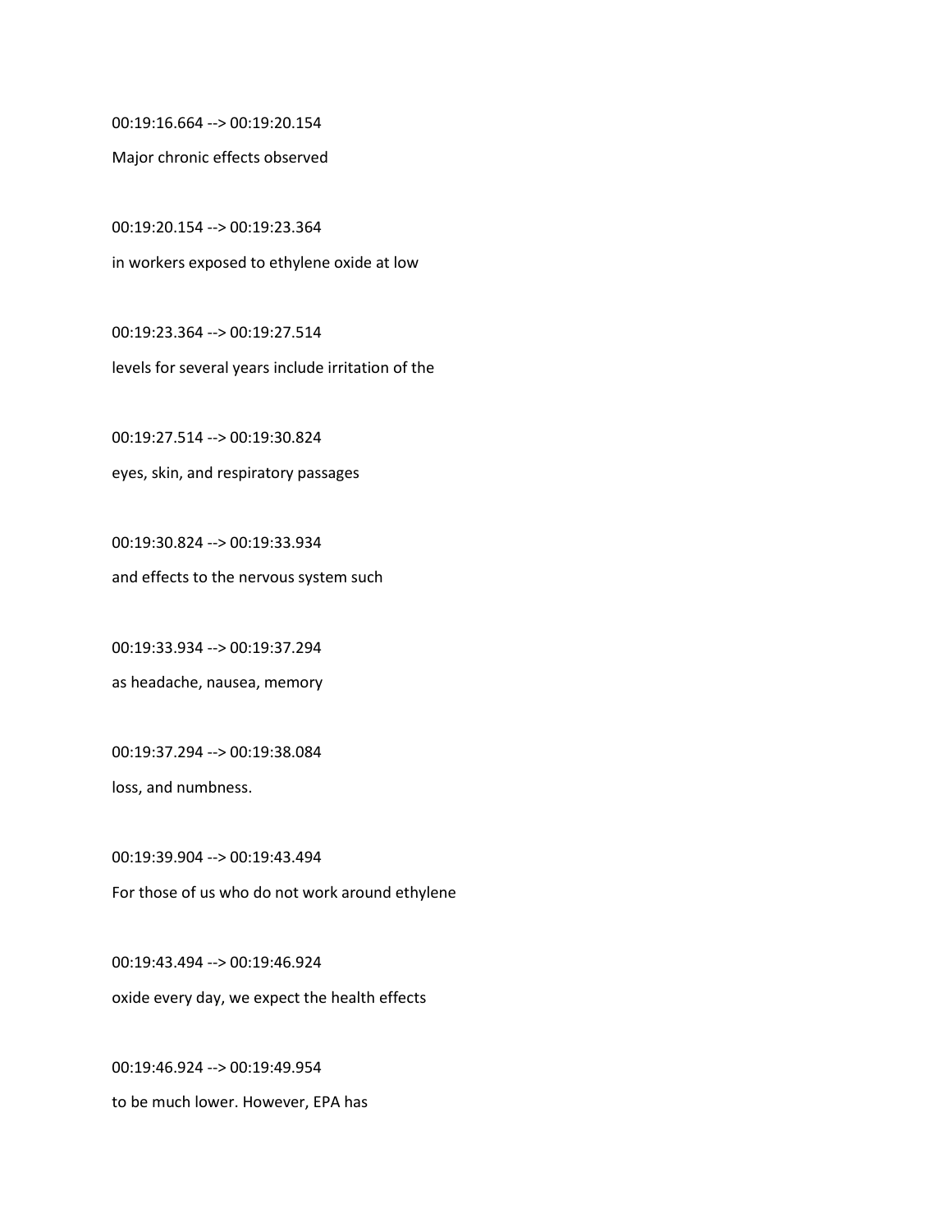00:19:16.664 --> 00:19:20.154

Major chronic effects observed

00:19:20.154 --> 00:19:23.364

in workers exposed to ethylene oxide at low

00:19:23.364 --> 00:19:27.514

levels for several years include irritation of the

00:19:27.514 --> 00:19:30.824

eyes, skin, and respiratory passages

00:19:30.824 --> 00:19:33.934

and effects to the nervous system such

00:19:33.934 --> 00:19:37.294

as headache, nausea, memory

00:19:37.294 --> 00:19:38.084

loss, and numbness.

00:19:39.904 --> 00:19:43.494

For those of us who do not work around ethylene

00:19:43.494 --> 00:19:46.924

oxide every day, we expect the health effects

00:19:46.924 --> 00:19:49.954

to be much lower. However, EPA has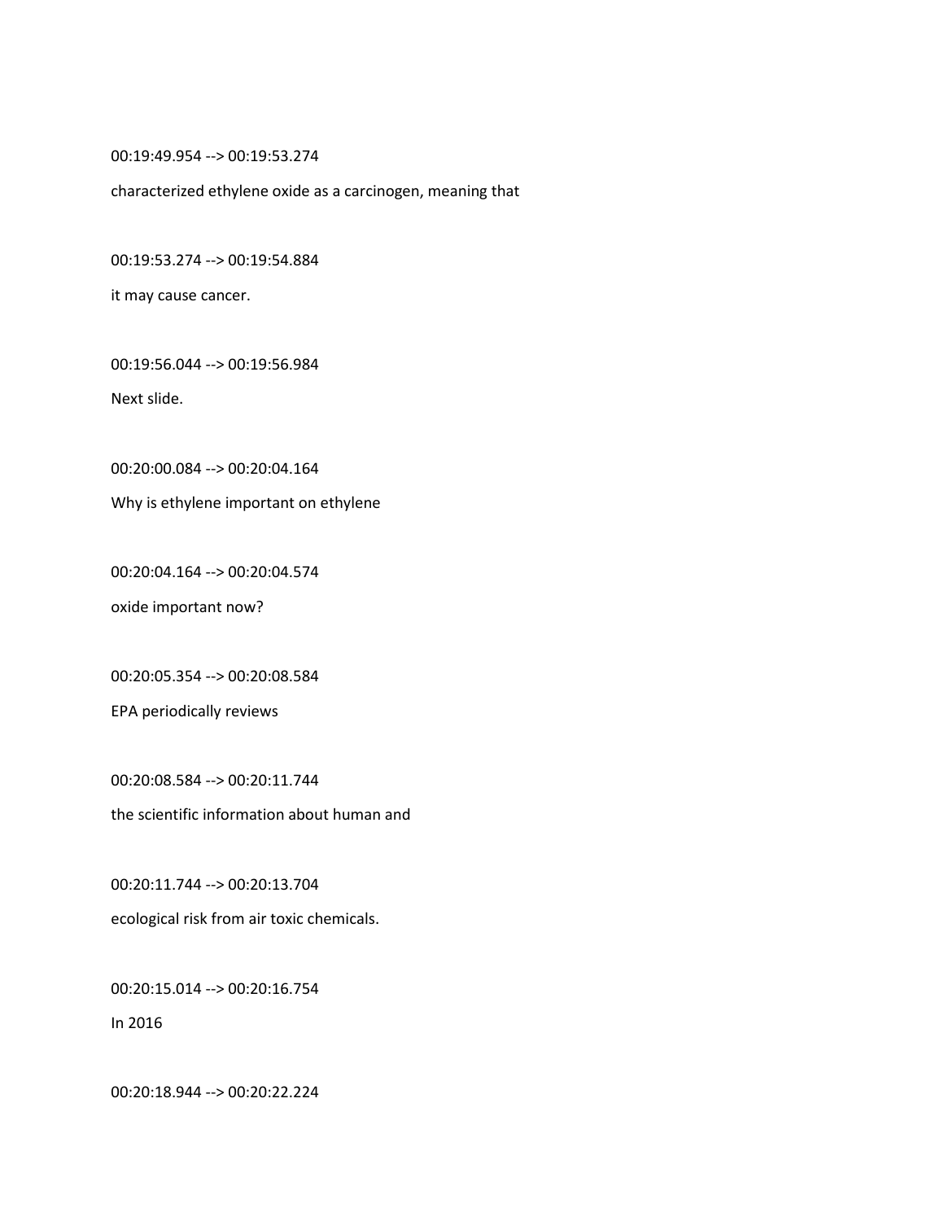00:19:49.954 --> 00:19:53.274

characterized ethylene oxide as a carcinogen, meaning that

00:19:53.274 --> 00:19:54.884

it may cause cancer.

00:19:56.044 --> 00:19:56.984

Next slide.

00:20:00.084 --> 00:20:04.164

Why is ethylene important on ethylene

00:20:04.164 --> 00:20:04.574

oxide important now?

00:20:05.354 --> 00:20:08.584

EPA periodically reviews

00:20:08.584 --> 00:20:11.744

the scientific information about human and

00:20:11.744 --> 00:20:13.704

ecological risk from air toxic chemicals.

00:20:15.014 --> 00:20:16.754

In 2016

00:20:18.944 --> 00:20:22.224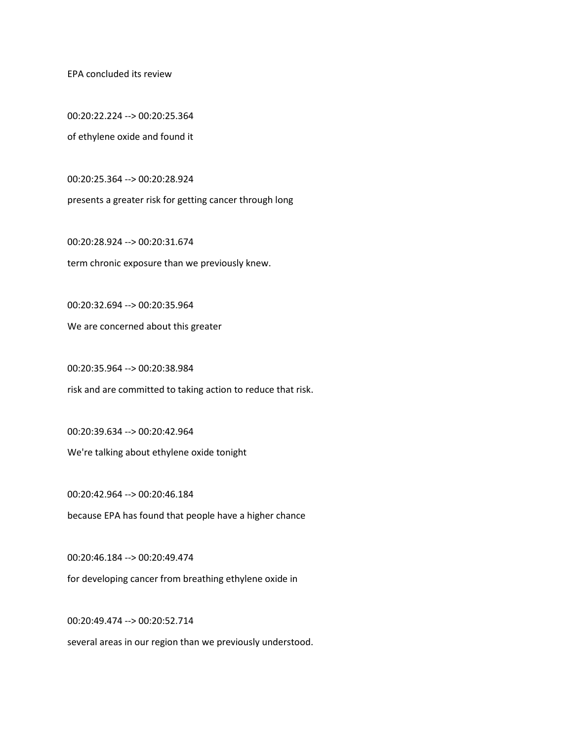EPA concluded its review

00:20:22.224 --> 00:20:25.364

of ethylene oxide and found it

00:20:25.364 --> 00:20:28.924

presents a greater risk for getting cancer through long

00:20:28.924 --> 00:20:31.674

term chronic exposure than we previously knew.

00:20:32.694 --> 00:20:35.964

We are concerned about this greater

00:20:35.964 --> 00:20:38.984

risk and are committed to taking action to reduce that risk.

00:20:39.634 --> 00:20:42.964

We're talking about ethylene oxide tonight

00:20:42.964 --> 00:20:46.184

because EPA has found that people have a higher chance

00:20:46.184 --> 00:20:49.474

for developing cancer from breathing ethylene oxide in

00:20:49.474 --> 00:20:52.714

several areas in our region than we previously understood.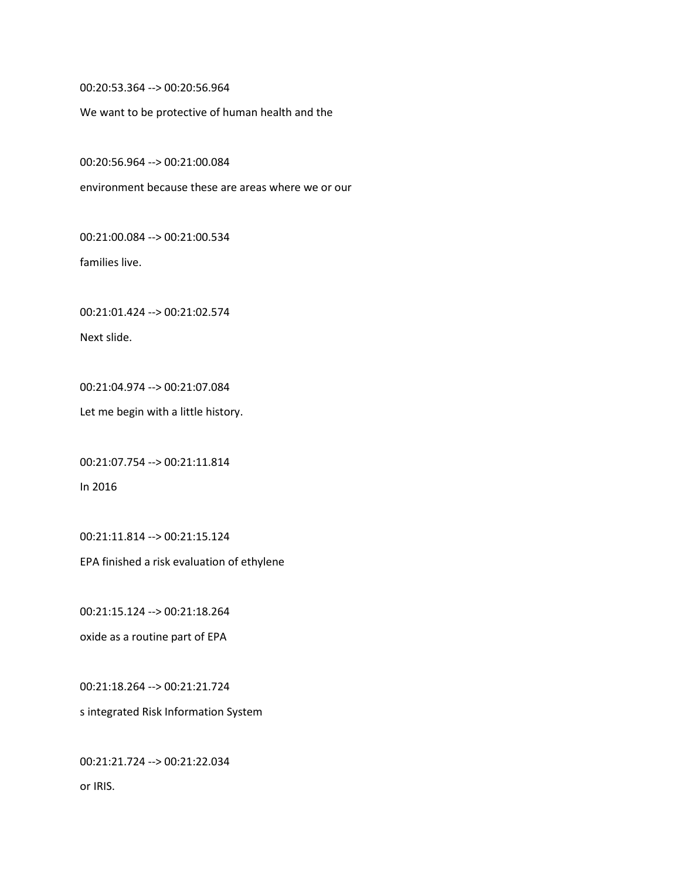00:20:53.364 --> 00:20:56.964

We want to be protective of human health and the

00:20:56.964 --> 00:21:00.084

environment because these are areas where we or our

00:21:00.084 --> 00:21:00.534

families live.

00:21:01.424 --> 00:21:02.574

Next slide.

00:21:04.974 --> 00:21:07.084

Let me begin with a little history.

00:21:07.754 --> 00:21:11.814

In 2016

00:21:11.814 --> 00:21:15.124

EPA finished a risk evaluation of ethylene

00:21:15.124 --> 00:21:18.264

oxide as a routine part of EPA

00:21:18.264 --> 00:21:21.724

s integrated Risk Information System

00:21:21.724 --> 00:21:22.034

or IRIS.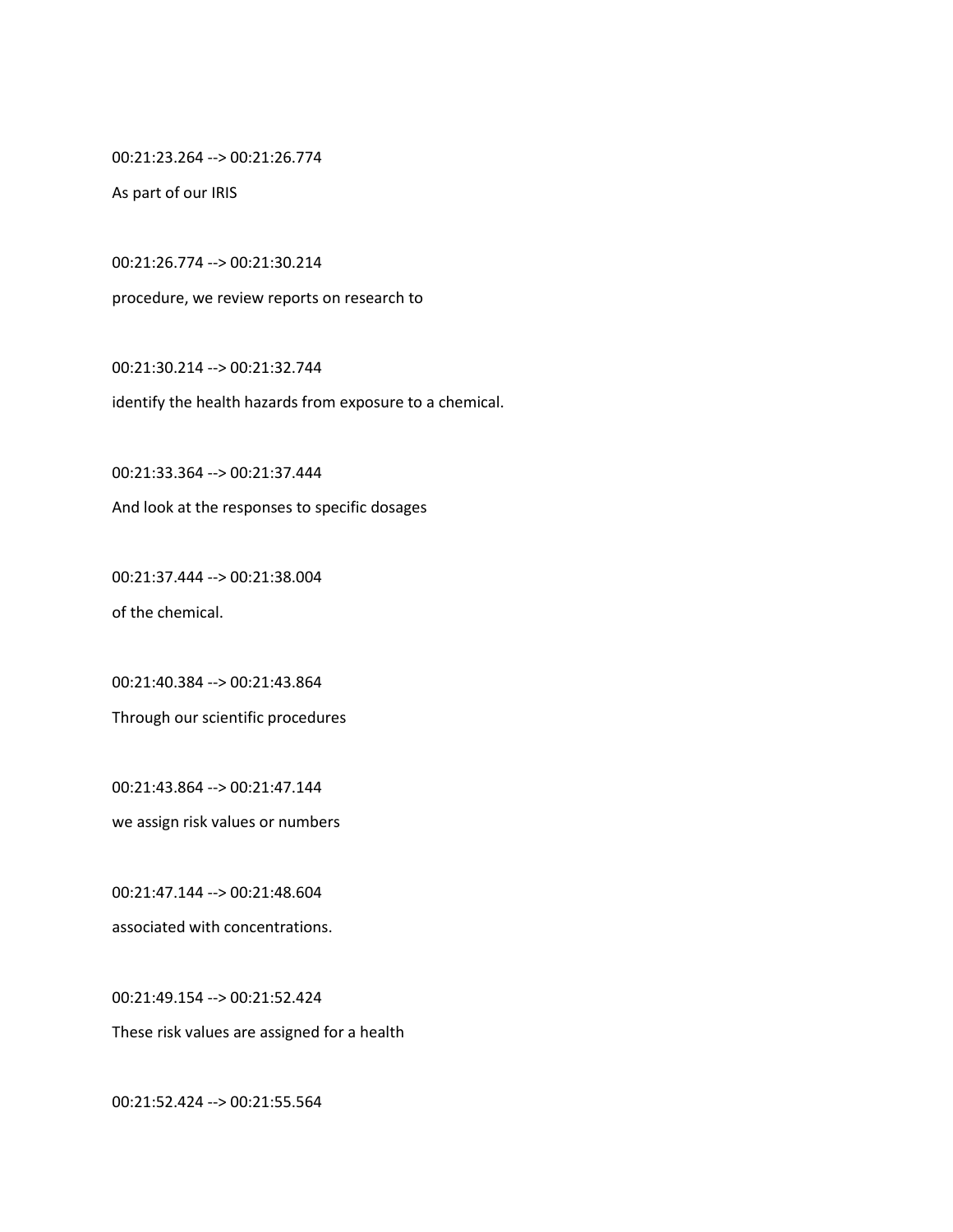00:21:23.264 --> 00:21:26.774

As part of our IRIS

00:21:26.774 --> 00:21:30.214

procedure, we review reports on research to

00:21:30.214 --> 00:21:32.744

identify the health hazards from exposure to a chemical.

00:21:33.364 --> 00:21:37.444

And look at the responses to specific dosages

00:21:37.444 --> 00:21:38.004

of the chemical.

00:21:40.384 --> 00:21:43.864

Through our scientific procedures

00:21:43.864 --> 00:21:47.144

we assign risk values or numbers

00:21:47.144 --> 00:21:48.604

associated with concentrations.

00:21:49.154 --> 00:21:52.424

These risk values are assigned for a health

00:21:52.424 --> 00:21:55.564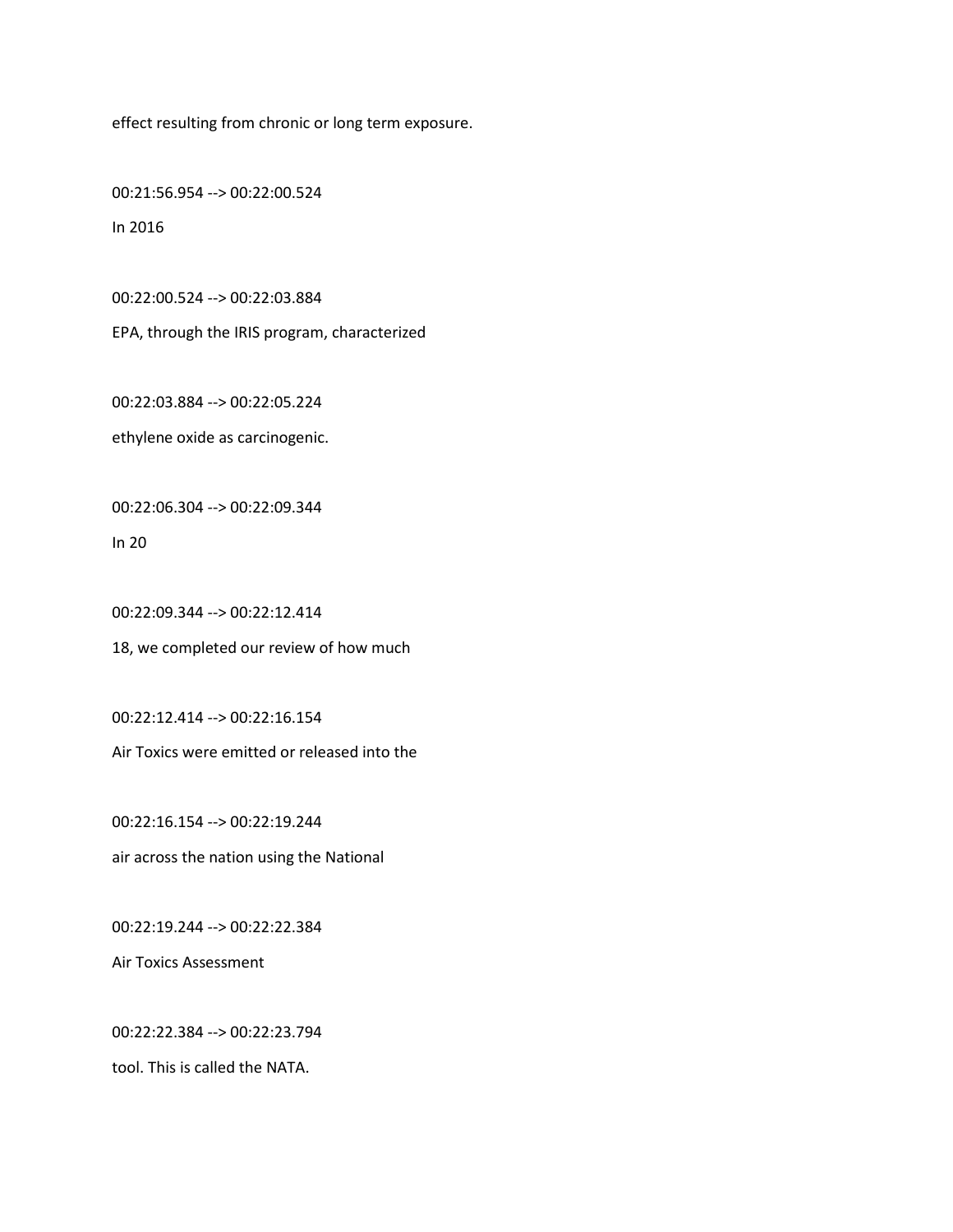effect resulting from chronic or long term exposure.

00:21:56.954 --> 00:22:00.524

In 2016

00:22:00.524 --> 00:22:03.884

EPA, through the IRIS program, characterized

00:22:03.884 --> 00:22:05.224

ethylene oxide as carcinogenic.

00:22:06.304 --> 00:22:09.344

In 20

00:22:09.344 --> 00:22:12.414

18, we completed our review of how much

00:22:12.414 --> 00:22:16.154

Air Toxics were emitted or released into the

00:22:16.154 --> 00:22:19.244

air across the nation using the National

00:22:19.244 --> 00:22:22.384

Air Toxics Assessment

00:22:22.384 --> 00:22:23.794

tool. This is called the NATA.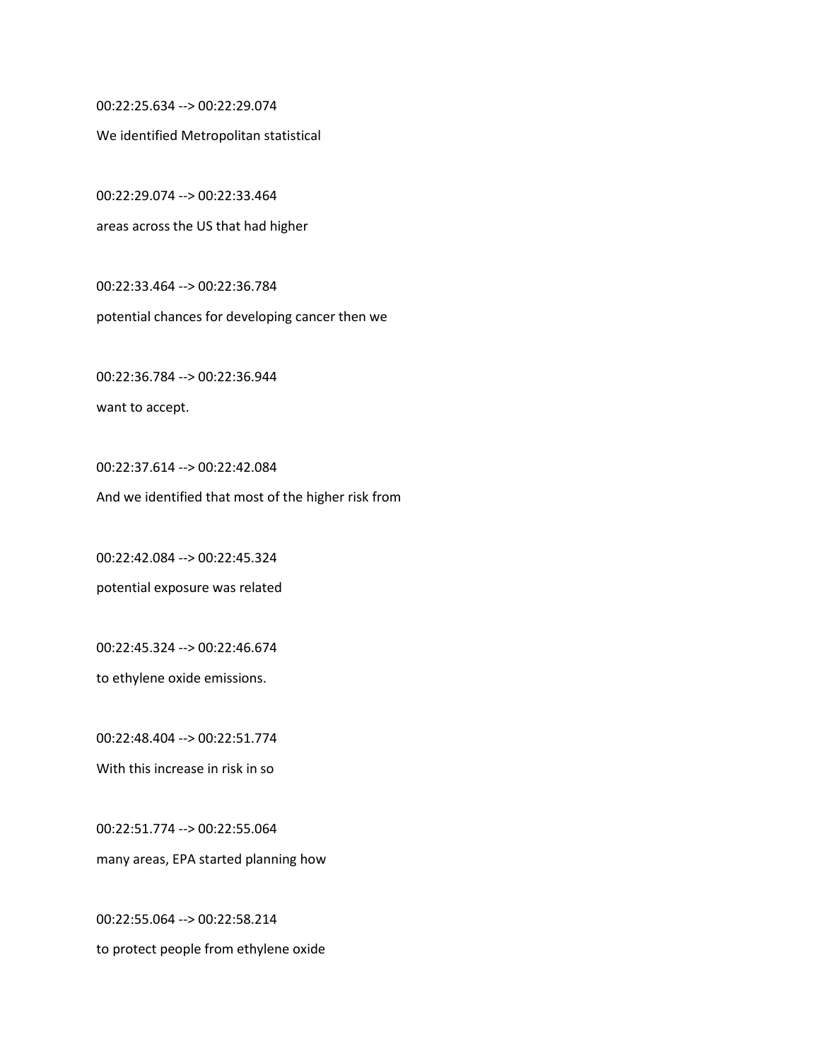00:22:25.634 --> 00:22:29.074

We identified Metropolitan statistical

00:22:29.074 --> 00:22:33.464

areas across the US that had higher

00:22:33.464 --> 00:22:36.784

potential chances for developing cancer then we

00:22:36.784 --> 00:22:36.944

want to accept.

00:22:37.614 --> 00:22:42.084

And we identified that most of the higher risk from

00:22:42.084 --> 00:22:45.324

potential exposure was related

00:22:45.324 --> 00:22:46.674

to ethylene oxide emissions.

00:22:48.404 --> 00:22:51.774

With this increase in risk in so

00:22:51.774 --> 00:22:55.064

many areas, EPA started planning how

00:22:55.064 --> 00:22:58.214

to protect people from ethylene oxide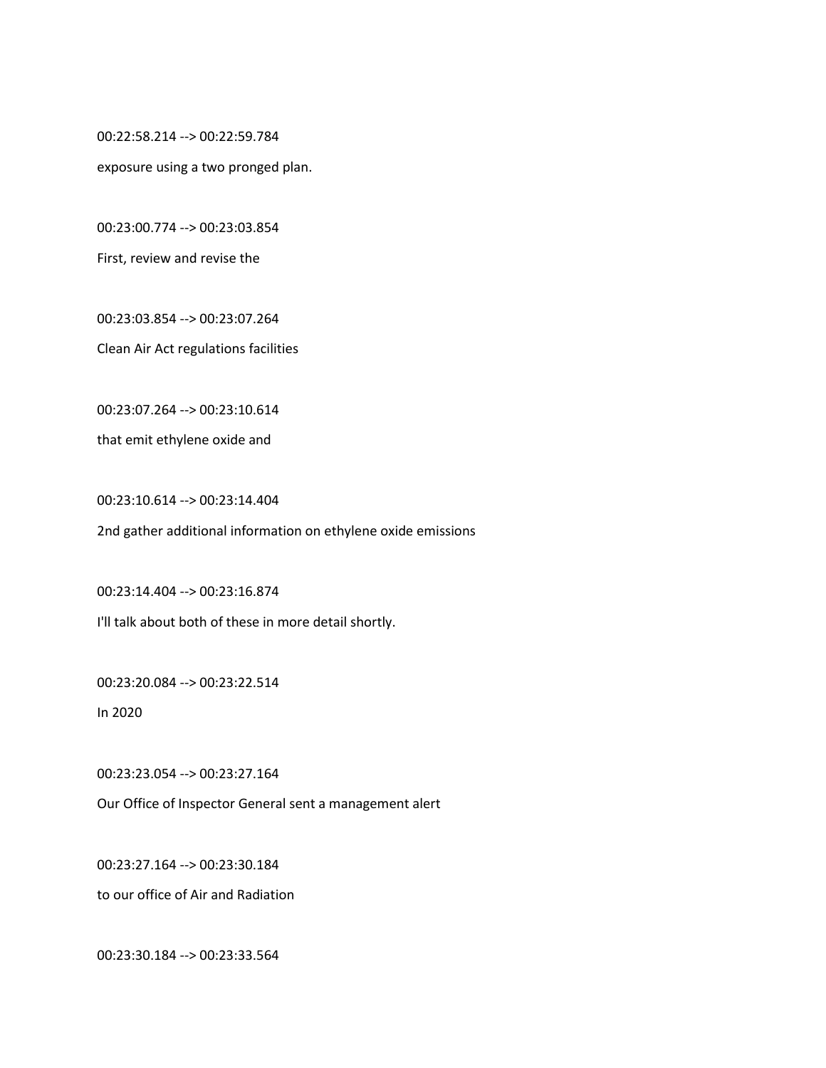00:22:58.214 --> 00:22:59.784

exposure using a two pronged plan.

00:23:00.774 --> 00:23:03.854

First, review and revise the

00:23:03.854 --> 00:23:07.264

Clean Air Act regulations facilities

00:23:07.264 --> 00:23:10.614

that emit ethylene oxide and

00:23:10.614 --> 00:23:14.404

2nd gather additional information on ethylene oxide emissions

00:23:14.404 --> 00:23:16.874

I'll talk about both of these in more detail shortly.

00:23:20.084 --> 00:23:22.514

In 2020

00:23:23.054 --> 00:23:27.164

Our Office of Inspector General sent a management alert

00:23:27.164 --> 00:23:30.184

to our office of Air and Radiation

00:23:30.184 --> 00:23:33.564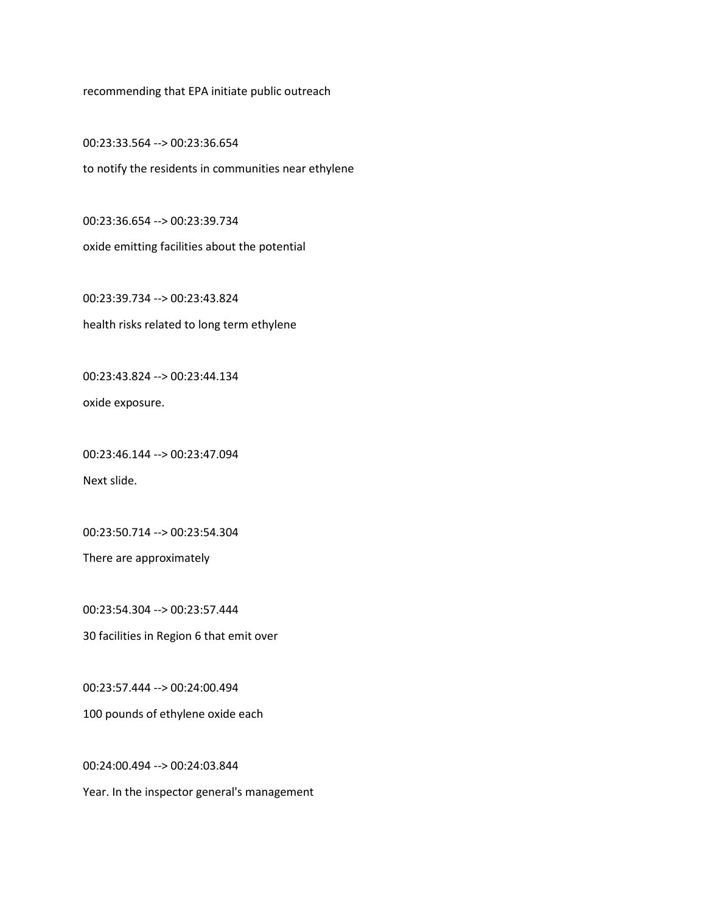recommending that EPA initiate public outreach

00:23:33.564 --> 00:23:36.654

to notify the residents in communities near ethylene

00:23:36.654 --> 00:23:39.734

oxide emitting facilities about the potential

00:23:39.734 --> 00:23:43.824

health risks related to long term ethylene

00:23:43.824 --> 00:23:44.134

oxide exposure.

00:23:46.144 --> 00:23:47.094

Next slide.

00:23:50.714 --> 00:23:54.304

There are approximately

00:23:54.304 --> 00:23:57.444

30 facilities in Region 6 that emit over

00:23:57.444 --> 00:24:00.494

100 pounds of ethylene oxide each

00:24:00.494 --> 00:24:03.844

Year. In the inspector general's management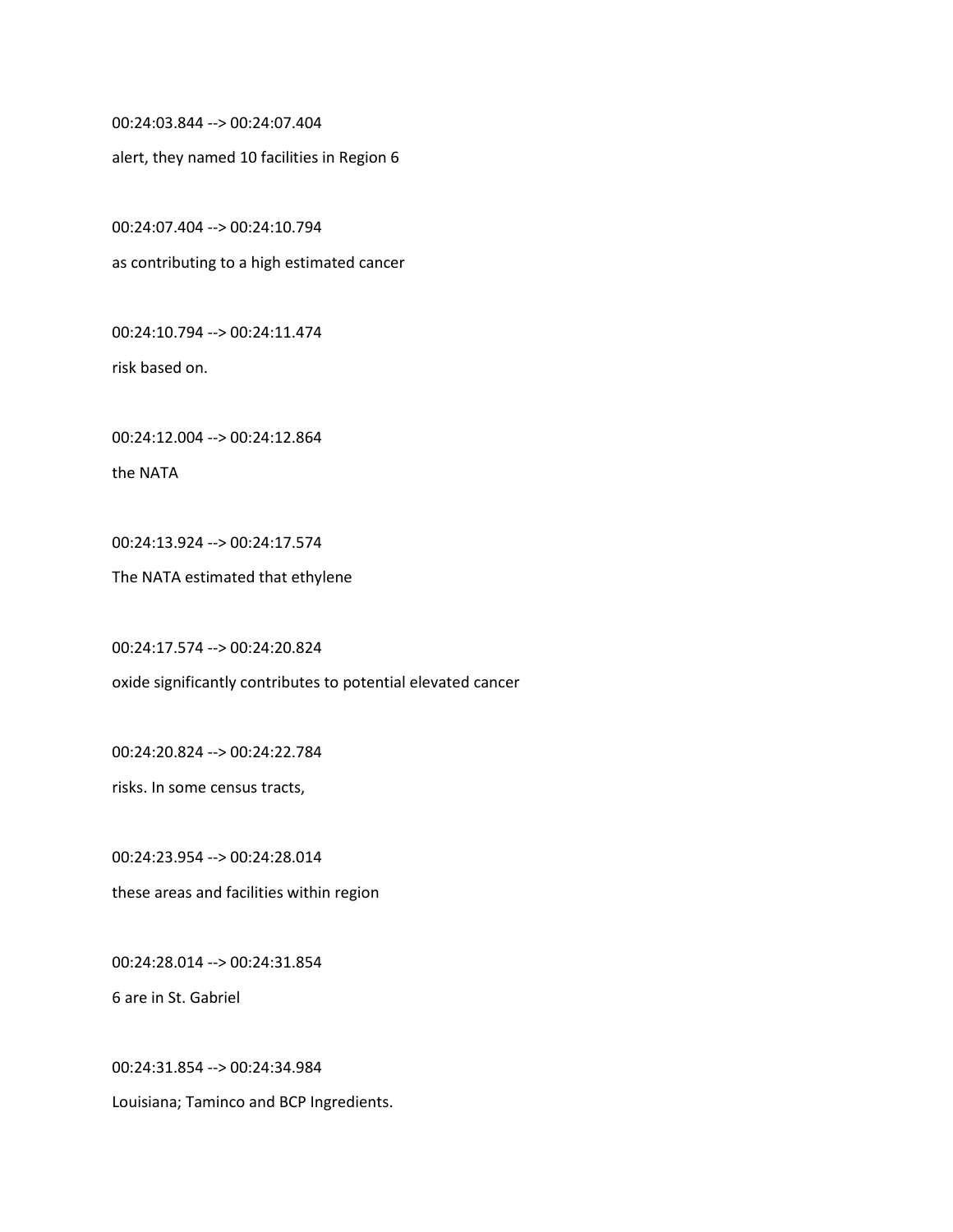00:24:03.844 --> 00:24:07.404

alert, they named 10 facilities in Region 6

00:24:07.404 --> 00:24:10.794

as contributing to a high estimated cancer

00:24:10.794 --> 00:24:11.474

risk based on.

00:24:12.004 --> 00:24:12.864

the NATA

00:24:13.924 --> 00:24:17.574

The NATA estimated that ethylene

00:24:17.574 --> 00:24:20.824

oxide significantly contributes to potential elevated cancer

00:24:20.824 --> 00:24:22.784

risks. In some census tracts,

00:24:23.954 --> 00:24:28.014

these areas and facilities within region

00:24:28.014 --> 00:24:31.854

6 are in St. Gabriel

00:24:31.854 --> 00:24:34.984

Louisiana; Taminco and BCP Ingredients.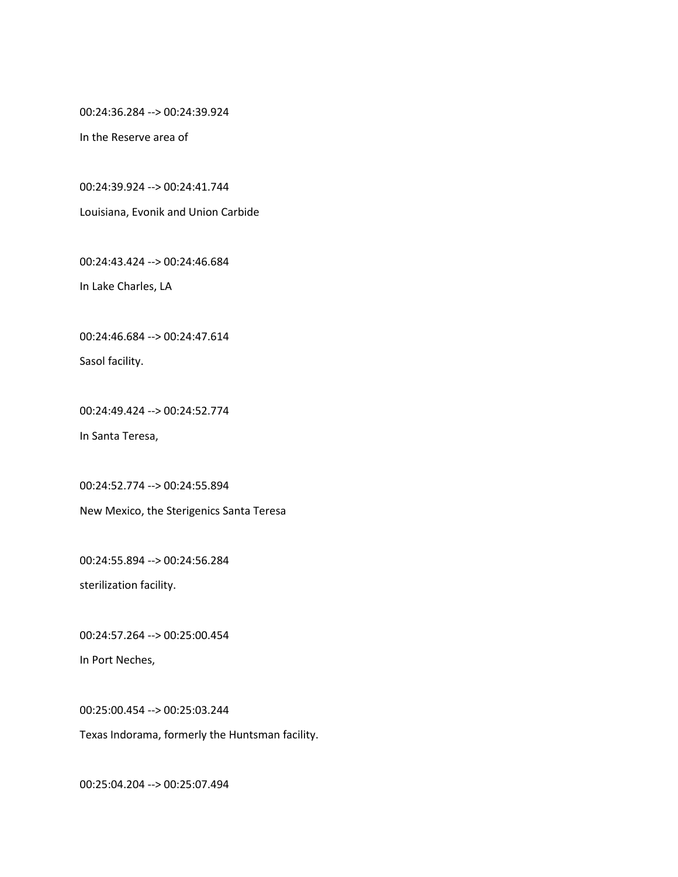00:24:36.284 --> 00:24:39.924

In the Reserve area of

00:24:39.924 --> 00:24:41.744

Louisiana, Evonik and Union Carbide

00:24:43.424 --> 00:24:46.684

In Lake Charles, LA

00:24:46.684 --> 00:24:47.614

Sasol facility.

00:24:49.424 --> 00:24:52.774

In Santa Teresa,

00:24:52.774 --> 00:24:55.894

New Mexico, the Sterigenics Santa Teresa

00:24:55.894 --> 00:24:56.284

sterilization facility.

00:24:57.264 --> 00:25:00.454

In Port Neches,

00:25:00.454 --> 00:25:03.244

Texas Indorama, formerly the Huntsman facility.

00:25:04.204 --> 00:25:07.494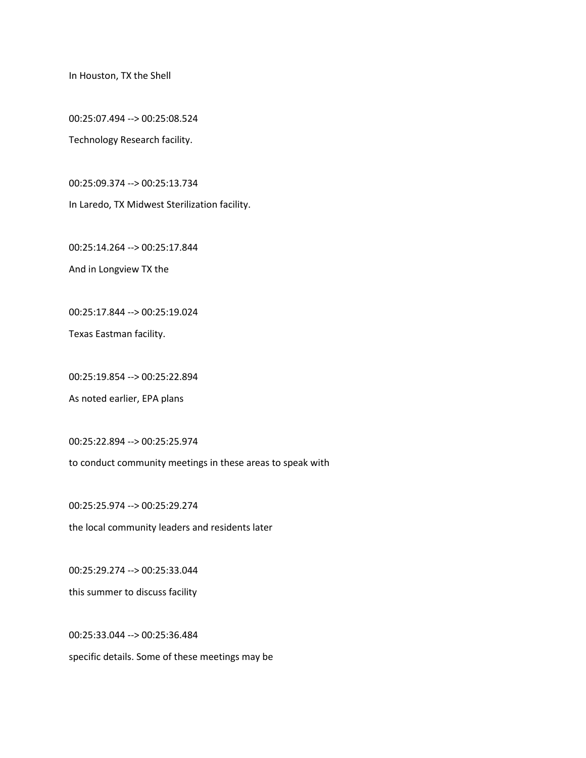In Houston, TX the Shell

00:25:07.494 --> 00:25:08.524

Technology Research facility.

00:25:09.374 --> 00:25:13.734

In Laredo, TX Midwest Sterilization facility.

00:25:14.264 --> 00:25:17.844

And in Longview TX the

00:25:17.844 --> 00:25:19.024

Texas Eastman facility.

00:25:19.854 --> 00:25:22.894

As noted earlier, EPA plans

00:25:22.894 --> 00:25:25.974

to conduct community meetings in these areas to speak with

00:25:25.974 --> 00:25:29.274

the local community leaders and residents later

00:25:29.274 --> 00:25:33.044

this summer to discuss facility

00:25:33.044 --> 00:25:36.484

specific details. Some of these meetings may be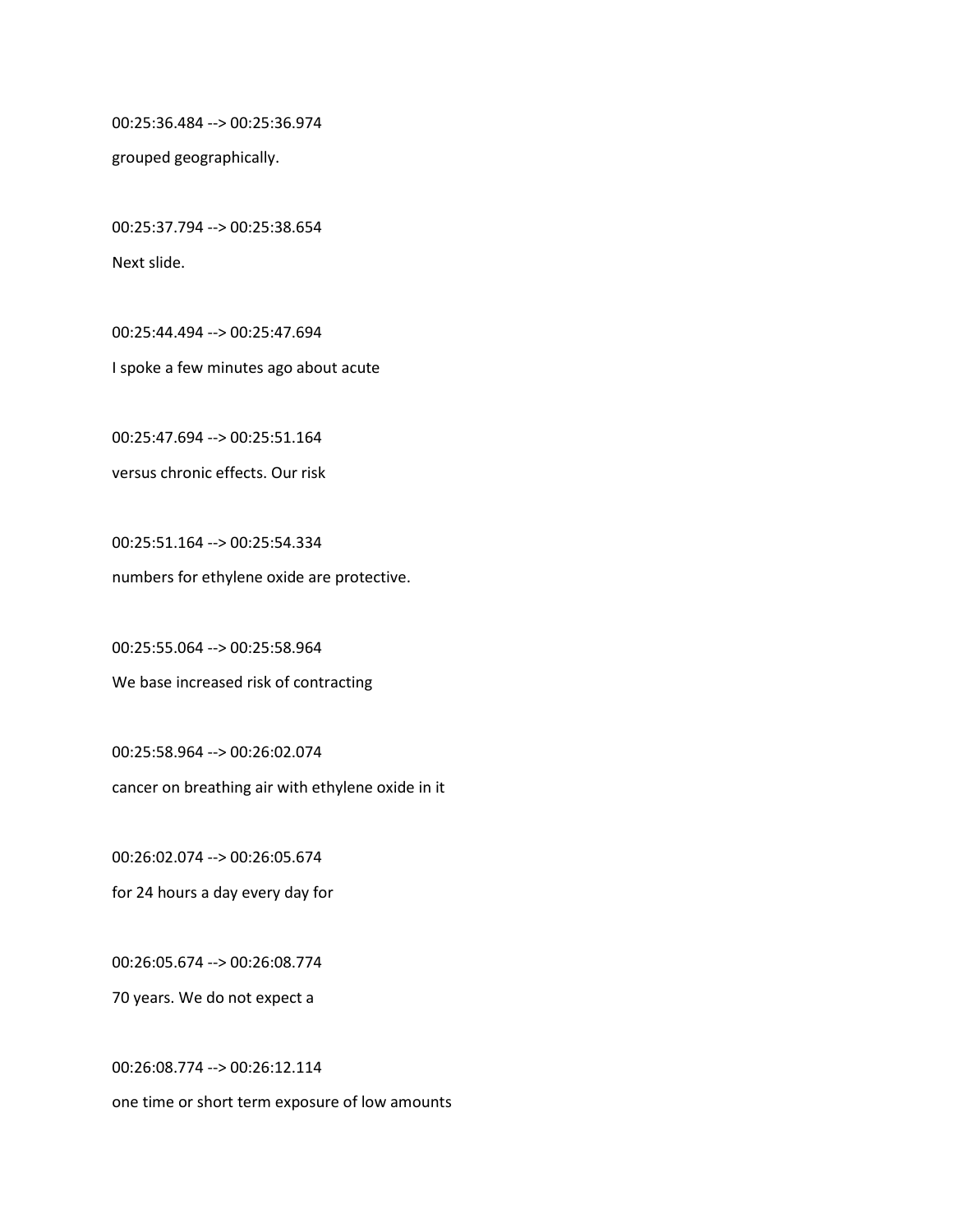00:25:36.484 --> 00:25:36.974

grouped geographically.

00:25:37.794 --> 00:25:38.654

Next slide.

00:25:44.494 --> 00:25:47.694

I spoke a few minutes ago about acute

00:25:47.694 --> 00:25:51.164

versus chronic effects. Our risk

00:25:51.164 --> 00:25:54.334

numbers for ethylene oxide are protective.

00:25:55.064 --> 00:25:58.964

We base increased risk of contracting

00:25:58.964 --> 00:26:02.074

cancer on breathing air with ethylene oxide in it

00:26:02.074 --> 00:26:05.674

for 24 hours a day every day for

00:26:05.674 --> 00:26:08.774

70 years. We do not expect a

00:26:08.774 --> 00:26:12.114

one time or short term exposure of low amounts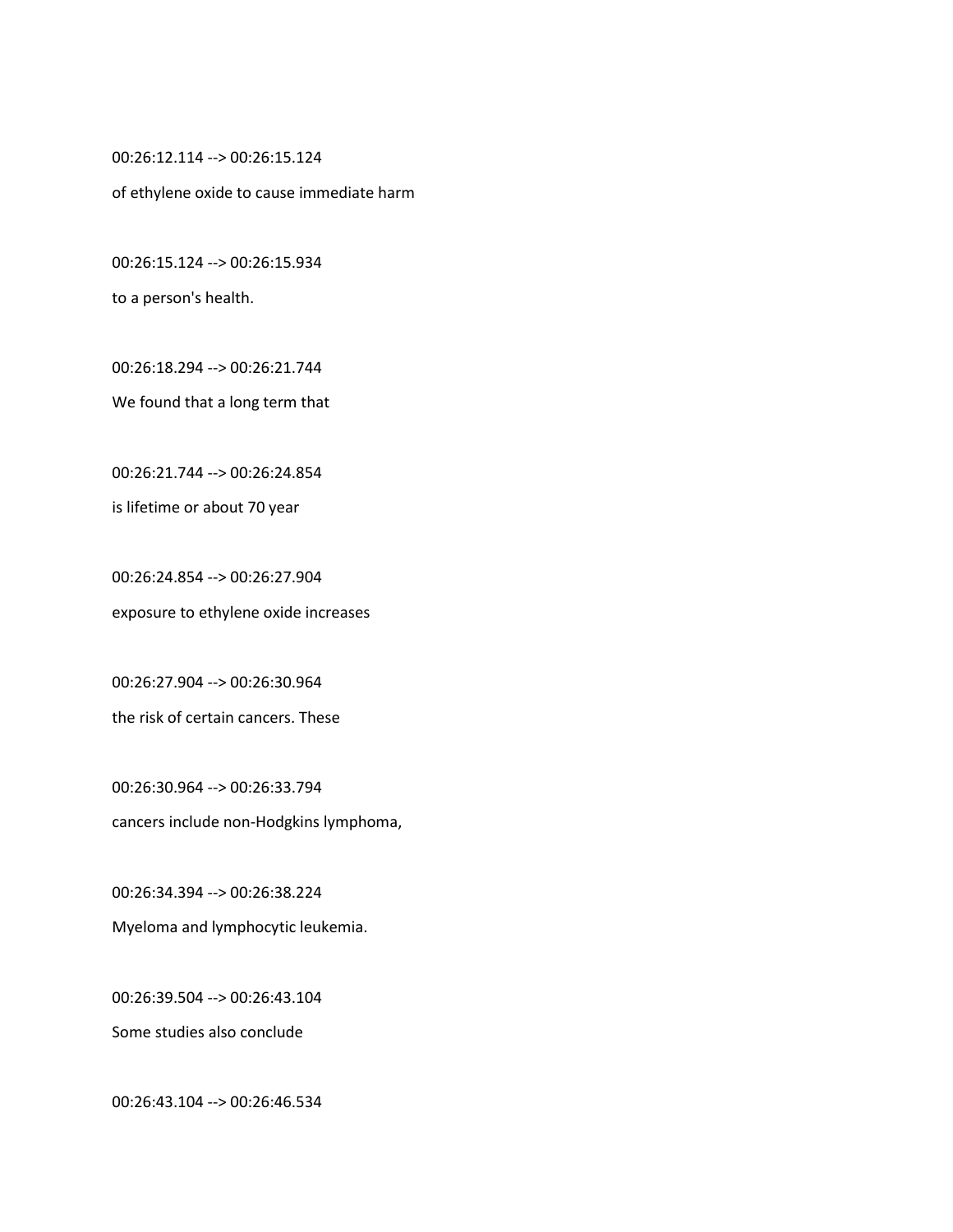00:26:12.114 --> 00:26:15.124

of ethylene oxide to cause immediate harm

00:26:15.124 --> 00:26:15.934

to a person's health.

00:26:18.294 --> 00:26:21.744

We found that a long term that

00:26:21.744 --> 00:26:24.854

is lifetime or about 70 year

00:26:24.854 --> 00:26:27.904

exposure to ethylene oxide increases

00:26:27.904 --> 00:26:30.964

the risk of certain cancers. These

00:26:30.964 --> 00:26:33.794

cancers include non-Hodgkins lymphoma,

00:26:34.394 --> 00:26:38.224

Myeloma and lymphocytic leukemia.

00:26:39.504 --> 00:26:43.104

Some studies also conclude

00:26:43.104 --> 00:26:46.534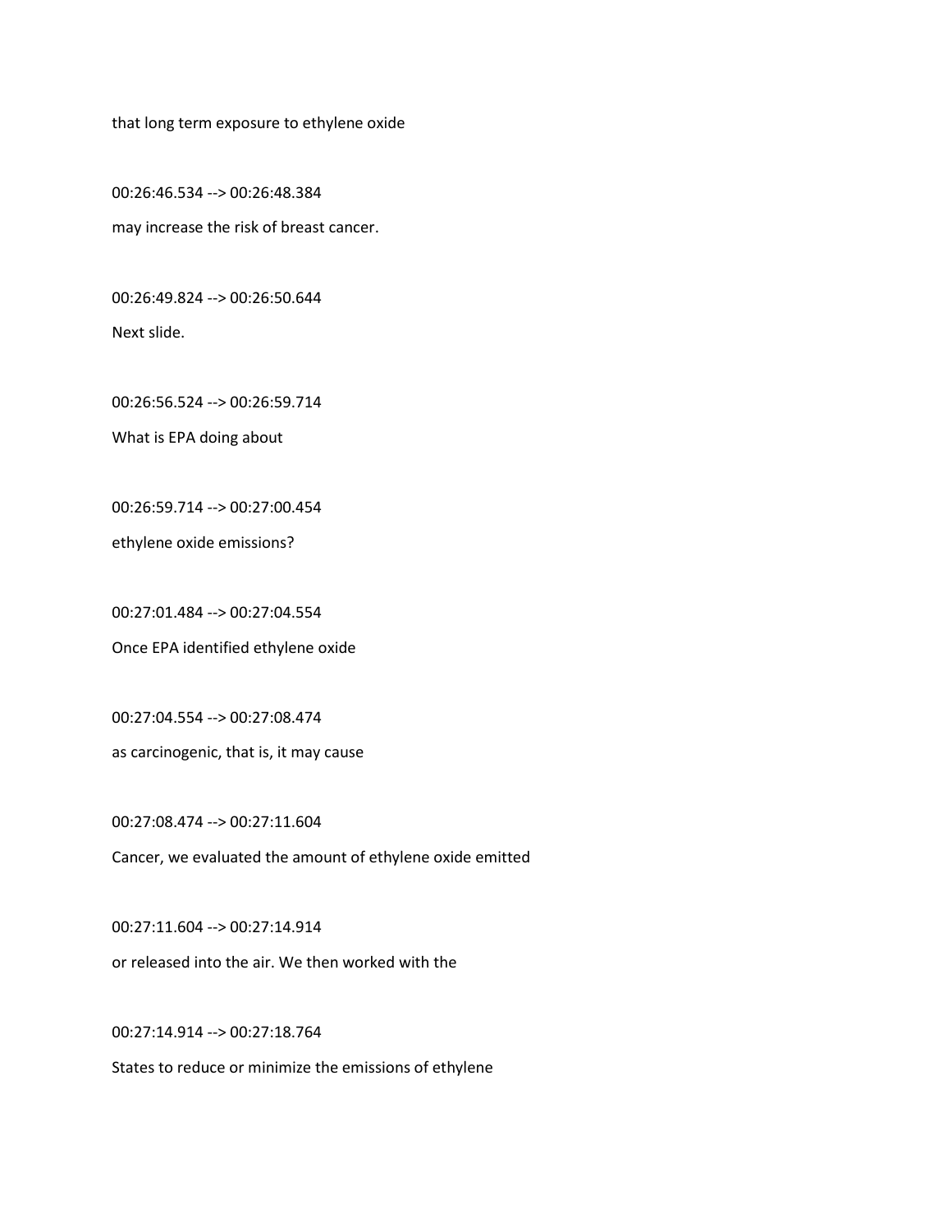that long term exposure to ethylene oxide

00:26:46.534 --> 00:26:48.384

may increase the risk of breast cancer.

00:26:49.824 --> 00:26:50.644

Next slide.

00:26:56.524 --> 00:26:59.714

What is EPA doing about

00:26:59.714 --> 00:27:00.454

ethylene oxide emissions?

00:27:01.484 --> 00:27:04.554

Once EPA identified ethylene oxide

00:27:04.554 --> 00:27:08.474

as carcinogenic, that is, it may cause

00:27:08.474 --> 00:27:11.604

Cancer, we evaluated the amount of ethylene oxide emitted

00:27:11.604 --> 00:27:14.914

or released into the air. We then worked with the

00:27:14.914 --> 00:27:18.764

States to reduce or minimize the emissions of ethylene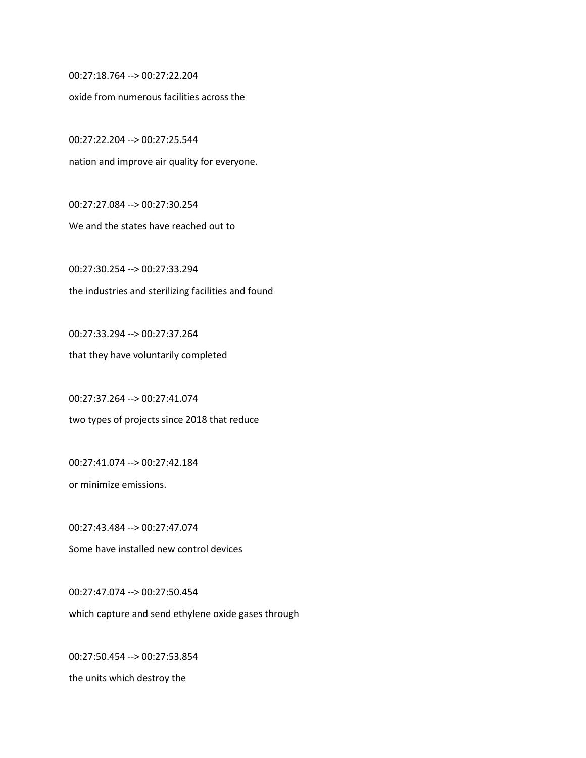00:27:18.764 --> 00:27:22.204

oxide from numerous facilities across the

00:27:22.204 --> 00:27:25.544

nation and improve air quality for everyone.

00:27:27.084 --> 00:27:30.254

We and the states have reached out to

00:27:30.254 --> 00:27:33.294

the industries and sterilizing facilities and found

00:27:33.294 --> 00:27:37.264

that they have voluntarily completed

00:27:37.264 --> 00:27:41.074

two types of projects since 2018 that reduce

00:27:41.074 --> 00:27:42.184

or minimize emissions.

00:27:43.484 --> 00:27:47.074

Some have installed new control devices

00:27:47.074 --> 00:27:50.454

which capture and send ethylene oxide gases through

00:27:50.454 --> 00:27:53.854

the units which destroy the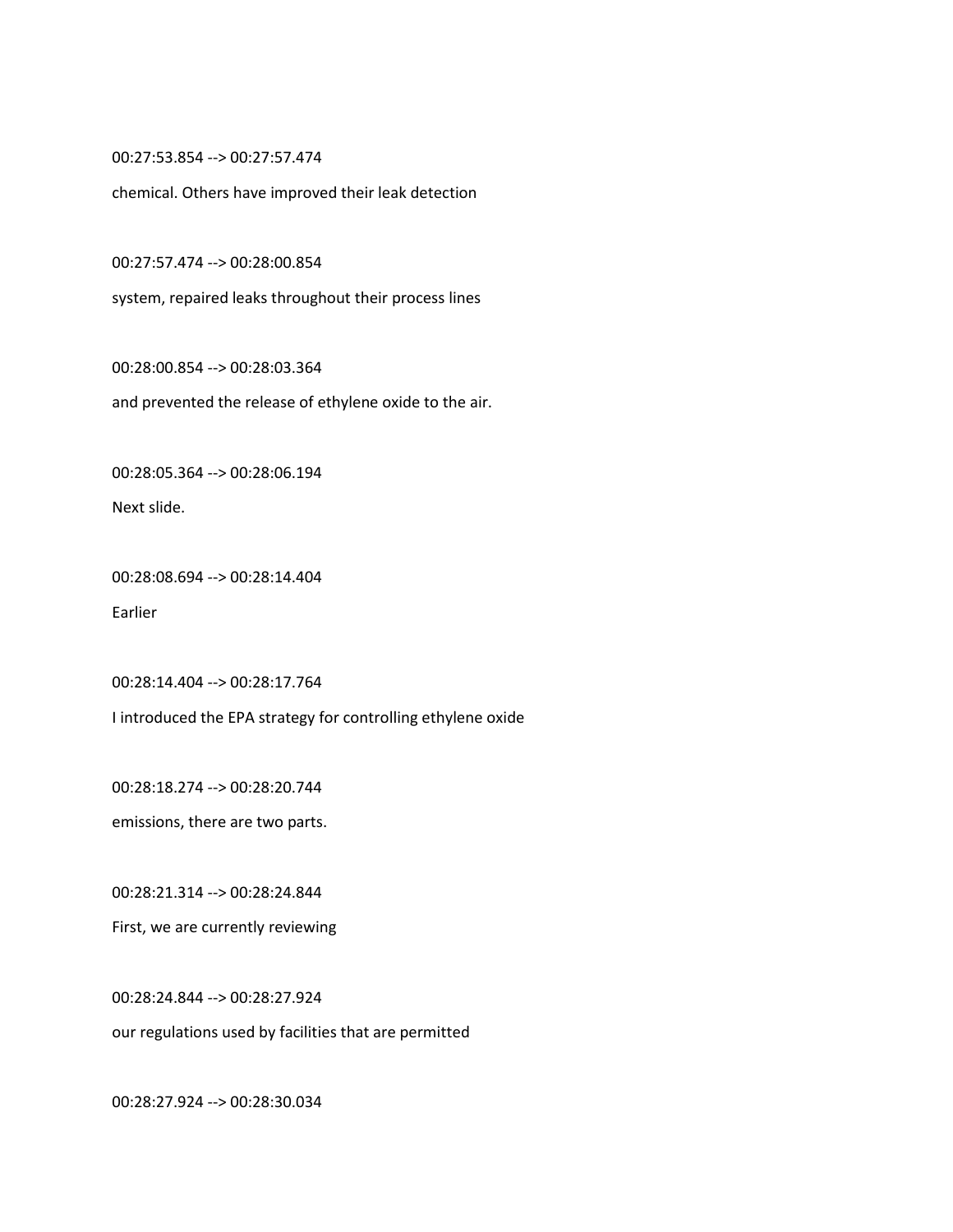00:27:53.854 --> 00:27:57.474

chemical. Others have improved their leak detection

00:27:57.474 --> 00:28:00.854

system, repaired leaks throughout their process lines

00:28:00.854 --> 00:28:03.364

and prevented the release of ethylene oxide to the air.

00:28:05.364 --> 00:28:06.194

Next slide.

00:28:08.694 --> 00:28:14.404

Earlier

00:28:14.404 --> 00:28:17.764

I introduced the EPA strategy for controlling ethylene oxide

00:28:18.274 --> 00:28:20.744

emissions, there are two parts.

00:28:21.314 --> 00:28:24.844

First, we are currently reviewing

00:28:24.844 --> 00:28:27.924

our regulations used by facilities that are permitted

00:28:27.924 --> 00:28:30.034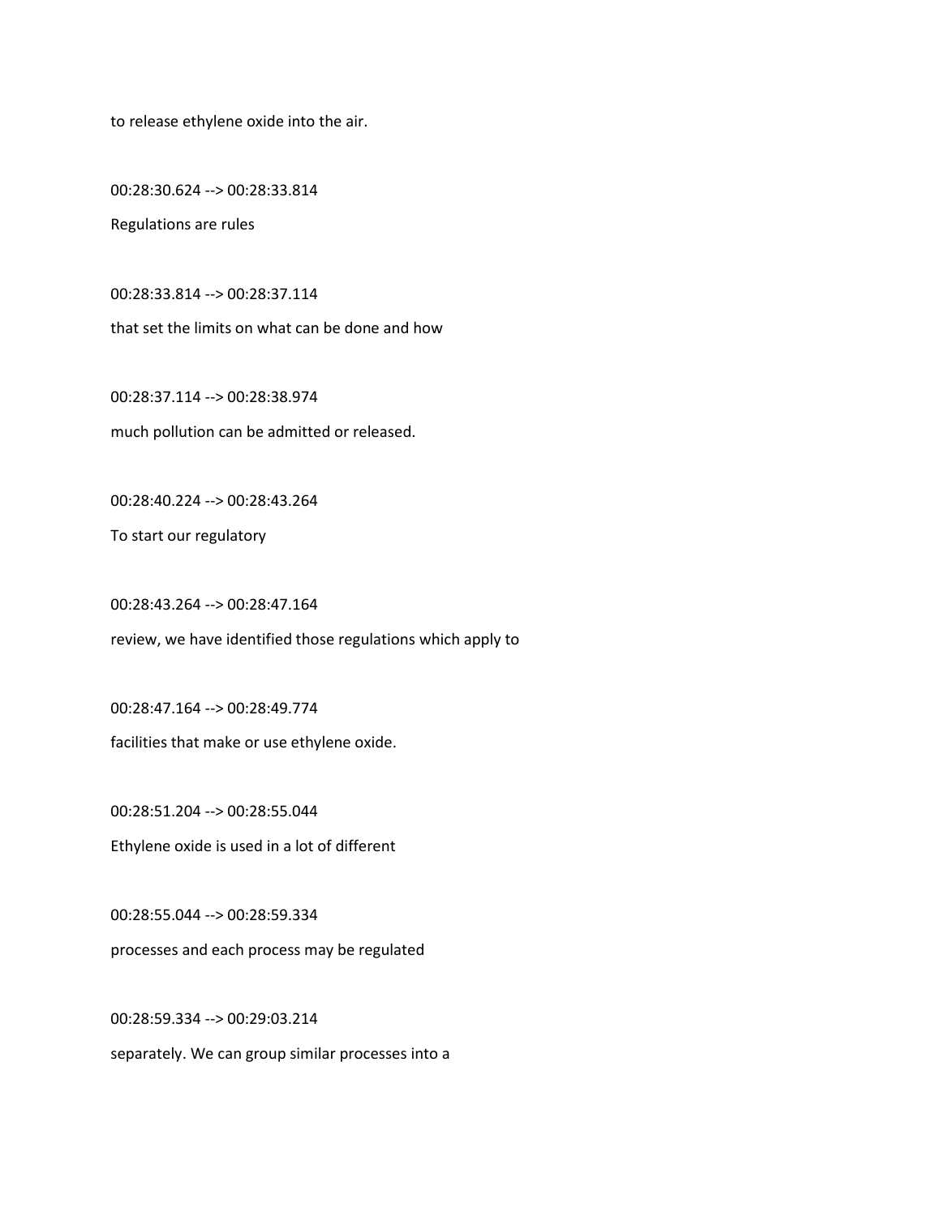to release ethylene oxide into the air.

00:28:30.624 --> 00:28:33.814

Regulations are rules

00:28:33.814 --> 00:28:37.114

that set the limits on what can be done and how

00:28:37.114 --> 00:28:38.974

much pollution can be admitted or released.

00:28:40.224 --> 00:28:43.264

To start our regulatory

00:28:43.264 --> 00:28:47.164

review, we have identified those regulations which apply to

00:28:47.164 --> 00:28:49.774

facilities that make or use ethylene oxide.

00:28:51.204 --> 00:28:55.044

Ethylene oxide is used in a lot of different

00:28:55.044 --> 00:28:59.334

processes and each process may be regulated

00:28:59.334 --> 00:29:03.214

separately. We can group similar processes into a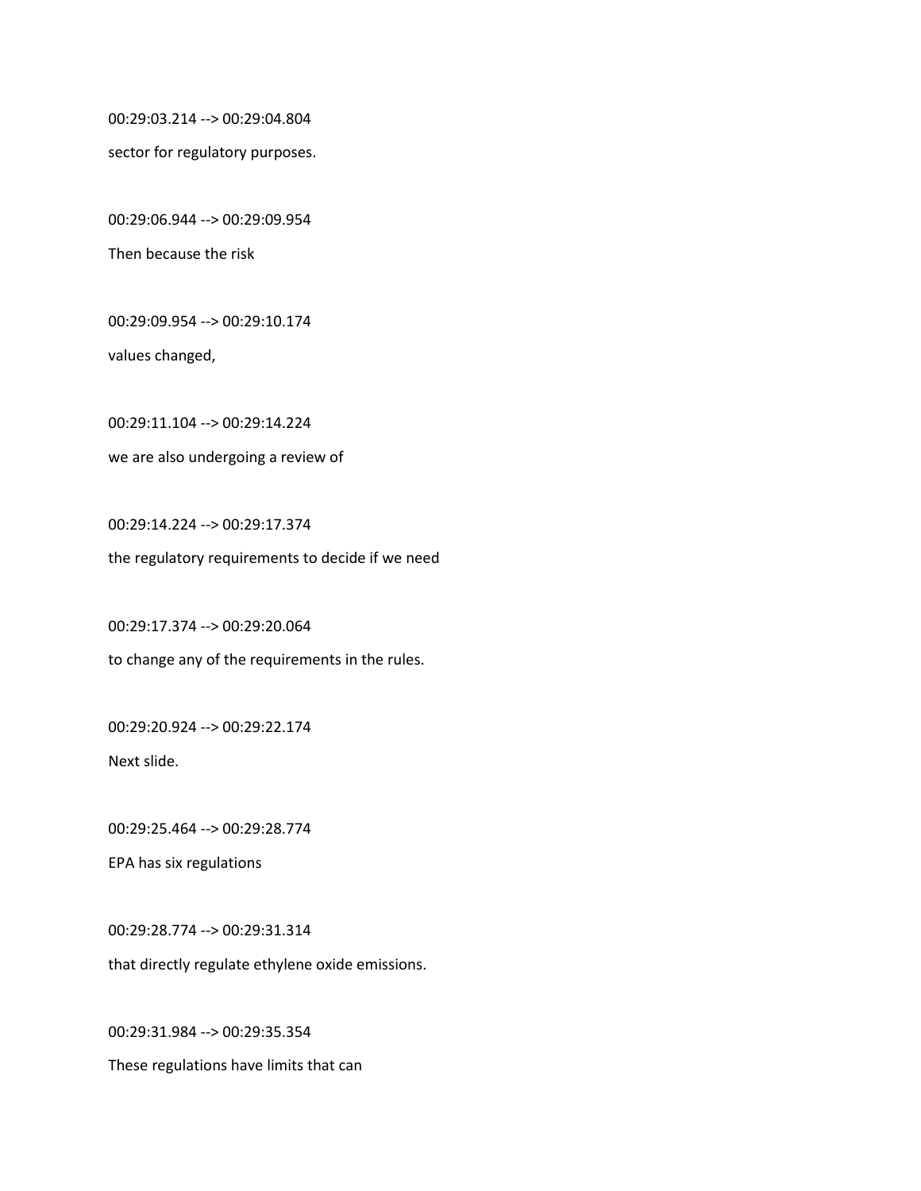00:29:03.214 --> 00:29:04.804

sector for regulatory purposes.

00:29:06.944 --> 00:29:09.954

Then because the risk

00:29:09.954 --> 00:29:10.174

values changed,

00:29:11.104 --> 00:29:14.224

we are also undergoing a review of

00:29:14.224 --> 00:29:17.374

the regulatory requirements to decide if we need

00:29:17.374 --> 00:29:20.064

to change any of the requirements in the rules.

00:29:20.924 --> 00:29:22.174

Next slide.

00:29:25.464 --> 00:29:28.774

EPA has six regulations

00:29:28.774 --> 00:29:31.314

that directly regulate ethylene oxide emissions.

00:29:31.984 --> 00:29:35.354

These regulations have limits that can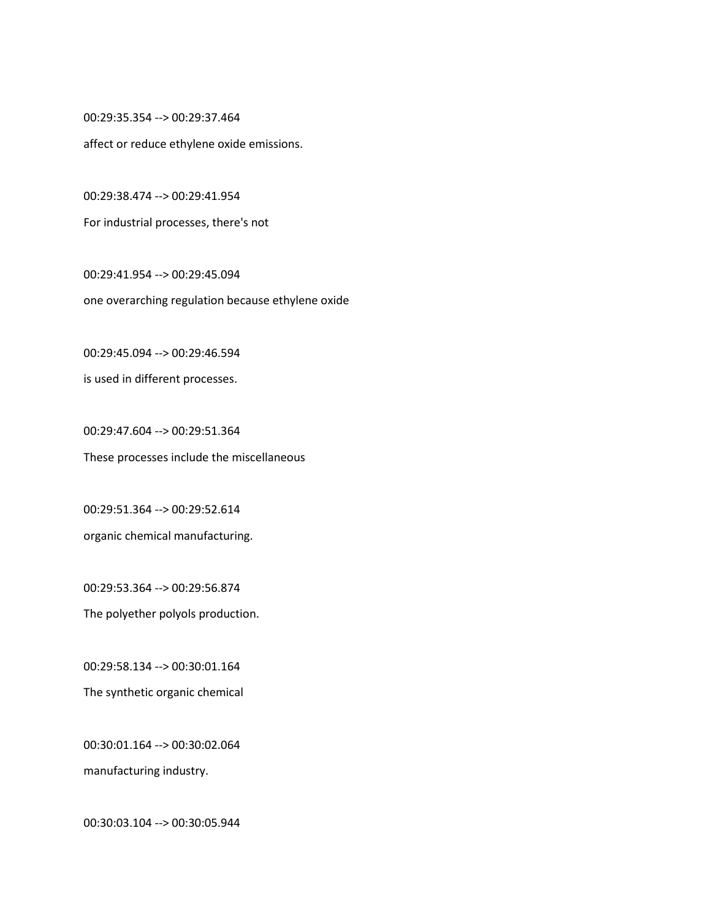00:29:35.354 --> 00:29:37.464

affect or reduce ethylene oxide emissions.

00:29:38.474 --> 00:29:41.954

For industrial processes, there's not

00:29:41.954 --> 00:29:45.094

one overarching regulation because ethylene oxide

00:29:45.094 --> 00:29:46.594

is used in different processes.

00:29:47.604 --> 00:29:51.364

These processes include the miscellaneous

00:29:51.364 --> 00:29:52.614

organic chemical manufacturing.

00:29:53.364 --> 00:29:56.874

The polyether polyols production.

00:29:58.134 --> 00:30:01.164

The synthetic organic chemical

00:30:01.164 --> 00:30:02.064

manufacturing industry.

00:30:03.104 --> 00:30:05.944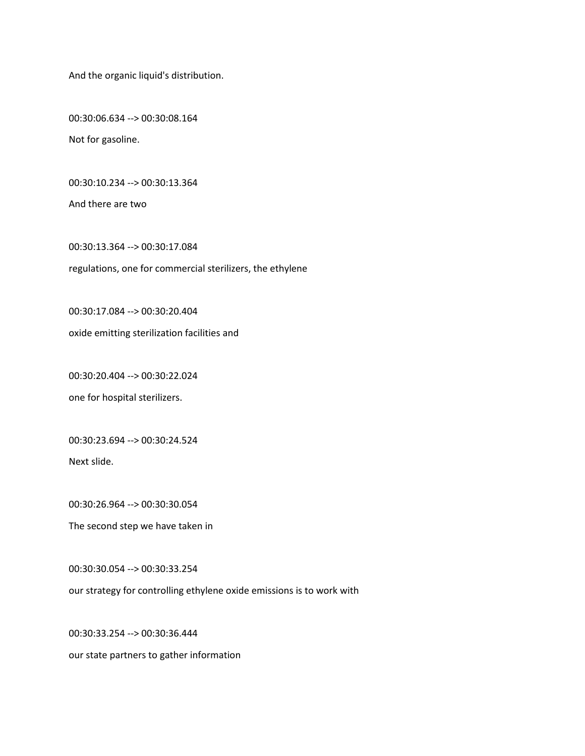And the organic liquid's distribution.

00:30:06.634 --> 00:30:08.164

Not for gasoline.

00:30:10.234 --> 00:30:13.364

And there are two

00:30:13.364 --> 00:30:17.084

regulations, one for commercial sterilizers, the ethylene

00:30:17.084 --> 00:30:20.404

oxide emitting sterilization facilities and

00:30:20.404 --> 00:30:22.024

one for hospital sterilizers.

00:30:23.694 --> 00:30:24.524

Next slide.

00:30:26.964 --> 00:30:30.054

The second step we have taken in

00:30:30.054 --> 00:30:33.254

our strategy for controlling ethylene oxide emissions is to work with

00:30:33.254 --> 00:30:36.444

our state partners to gather information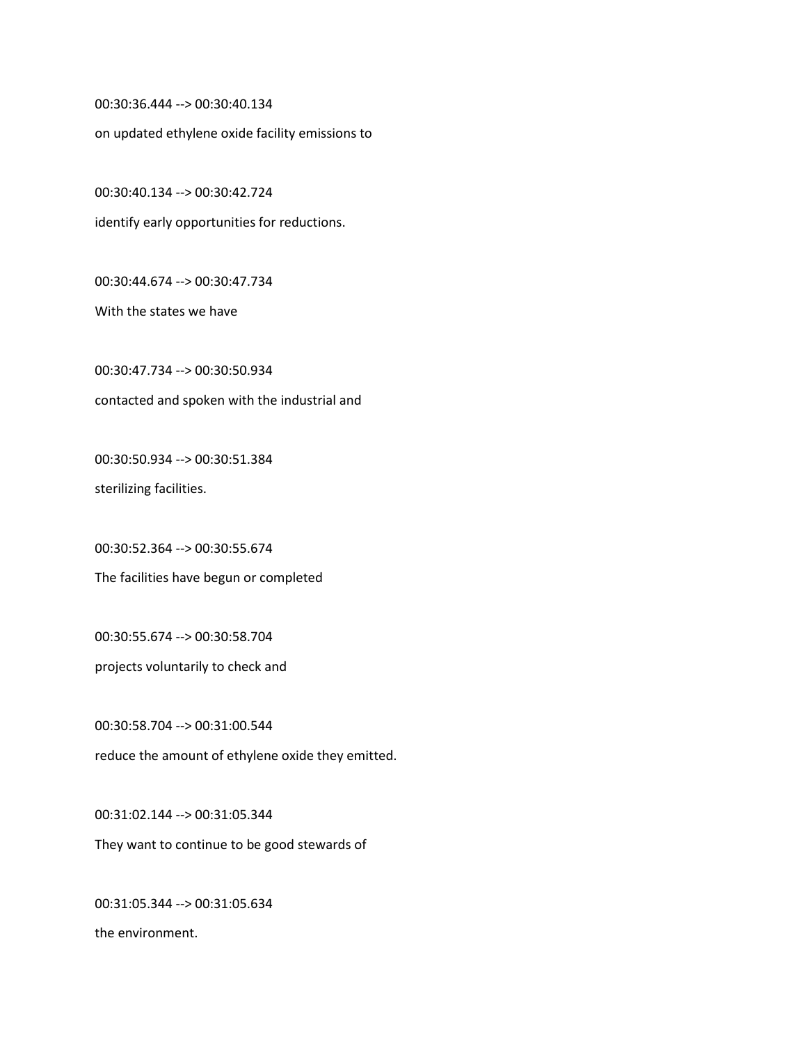00:30:36.444 --> 00:30:40.134

on updated ethylene oxide facility emissions to

00:30:40.134 --> 00:30:42.724

identify early opportunities for reductions.

00:30:44.674 --> 00:30:47.734

With the states we have

00:30:47.734 --> 00:30:50.934

contacted and spoken with the industrial and

00:30:50.934 --> 00:30:51.384

sterilizing facilities.

00:30:52.364 --> 00:30:55.674

The facilities have begun or completed

00:30:55.674 --> 00:30:58.704

projects voluntarily to check and

00:30:58.704 --> 00:31:00.544

reduce the amount of ethylene oxide they emitted.

00:31:02.144 --> 00:31:05.344

They want to continue to be good stewards of

00:31:05.344 --> 00:31:05.634

the environment.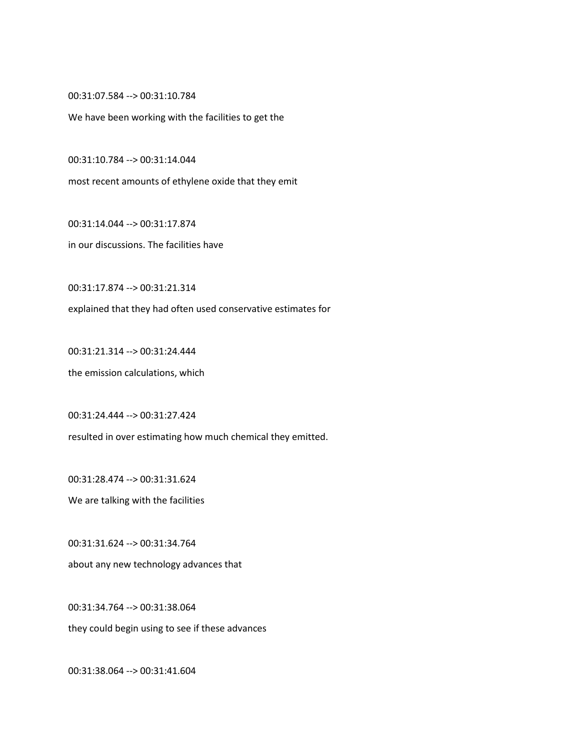00:31:07.584 --> 00:31:10.784

We have been working with the facilities to get the

00:31:10.784 --> 00:31:14.044

most recent amounts of ethylene oxide that they emit

00:31:14.044 --> 00:31:17.874

in our discussions. The facilities have

00:31:17.874 --> 00:31:21.314

explained that they had often used conservative estimates for

00:31:21.314 --> 00:31:24.444

the emission calculations, which

00:31:24.444 --> 00:31:27.424

resulted in over estimating how much chemical they emitted.

00:31:28.474 --> 00:31:31.624

We are talking with the facilities

00:31:31.624 --> 00:31:34.764

about any new technology advances that

00:31:34.764 --> 00:31:38.064

they could begin using to see if these advances

00:31:38.064 --> 00:31:41.604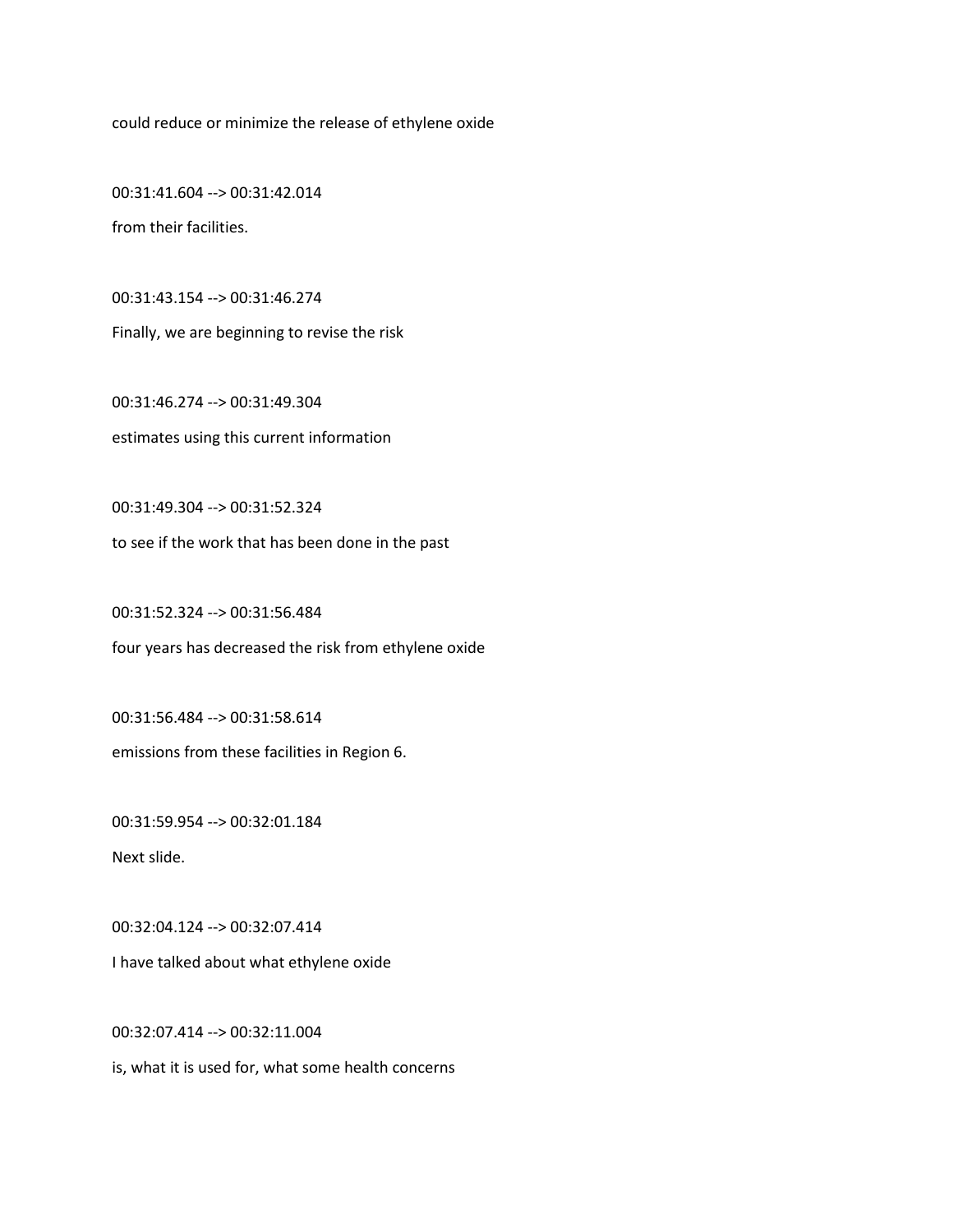could reduce or minimize the release of ethylene oxide

00:31:41.604 --> 00:31:42.014

from their facilities.

00:31:43.154 --> 00:31:46.274

Finally, we are beginning to revise the risk

00:31:46.274 --> 00:31:49.304

estimates using this current information

00:31:49.304 --> 00:31:52.324

to see if the work that has been done in the past

00:31:52.324 --> 00:31:56.484

four years has decreased the risk from ethylene oxide

00:31:56.484 --> 00:31:58.614

emissions from these facilities in Region 6.

00:31:59.954 --> 00:32:01.184

Next slide.

00:32:04.124 --> 00:32:07.414

I have talked about what ethylene oxide

00:32:07.414 --> 00:32:11.004

is, what it is used for, what some health concerns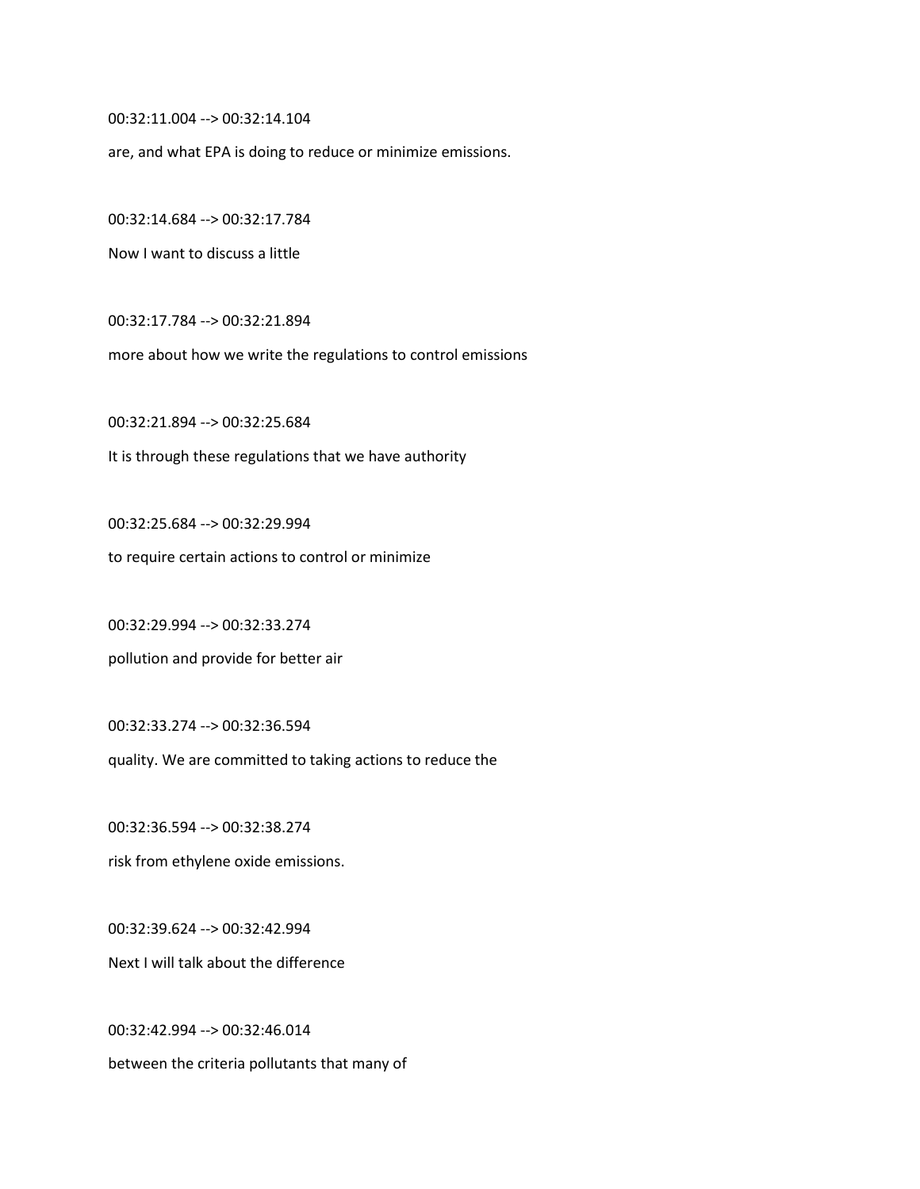00:32:11.004 --> 00:32:14.104

are, and what EPA is doing to reduce or minimize emissions.

00:32:14.684 --> 00:32:17.784

Now I want to discuss a little

00:32:17.784 --> 00:32:21.894

more about how we write the regulations to control emissions

00:32:21.894 --> 00:32:25.684

It is through these regulations that we have authority

00:32:25.684 --> 00:32:29.994

to require certain actions to control or minimize

00:32:29.994 --> 00:32:33.274

pollution and provide for better air

00:32:33.274 --> 00:32:36.594

quality. We are committed to taking actions to reduce the

00:32:36.594 --> 00:32:38.274

risk from ethylene oxide emissions.

00:32:39.624 --> 00:32:42.994

Next I will talk about the difference

00:32:42.994 --> 00:32:46.014

between the criteria pollutants that many of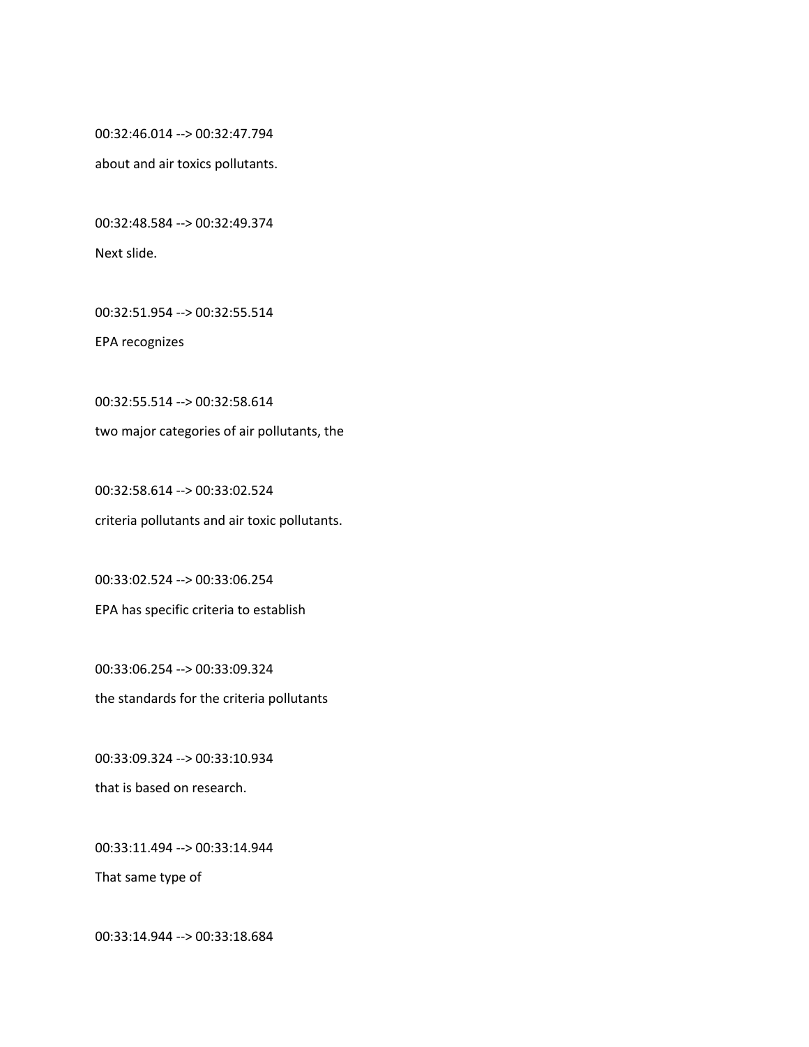00:32:46.014 --> 00:32:47.794

about and air toxics pollutants.

00:32:48.584 --> 00:32:49.374

Next slide.

00:32:51.954 --> 00:32:55.514

EPA recognizes

00:32:55.514 --> 00:32:58.614

two major categories of air pollutants, the

00:32:58.614 --> 00:33:02.524

criteria pollutants and air toxic pollutants.

00:33:02.524 --> 00:33:06.254

EPA has specific criteria to establish

00:33:06.254 --> 00:33:09.324

the standards for the criteria pollutants

00:33:09.324 --> 00:33:10.934

that is based on research.

00:33:11.494 --> 00:33:14.944

That same type of

00:33:14.944 --> 00:33:18.684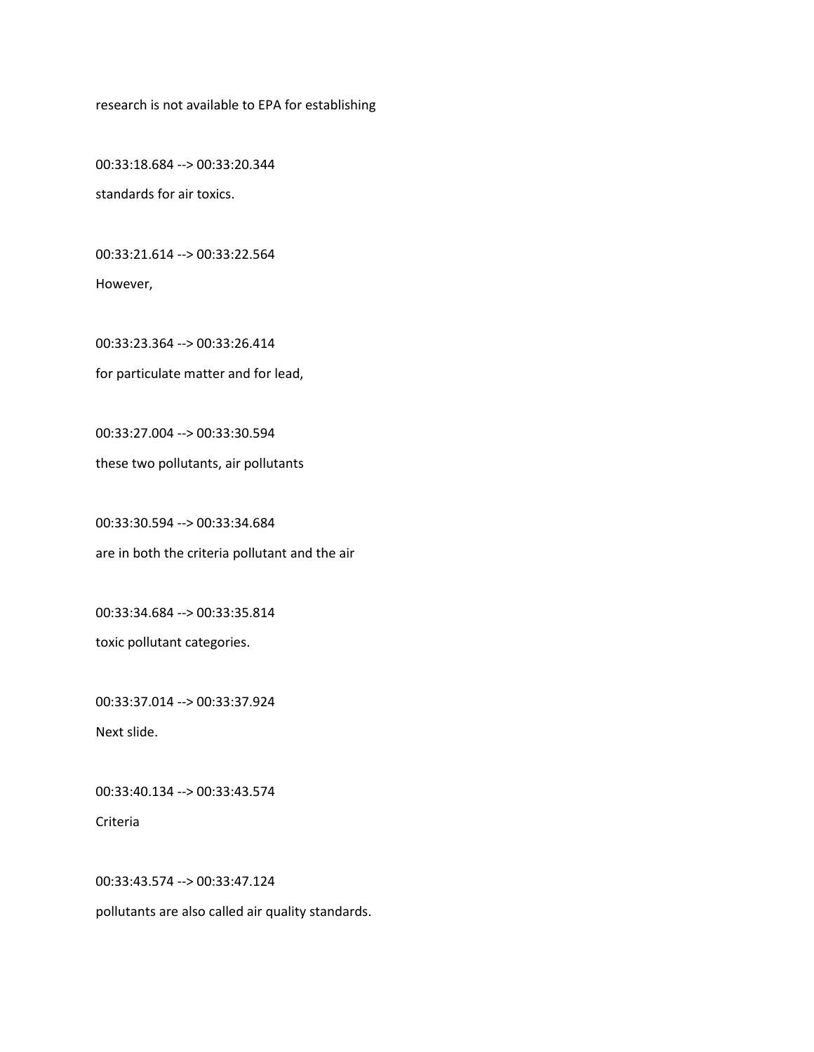research is not available to EPA for establishing

00:33:18.684 --> 00:33:20.344

standards for air toxics.

00:33:21.614 --> 00:33:22.564

However,

00:33:23.364 --> 00:33:26.414

for particulate matter and for lead,

00:33:27.004 --> 00:33:30.594

these two pollutants, air pollutants

00:33:30.594 --> 00:33:34.684

are in both the criteria pollutant and the air

00:33:34.684 --> 00:33:35.814

toxic pollutant categories.

00:33:37.014 --> 00:33:37.924

Next slide.

00:33:40.134 --> 00:33:43.574

Criteria

00:33:43.574 --> 00:33:47.124

pollutants are also called air quality standards.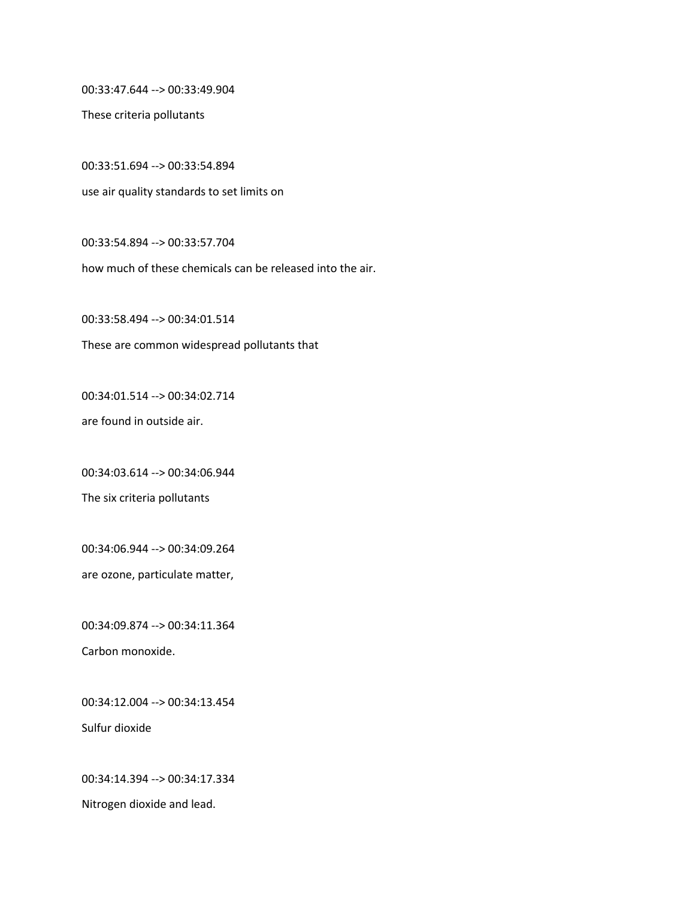00:33:47.644 --> 00:33:49.904

These criteria pollutants

00:33:51.694 --> 00:33:54.894

use air quality standards to set limits on

00:33:54.894 --> 00:33:57.704

how much of these chemicals can be released into the air.

00:33:58.494 --> 00:34:01.514

These are common widespread pollutants that

00:34:01.514 --> 00:34:02.714

are found in outside air.

00:34:03.614 --> 00:34:06.944

The six criteria pollutants

00:34:06.944 --> 00:34:09.264

are ozone, particulate matter,

00:34:09.874 --> 00:34:11.364

Carbon monoxide.

00:34:12.004 --> 00:34:13.454

Sulfur dioxide

00:34:14.394 --> 00:34:17.334

Nitrogen dioxide and lead.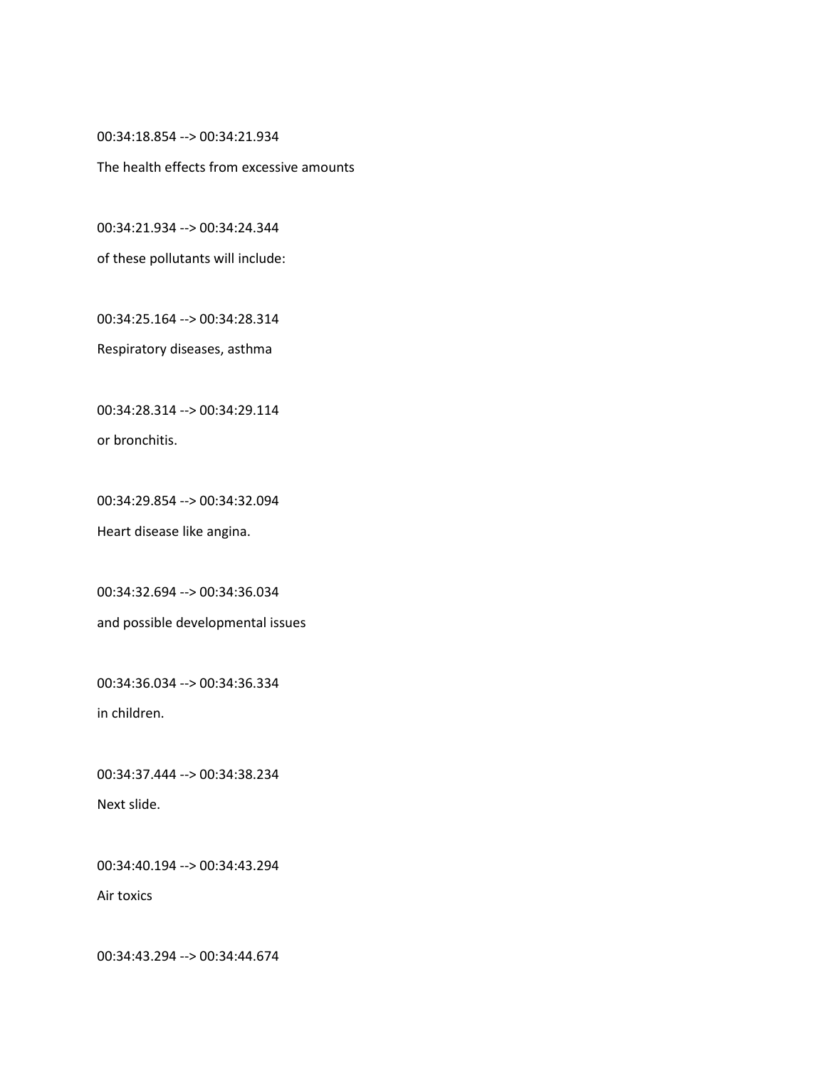00:34:18.854 --> 00:34:21.934

The health effects from excessive amounts

00:34:21.934 --> 00:34:24.344

of these pollutants will include:

00:34:25.164 --> 00:34:28.314

Respiratory diseases, asthma

00:34:28.314 --> 00:34:29.114

or bronchitis.

00:34:29.854 --> 00:34:32.094

Heart disease like angina.

00:34:32.694 --> 00:34:36.034

and possible developmental issues

00:34:36.034 --> 00:34:36.334

in children.

00:34:37.444 --> 00:34:38.234

Next slide.

00:34:40.194 --> 00:34:43.294

Air toxics

00:34:43.294 --> 00:34:44.674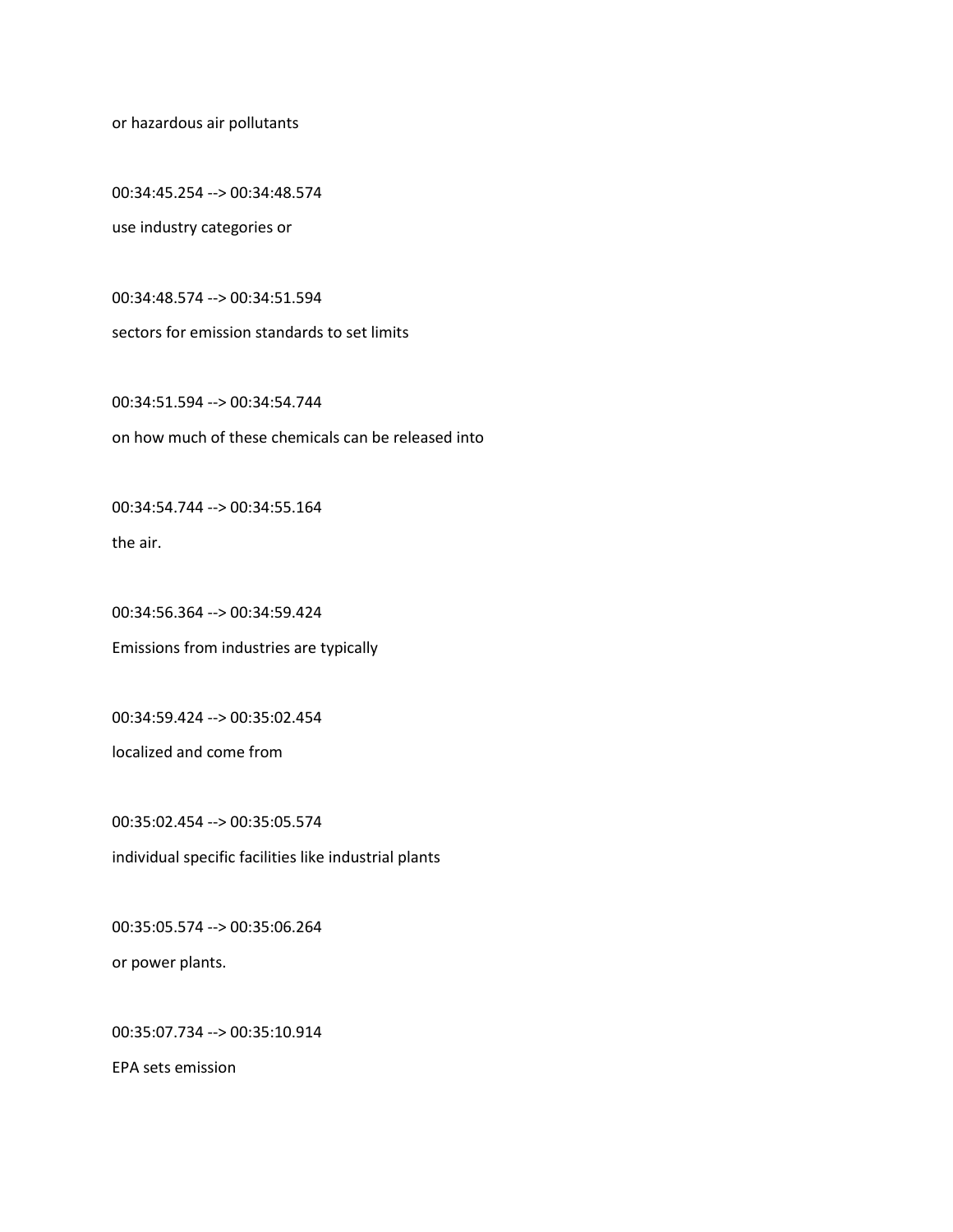or hazardous air pollutants

00:34:45.254 --> 00:34:48.574

use industry categories or

00:34:48.574 --> 00:34:51.594

sectors for emission standards to set limits

00:34:51.594 --> 00:34:54.744

on how much of these chemicals can be released into

00:34:54.744 --> 00:34:55.164

the air.

00:34:56.364 --> 00:34:59.424

Emissions from industries are typically

00:34:59.424 --> 00:35:02.454

localized and come from

00:35:02.454 --> 00:35:05.574

individual specific facilities like industrial plants

00:35:05.574 --> 00:35:06.264

or power plants.

00:35:07.734 --> 00:35:10.914

EPA sets emission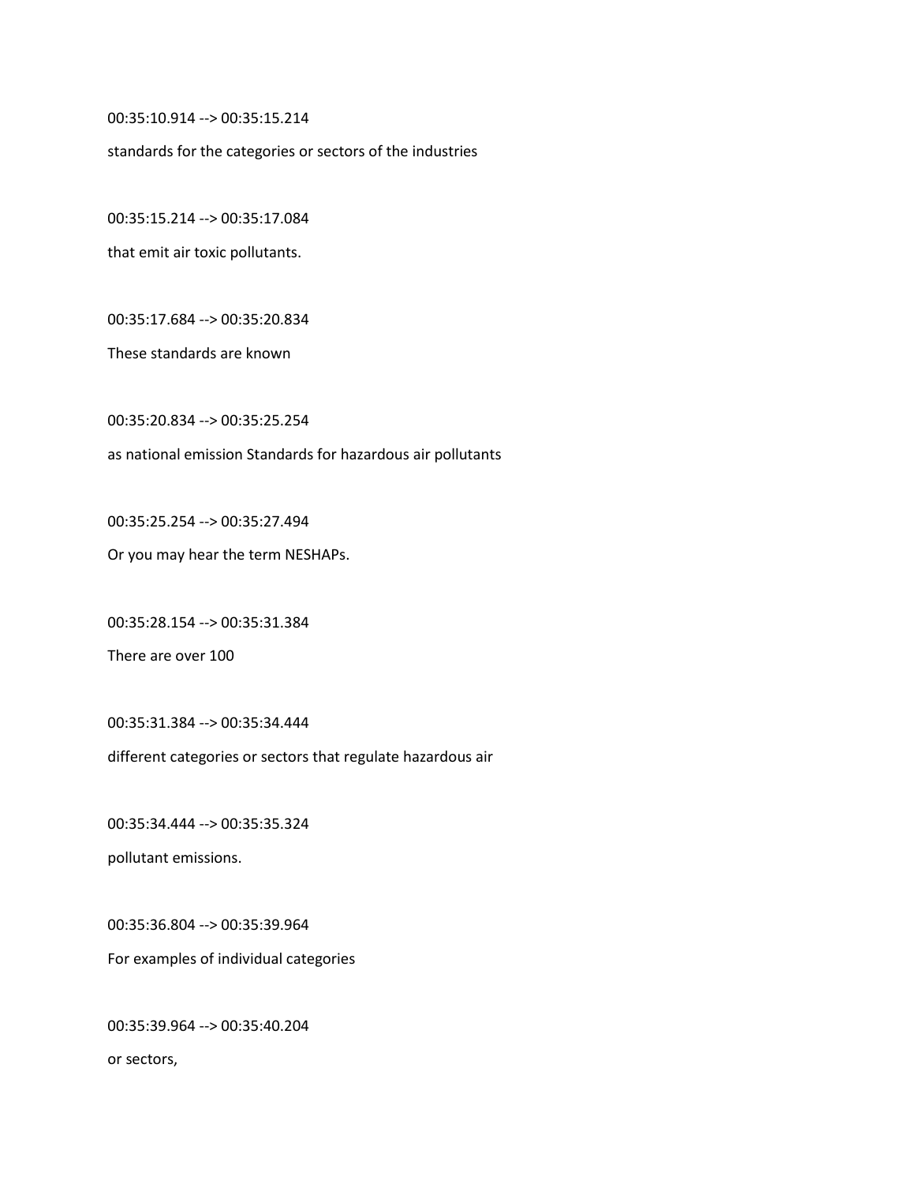00:35:10.914 --> 00:35:15.214

standards for the categories or sectors of the industries

00:35:15.214 --> 00:35:17.084

that emit air toxic pollutants.

00:35:17.684 --> 00:35:20.834

These standards are known

00:35:20.834 --> 00:35:25.254

as national emission Standards for hazardous air pollutants

00:35:25.254 --> 00:35:27.494

Or you may hear the term NESHAPs.

00:35:28.154 --> 00:35:31.384

There are over 100

00:35:31.384 --> 00:35:34.444

different categories or sectors that regulate hazardous air

00:35:34.444 --> 00:35:35.324

pollutant emissions.

00:35:36.804 --> 00:35:39.964

For examples of individual categories

00:35:39.964 --> 00:35:40.204

or sectors,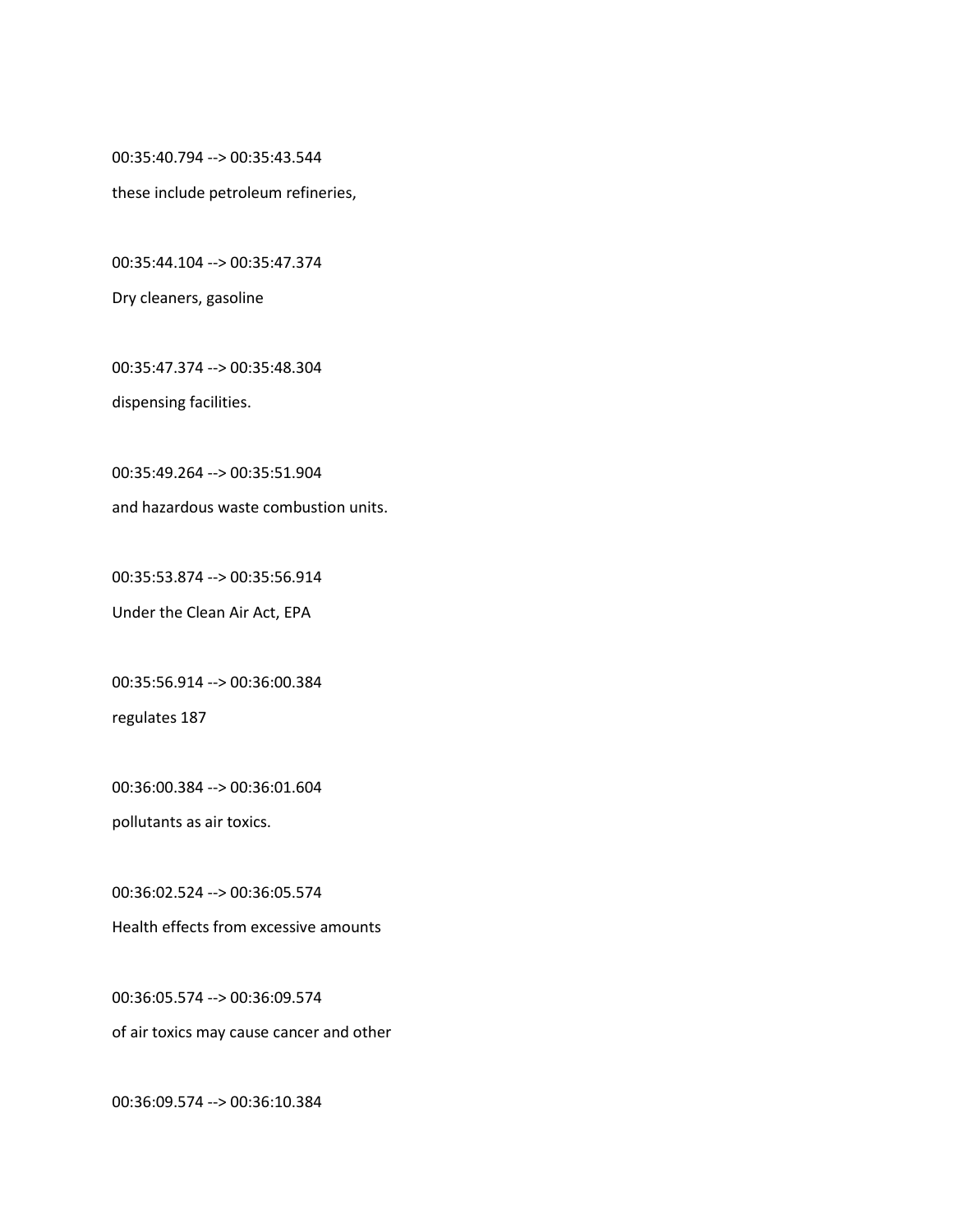00:35:40.794 --> 00:35:43.544

these include petroleum refineries,

00:35:44.104 --> 00:35:47.374

Dry cleaners, gasoline

00:35:47.374 --> 00:35:48.304

dispensing facilities.

00:35:49.264 --> 00:35:51.904

and hazardous waste combustion units.

00:35:53.874 --> 00:35:56.914

Under the Clean Air Act, EPA

00:35:56.914 --> 00:36:00.384

regulates 187

00:36:00.384 --> 00:36:01.604

pollutants as air toxics.

00:36:02.524 --> 00:36:05.574

Health effects from excessive amounts

00:36:05.574 --> 00:36:09.574

of air toxics may cause cancer and other

00:36:09.574 --> 00:36:10.384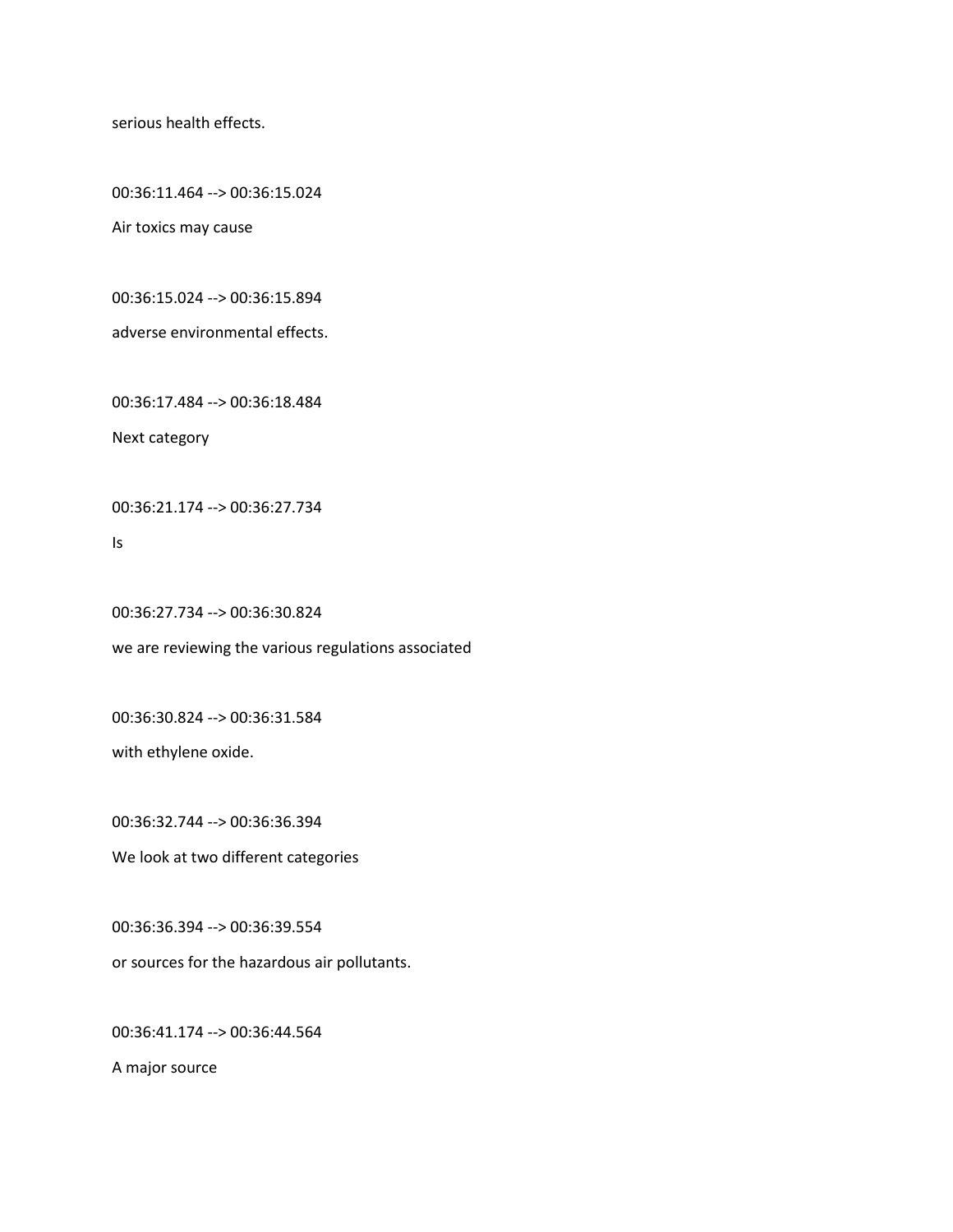serious health effects.

00:36:11.464 --> 00:36:15.024

Air toxics may cause

00:36:15.024 --> 00:36:15.894

adverse environmental effects.

00:36:17.484 --> 00:36:18.484

Next category

00:36:21.174 --> 00:36:27.734

Is

00:36:27.734 --> 00:36:30.824

we are reviewing the various regulations associated

00:36:30.824 --> 00:36:31.584

with ethylene oxide.

00:36:32.744 --> 00:36:36.394

We look at two different categories

00:36:36.394 --> 00:36:39.554

or sources for the hazardous air pollutants.

00:36:41.174 --> 00:36:44.564

A major source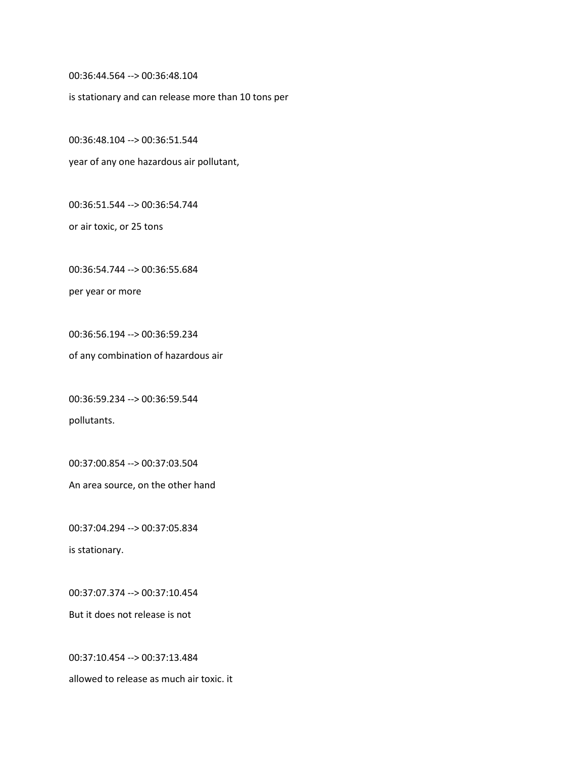00:36:44.564 --> 00:36:48.104

is stationary and can release more than 10 tons per

00:36:48.104 --> 00:36:51.544

year of any one hazardous air pollutant,

00:36:51.544 --> 00:36:54.744

or air toxic, or 25 tons

00:36:54.744 --> 00:36:55.684

per year or more

00:36:56.194 --> 00:36:59.234

of any combination of hazardous air

00:36:59.234 --> 00:36:59.544

pollutants.

00:37:00.854 --> 00:37:03.504

An area source, on the other hand

00:37:04.294 --> 00:37:05.834

is stationary.

00:37:07.374 --> 00:37:10.454

But it does not release is not

00:37:10.454 --> 00:37:13.484

allowed to release as much air toxic. it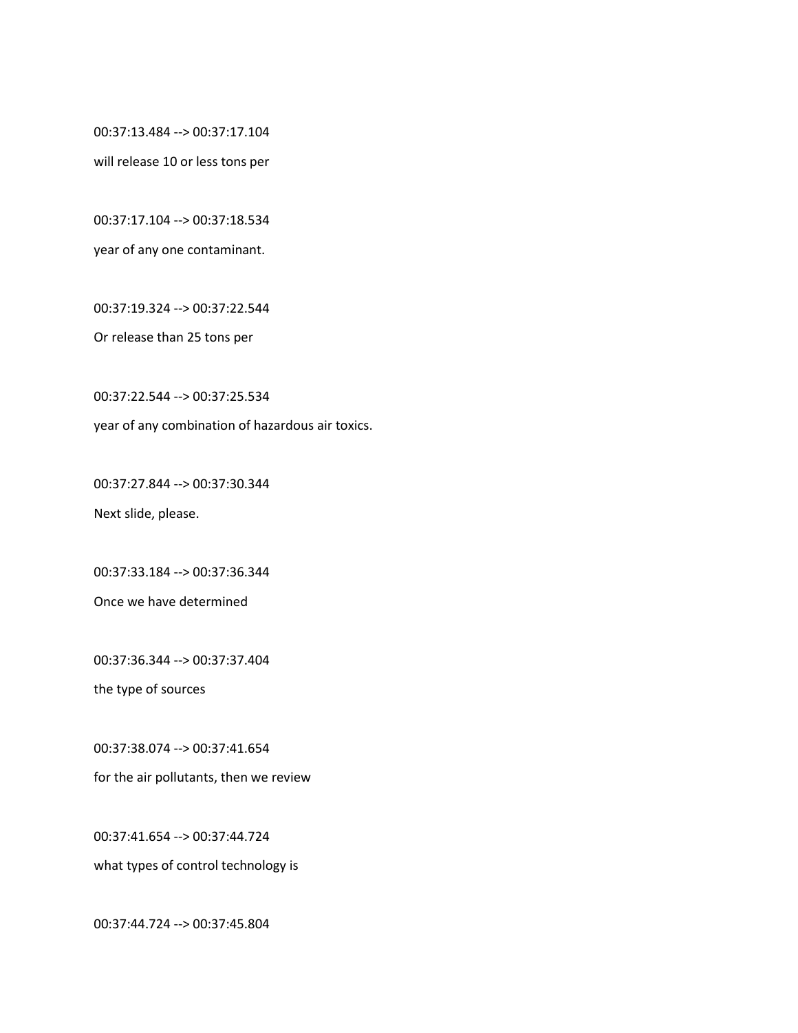00:37:13.484 --> 00:37:17.104

will release 10 or less tons per

00:37:17.104 --> 00:37:18.534

year of any one contaminant.

00:37:19.324 --> 00:37:22.544

Or release than 25 tons per

00:37:22.544 --> 00:37:25.534

year of any combination of hazardous air toxics.

00:37:27.844 --> 00:37:30.344

Next slide, please.

00:37:33.184 --> 00:37:36.344

Once we have determined

00:37:36.344 --> 00:37:37.404

the type of sources

00:37:38.074 --> 00:37:41.654

for the air pollutants, then we review

00:37:41.654 --> 00:37:44.724

what types of control technology is

00:37:44.724 --> 00:37:45.804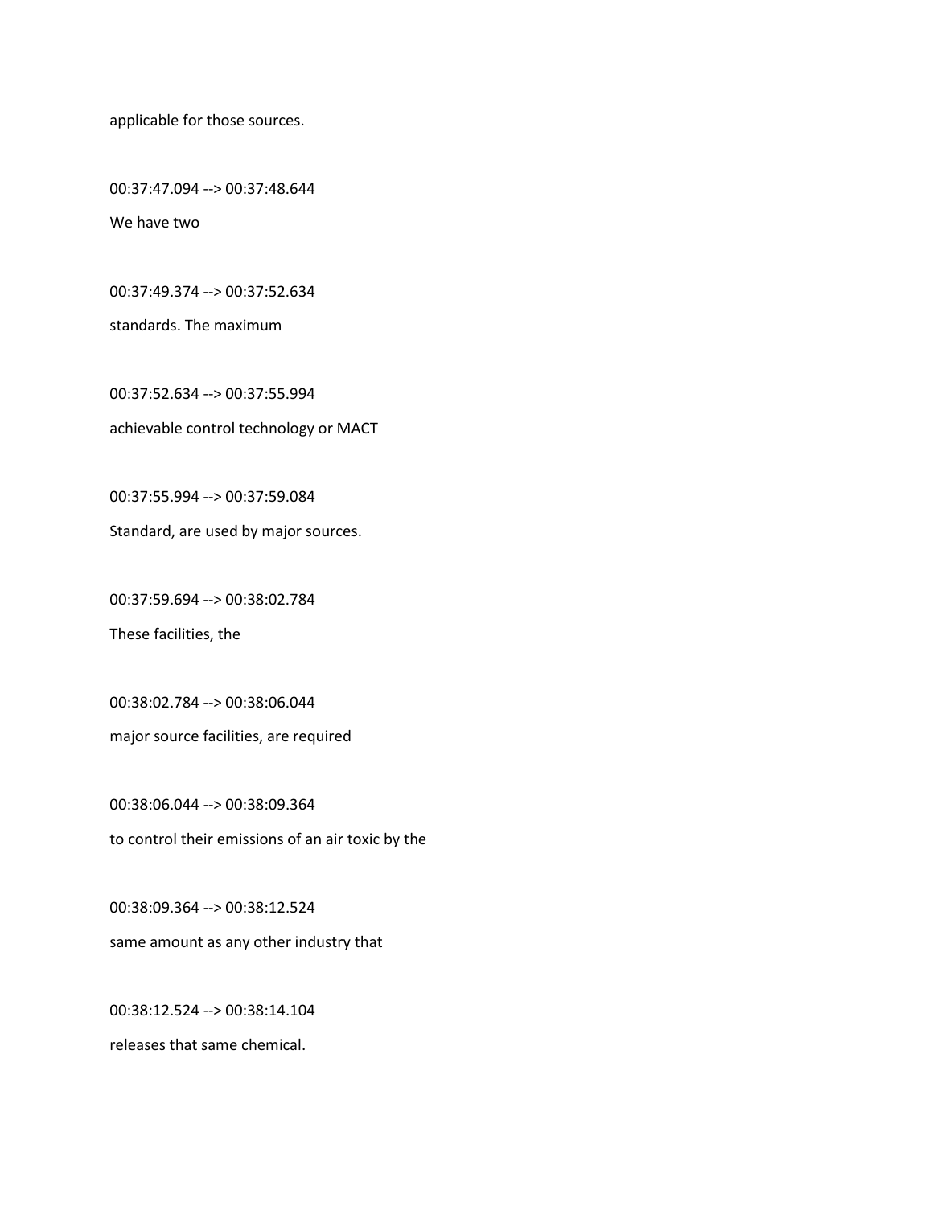applicable for those sources.

00:37:47.094 --> 00:37:48.644

We have two

00:37:49.374 --> 00:37:52.634

standards. The maximum

00:37:52.634 --> 00:37:55.994

achievable control technology or MACT

00:37:55.994 --> 00:37:59.084

Standard, are used by major sources.

00:37:59.694 --> 00:38:02.784

These facilities, the

00:38:02.784 --> 00:38:06.044

major source facilities, are required

00:38:06.044 --> 00:38:09.364

to control their emissions of an air toxic by the

00:38:09.364 --> 00:38:12.524

same amount as any other industry that

00:38:12.524 --> 00:38:14.104

releases that same chemical.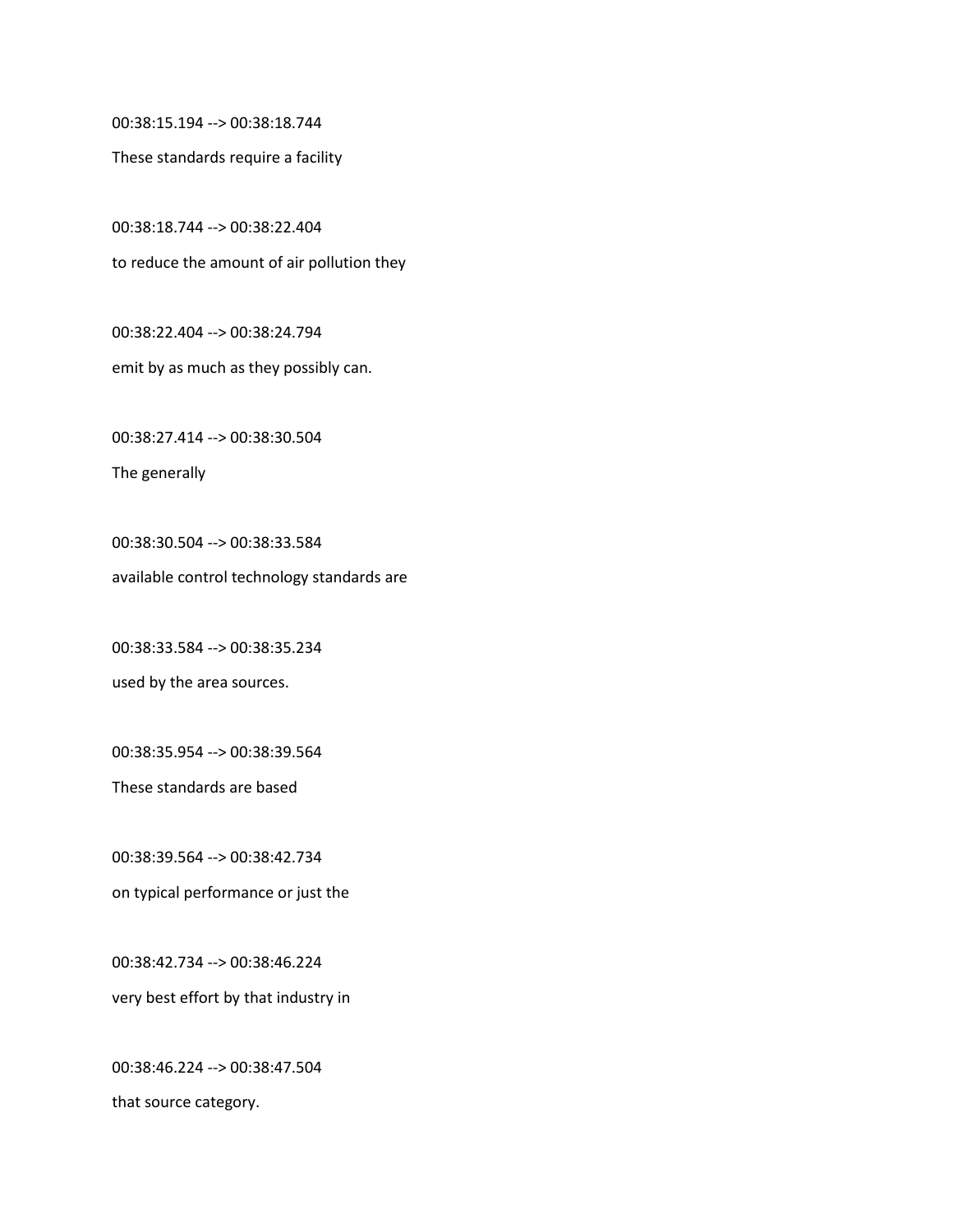00:38:15.194 --> 00:38:18.744

These standards require a facility

00:38:18.744 --> 00:38:22.404

to reduce the amount of air pollution they

00:38:22.404 --> 00:38:24.794

emit by as much as they possibly can.

00:38:27.414 --> 00:38:30.504

The generally

00:38:30.504 --> 00:38:33.584

available control technology standards are

00:38:33.584 --> 00:38:35.234

used by the area sources.

00:38:35.954 --> 00:38:39.564

These standards are based

00:38:39.564 --> 00:38:42.734

on typical performance or just the

00:38:42.734 --> 00:38:46.224

very best effort by that industry in

00:38:46.224 --> 00:38:47.504

that source category.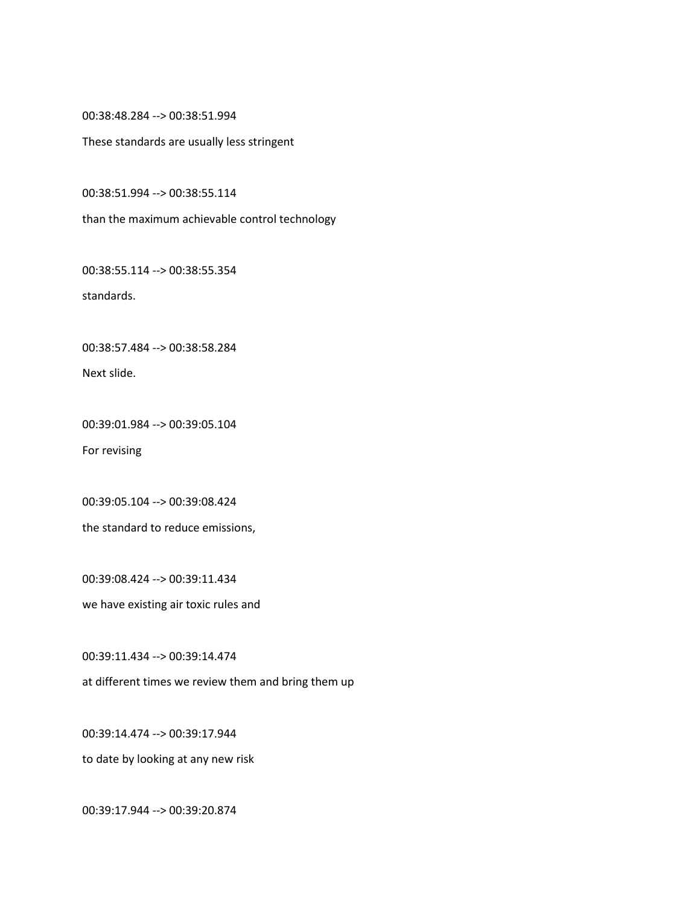00:38:48.284 --> 00:38:51.994

These standards are usually less stringent

00:38:51.994 --> 00:38:55.114

than the maximum achievable control technology

00:38:55.114 --> 00:38:55.354

standards.

00:38:57.484 --> 00:38:58.284

Next slide.

00:39:01.984 --> 00:39:05.104

For revising

00:39:05.104 --> 00:39:08.424

the standard to reduce emissions,

00:39:08.424 --> 00:39:11.434

we have existing air toxic rules and

00:39:11.434 --> 00:39:14.474

at different times we review them and bring them up

00:39:14.474 --> 00:39:17.944

to date by looking at any new risk

00:39:17.944 --> 00:39:20.874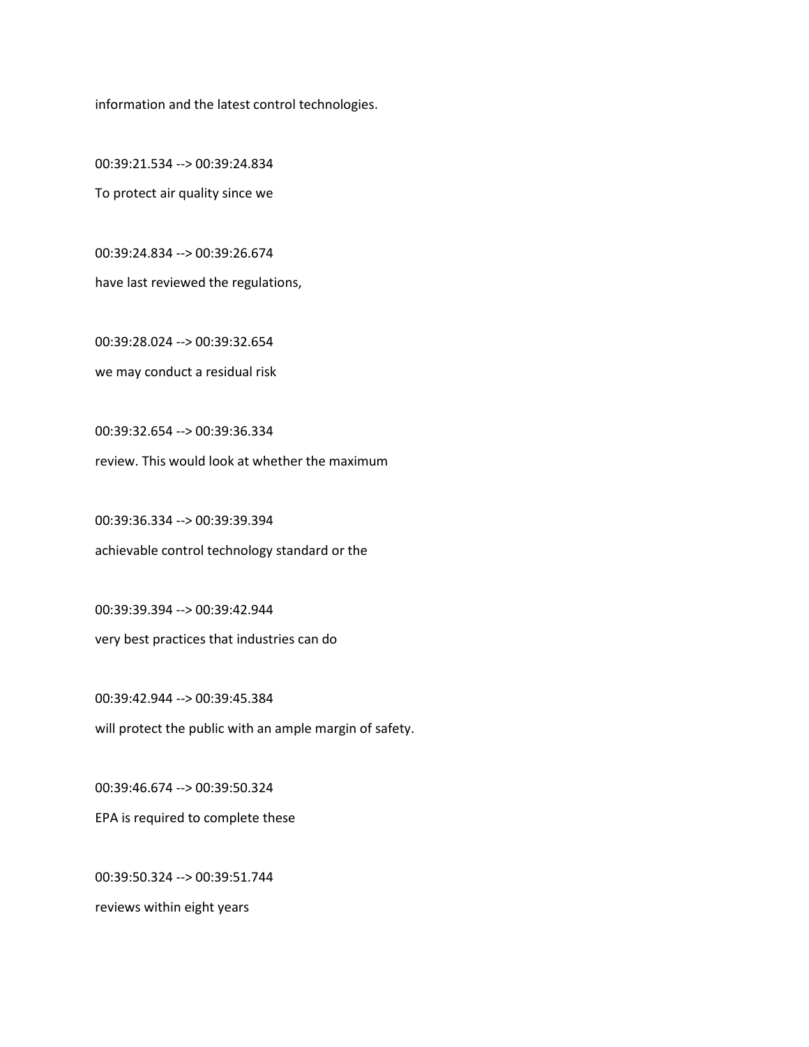information and the latest control technologies.

00:39:21.534 --> 00:39:24.834

To protect air quality since we

00:39:24.834 --> 00:39:26.674

have last reviewed the regulations,

00:39:28.024 --> 00:39:32.654

we may conduct a residual risk

00:39:32.654 --> 00:39:36.334

review. This would look at whether the maximum

00:39:36.334 --> 00:39:39.394

achievable control technology standard or the

00:39:39.394 --> 00:39:42.944

very best practices that industries can do

00:39:42.944 --> 00:39:45.384

will protect the public with an ample margin of safety.

00:39:46.674 --> 00:39:50.324

EPA is required to complete these

00:39:50.324 --> 00:39:51.744

reviews within eight years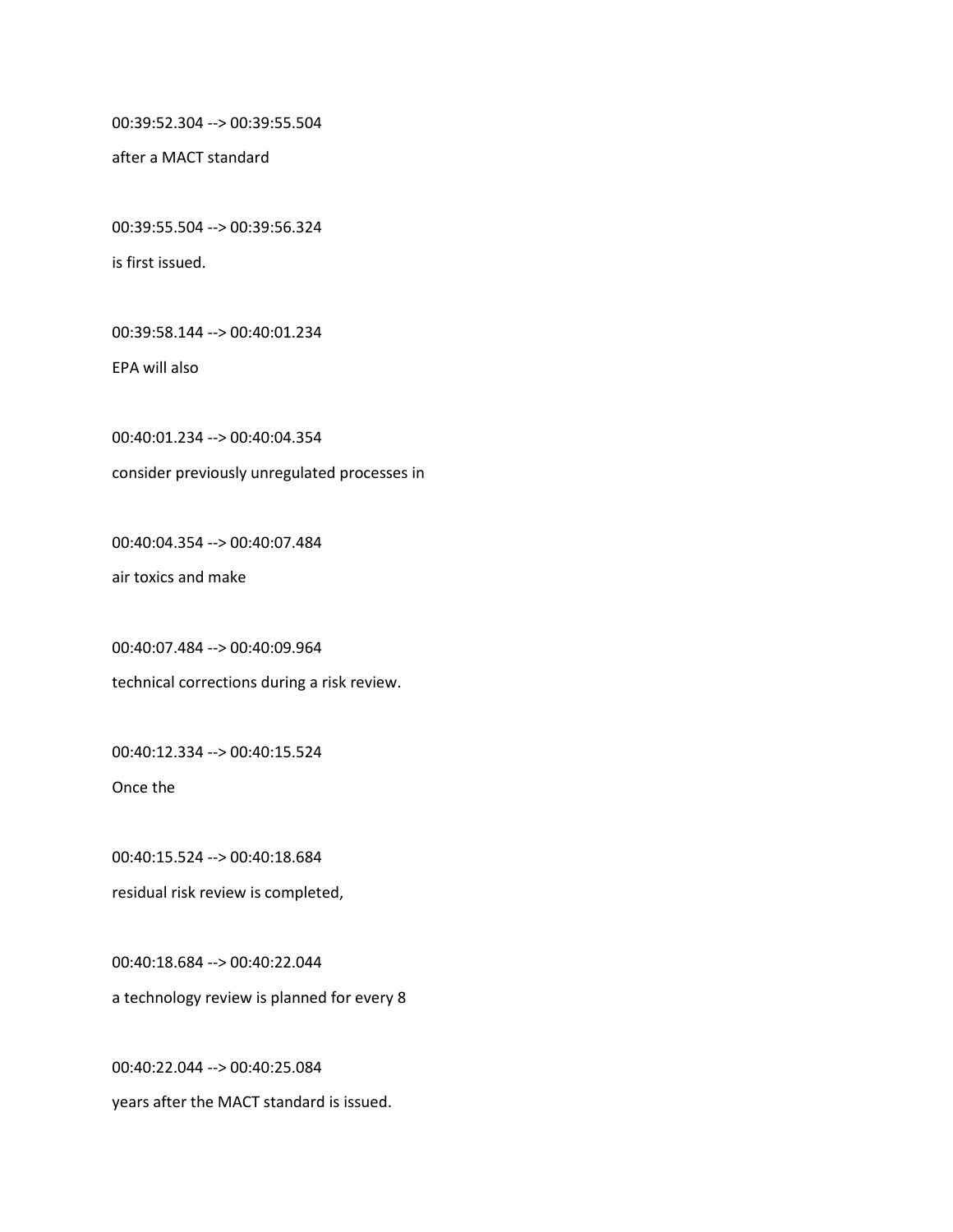00:39:52.304 --> 00:39:55.504

after a MACT standard

00:39:55.504 --> 00:39:56.324

is first issued.

00:39:58.144 --> 00:40:01.234

EPA will also

00:40:01.234 --> 00:40:04.354

consider previously unregulated processes in

00:40:04.354 --> 00:40:07.484

air toxics and make

00:40:07.484 --> 00:40:09.964

technical corrections during a risk review.

00:40:12.334 --> 00:40:15.524

Once the

00:40:15.524 --> 00:40:18.684

residual risk review is completed,

00:40:18.684 --> 00:40:22.044

a technology review is planned for every 8

00:40:22.044 --> 00:40:25.084

years after the MACT standard is issued.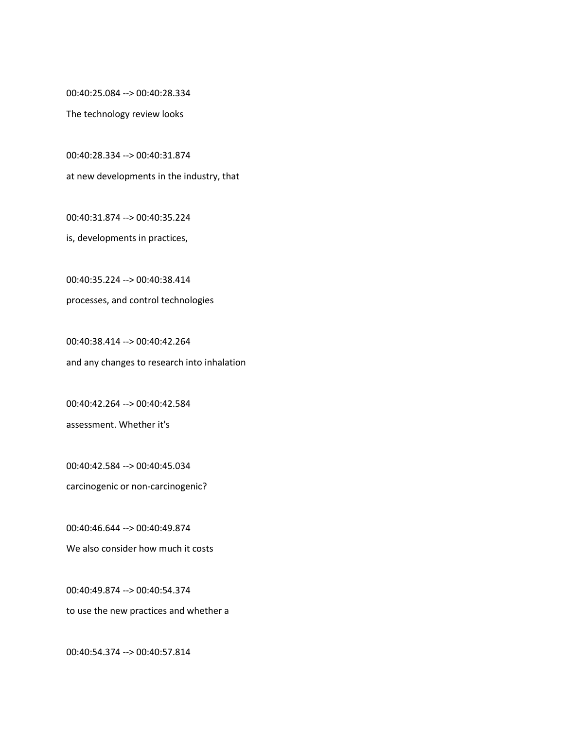00:40:25.084 --> 00:40:28.334

The technology review looks

00:40:28.334 --> 00:40:31.874

at new developments in the industry, that

00:40:31.874 --> 00:40:35.224

is, developments in practices,

00:40:35.224 --> 00:40:38.414

processes, and control technologies

00:40:38.414 --> 00:40:42.264

and any changes to research into inhalation

00:40:42.264 --> 00:40:42.584

assessment. Whether it's

00:40:42.584 --> 00:40:45.034

carcinogenic or non-carcinogenic?

00:40:46.644 --> 00:40:49.874

We also consider how much it costs

00:40:49.874 --> 00:40:54.374

to use the new practices and whether a

00:40:54.374 --> 00:40:57.814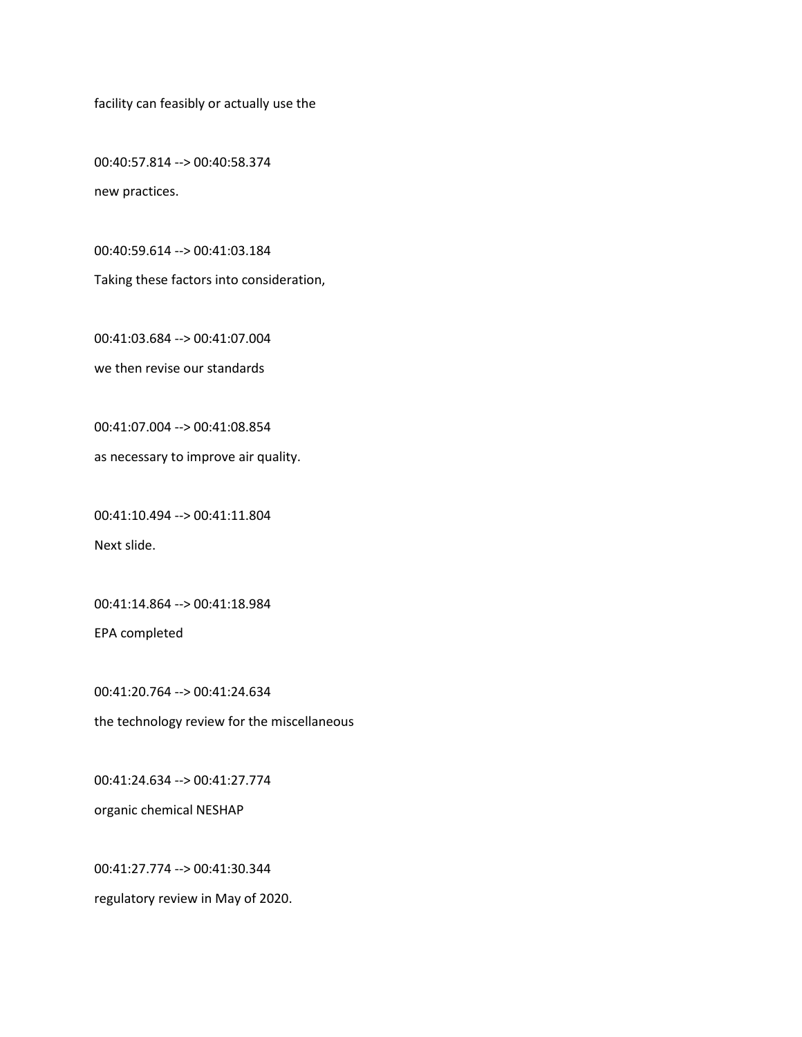facility can feasibly or actually use the

00:40:57.814 --> 00:40:58.374

new practices.

00:40:59.614 --> 00:41:03.184

Taking these factors into consideration,

00:41:03.684 --> 00:41:07.004

we then revise our standards

00:41:07.004 --> 00:41:08.854

as necessary to improve air quality.

00:41:10.494 --> 00:41:11.804

Next slide.

00:41:14.864 --> 00:41:18.984

EPA completed

00:41:20.764 --> 00:41:24.634

the technology review for the miscellaneous

00:41:24.634 --> 00:41:27.774

organic chemical NESHAP

00:41:27.774 --> 00:41:30.344

regulatory review in May of 2020.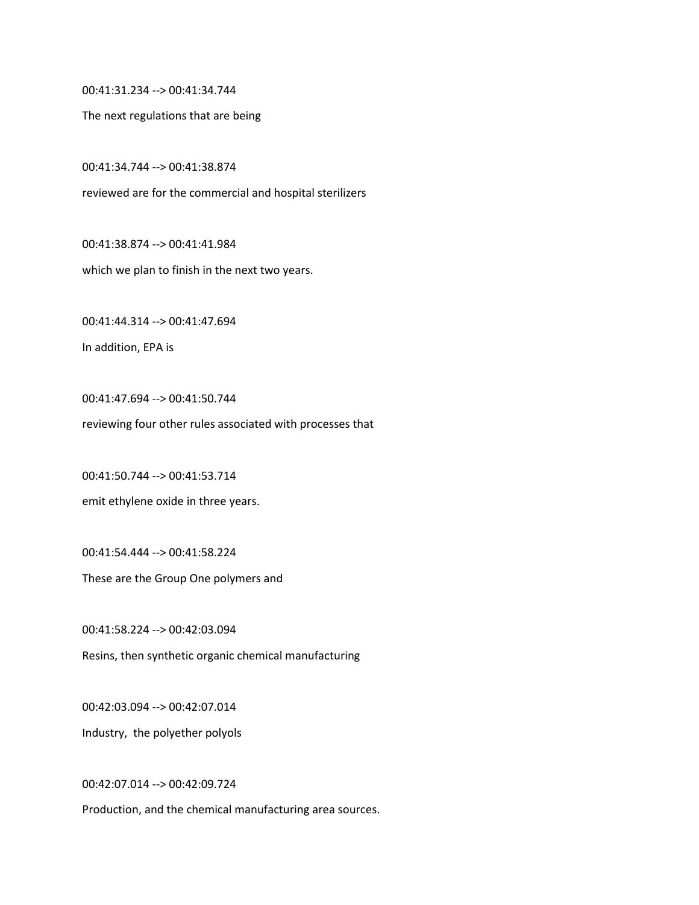00:41:31.234 --> 00:41:34.744

The next regulations that are being

00:41:34.744 --> 00:41:38.874

reviewed are for the commercial and hospital sterilizers

00:41:38.874 --> 00:41:41.984

which we plan to finish in the next two years.

00:41:44.314 --> 00:41:47.694

In addition, EPA is

00:41:47.694 --> 00:41:50.744

reviewing four other rules associated with processes that

00:41:50.744 --> 00:41:53.714

emit ethylene oxide in three years.

00:41:54.444 --> 00:41:58.224

These are the Group One polymers and

00:41:58.224 --> 00:42:03.094

Resins, then synthetic organic chemical manufacturing

00:42:03.094 --> 00:42:07.014

Industry,  the polyether polyols

00:42:07.014 --> 00:42:09.724

Production, and the chemical manufacturing area sources.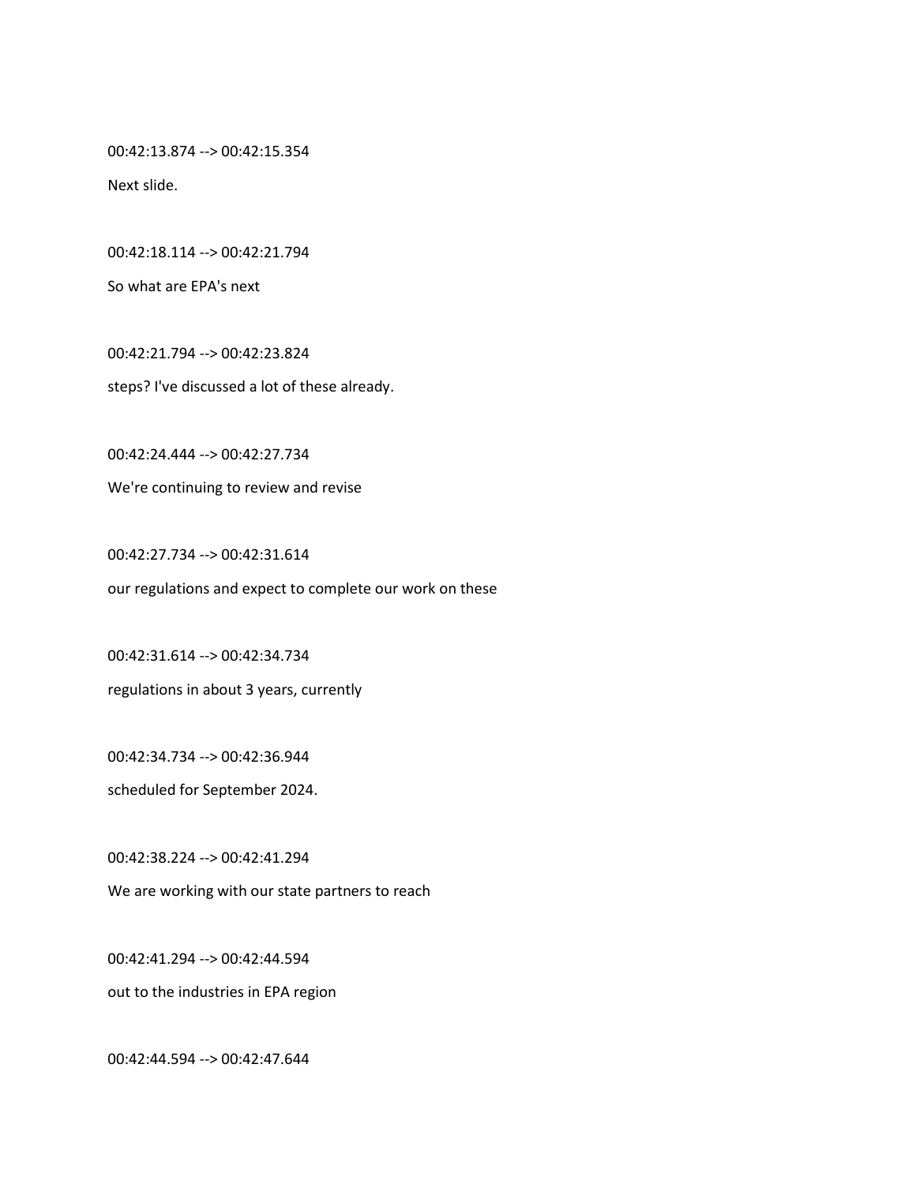00:42:13.874 --> 00:42:15.354

Next slide.

00:42:18.114 --> 00:42:21.794

So what are EPA's next

00:42:21.794 --> 00:42:23.824

steps? I've discussed a lot of these already.

00:42:24.444 --> 00:42:27.734

We're continuing to review and revise

00:42:27.734 --> 00:42:31.614

our regulations and expect to complete our work on these

00:42:31.614 --> 00:42:34.734

regulations in about 3 years, currently

00:42:34.734 --> 00:42:36.944

scheduled for September 2024.

00:42:38.224 --> 00:42:41.294

We are working with our state partners to reach

00:42:41.294 --> 00:42:44.594

out to the industries in EPA region

00:42:44.594 --> 00:42:47.644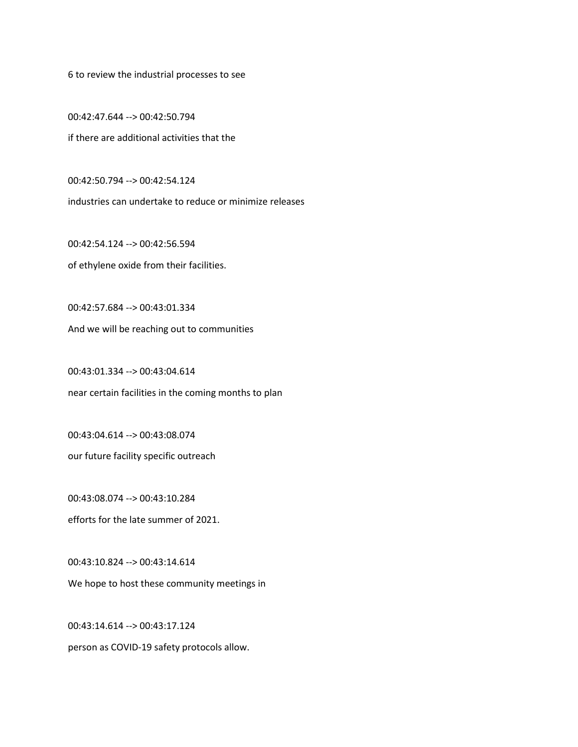6 to review the industrial processes to see

00:42:47.644 --> 00:42:50.794

if there are additional activities that the

00:42:50.794 --> 00:42:54.124

industries can undertake to reduce or minimize releases

00:42:54.124 --> 00:42:56.594

of ethylene oxide from their facilities.

00:42:57.684 --> 00:43:01.334

And we will be reaching out to communities

00:43:01.334 --> 00:43:04.614

near certain facilities in the coming months to plan

00:43:04.614 --> 00:43:08.074

our future facility specific outreach

00:43:08.074 --> 00:43:10.284

efforts for the late summer of 2021.

00:43:10.824 --> 00:43:14.614

We hope to host these community meetings in

00:43:14.614 --> 00:43:17.124

person as COVID-19 safety protocols allow.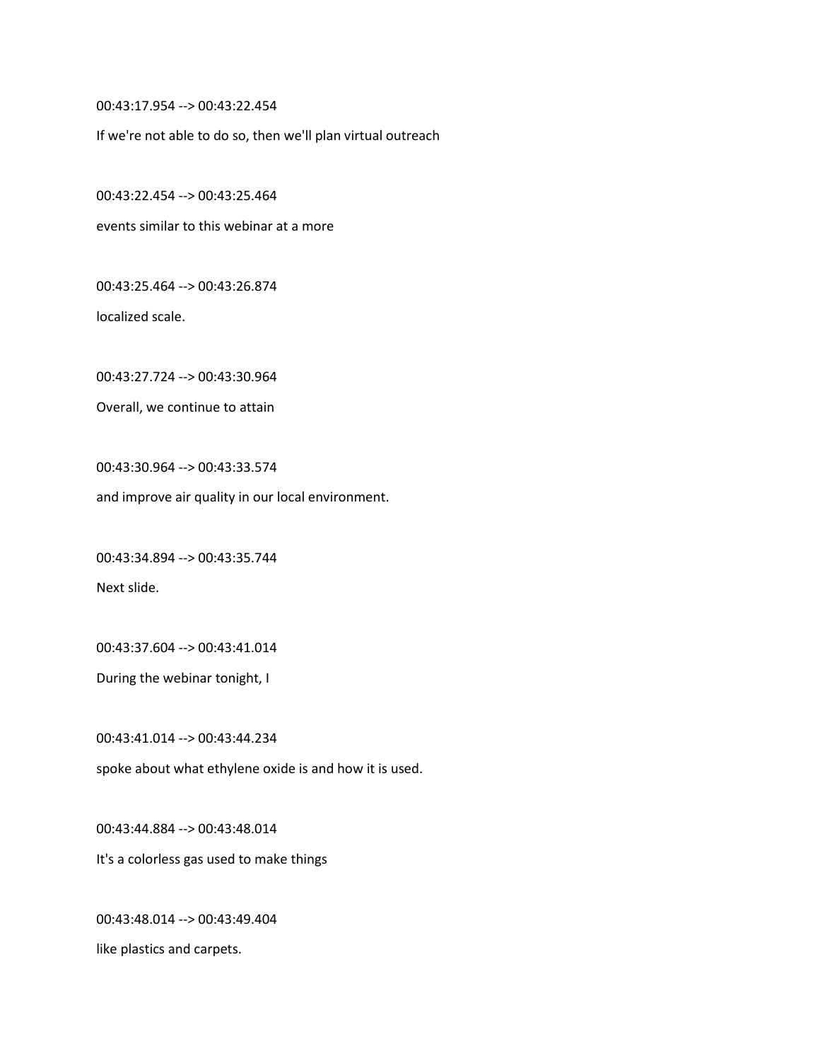00:43:17.954 --> 00:43:22.454

If we're not able to do so, then we'll plan virtual outreach

00:43:22.454 --> 00:43:25.464

events similar to this webinar at a more

00:43:25.464 --> 00:43:26.874

localized scale.

00:43:27.724 --> 00:43:30.964

Overall, we continue to attain

00:43:30.964 --> 00:43:33.574

and improve air quality in our local environment.

00:43:34.894 --> 00:43:35.744

Next slide.

00:43:37.604 --> 00:43:41.014

During the webinar tonight, I

00:43:41.014 --> 00:43:44.234

spoke about what ethylene oxide is and how it is used.

00:43:44.884 --> 00:43:48.014

It's a colorless gas used to make things

00:43:48.014 --> 00:43:49.404

like plastics and carpets.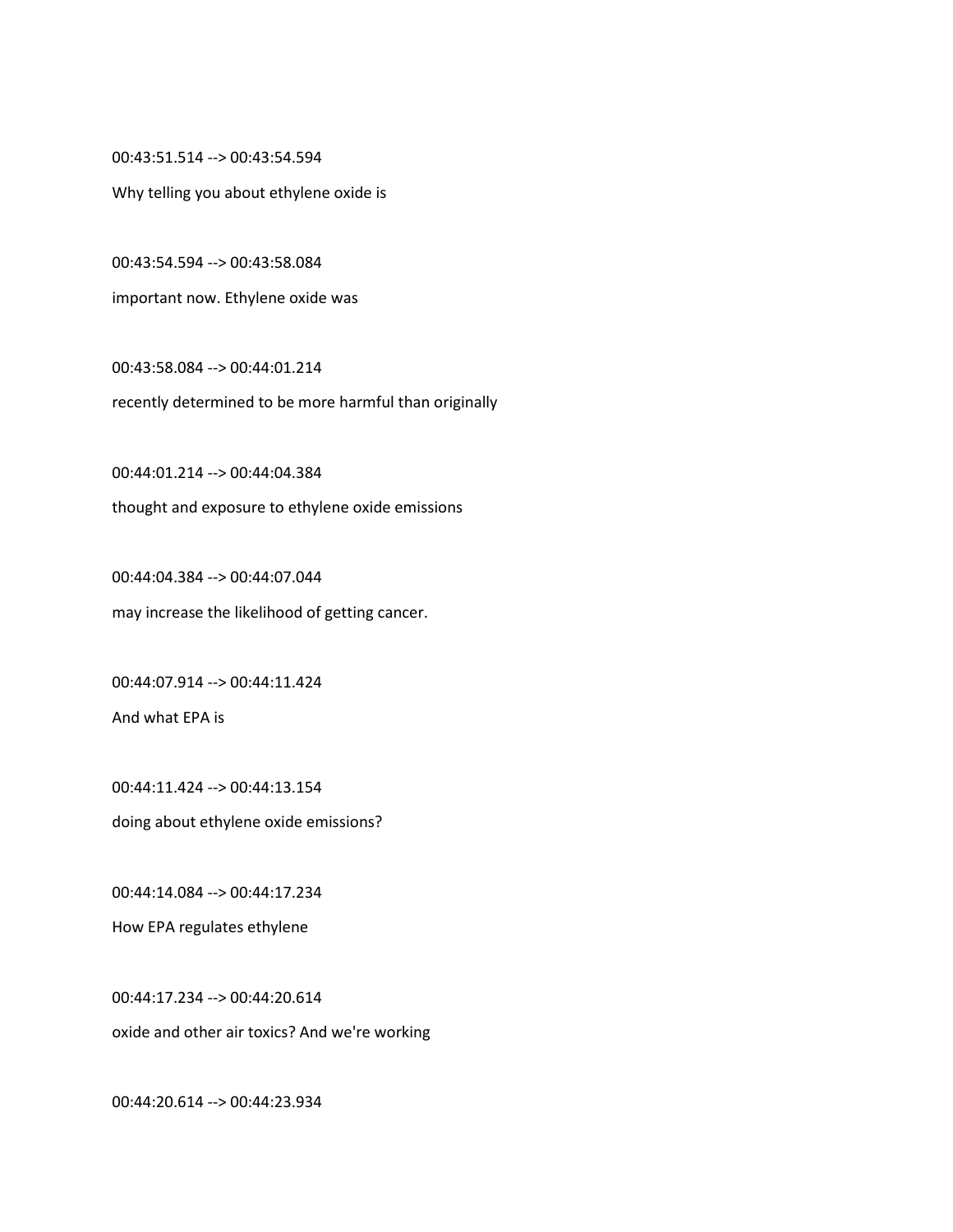00:43:51.514 --> 00:43:54.594

Why telling you about ethylene oxide is

00:43:54.594 --> 00:43:58.084

important now. Ethylene oxide was

00:43:58.084 --> 00:44:01.214

recently determined to be more harmful than originally

00:44:01.214 --> 00:44:04.384

thought and exposure to ethylene oxide emissions

00:44:04.384 --> 00:44:07.044

may increase the likelihood of getting cancer.

00:44:07.914 --> 00:44:11.424

And what EPA is

00:44:11.424 --> 00:44:13.154

doing about ethylene oxide emissions?

00:44:14.084 --> 00:44:17.234

How EPA regulates ethylene

00:44:17.234 --> 00:44:20.614

oxide and other air toxics? And we're working

00:44:20.614 --> 00:44:23.934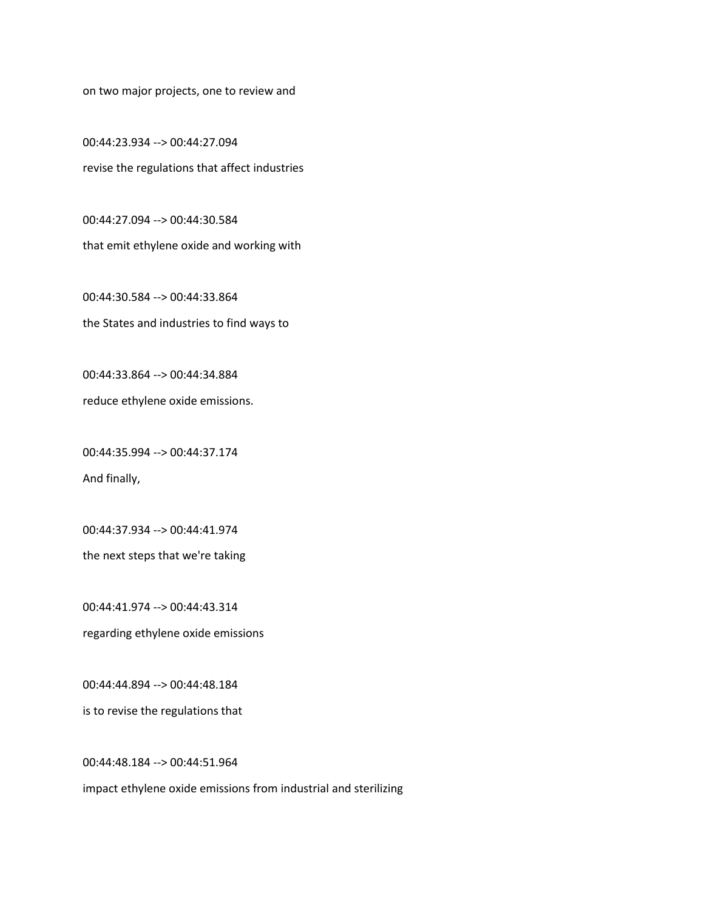on two major projects, one to review and

00:44:23.934 --> 00:44:27.094

revise the regulations that affect industries

00:44:27.094 --> 00:44:30.584

that emit ethylene oxide and working with

00:44:30.584 --> 00:44:33.864

the States and industries to find ways to

00:44:33.864 --> 00:44:34.884

reduce ethylene oxide emissions.

00:44:35.994 --> 00:44:37.174

And finally,

00:44:37.934 --> 00:44:41.974

the next steps that we're taking

00:44:41.974 --> 00:44:43.314

regarding ethylene oxide emissions

00:44:44.894 --> 00:44:48.184

is to revise the regulations that

00:44:48.184 --> 00:44:51.964

impact ethylene oxide emissions from industrial and sterilizing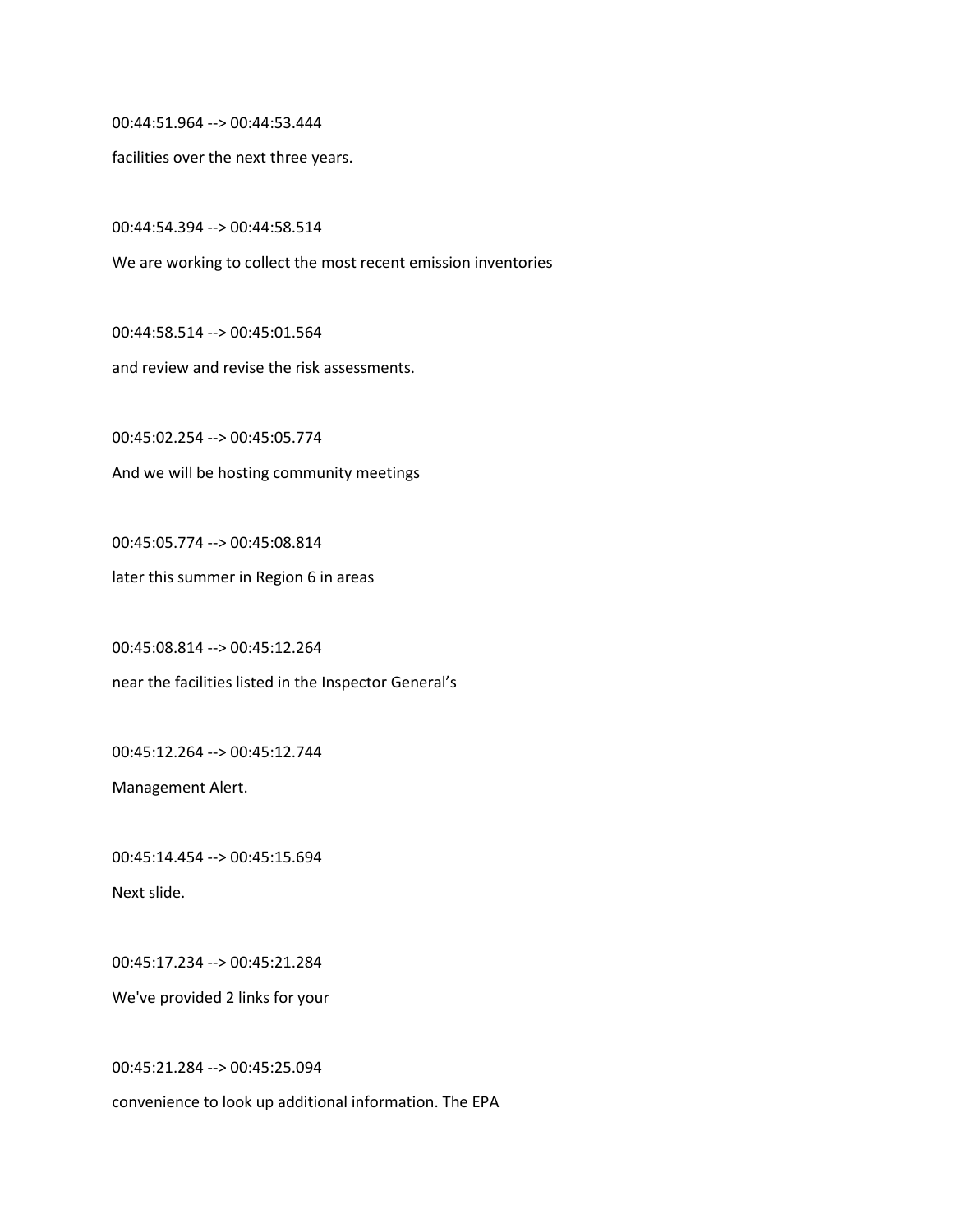00:44:51.964 --> 00:44:53.444

facilities over the next three years.

00:44:54.394 --> 00:44:58.514

We are working to collect the most recent emission inventories

00:44:58.514 --> 00:45:01.564

and review and revise the risk assessments.

00:45:02.254 --> 00:45:05.774

And we will be hosting community meetings

00:45:05.774 --> 00:45:08.814

later this summer in Region 6 in areas

00:45:08.814 --> 00:45:12.264

near the facilities listed in the Inspector General's

00:45:12.264 --> 00:45:12.744

Management Alert.

00:45:14.454 --> 00:45:15.694

Next slide.

00:45:17.234 --> 00:45:21.284

We've provided 2 links for your

00:45:21.284 --> 00:45:25.094

convenience to look up additional information. The EPA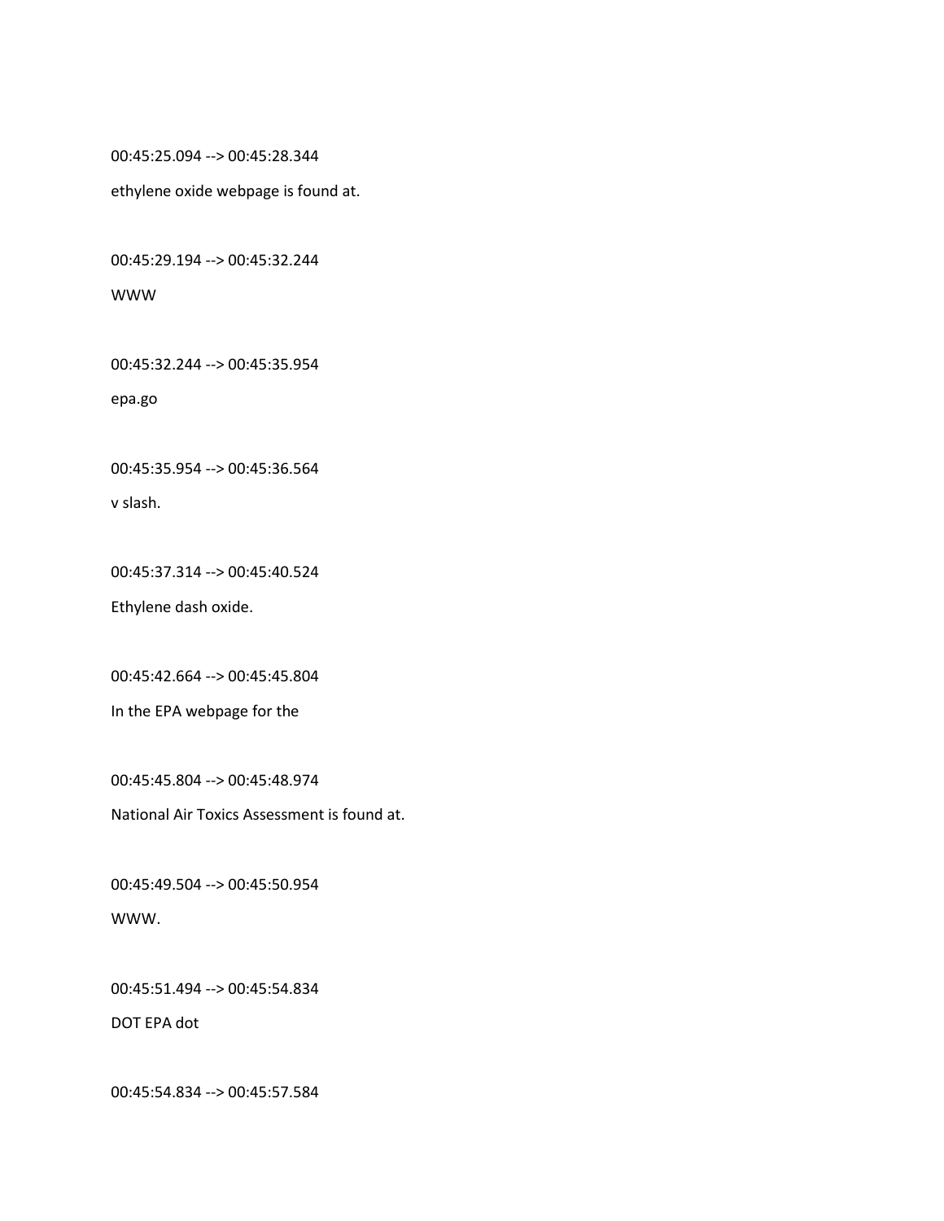00:45:25.094 --> 00:45:28.344

ethylene oxide webpage is found at.

00:45:29.194 --> 00:45:32.244

WWW

00:45:32.244 --> 00:45:35.954

epa.go

00:45:35.954 --> 00:45:36.564

v slash.

00:45:37.314 --> 00:45:40.524

Ethylene dash oxide.

00:45:42.664 --> 00:45:45.804

In the EPA webpage for the

00:45:45.804 --> 00:45:48.974

National Air Toxics Assessment is found at.

00:45:49.504 --> 00:45:50.954

WWW.

00:45:51.494 --> 00:45:54.834

DOT EPA dot

00:45:54.834 --> 00:45:57.584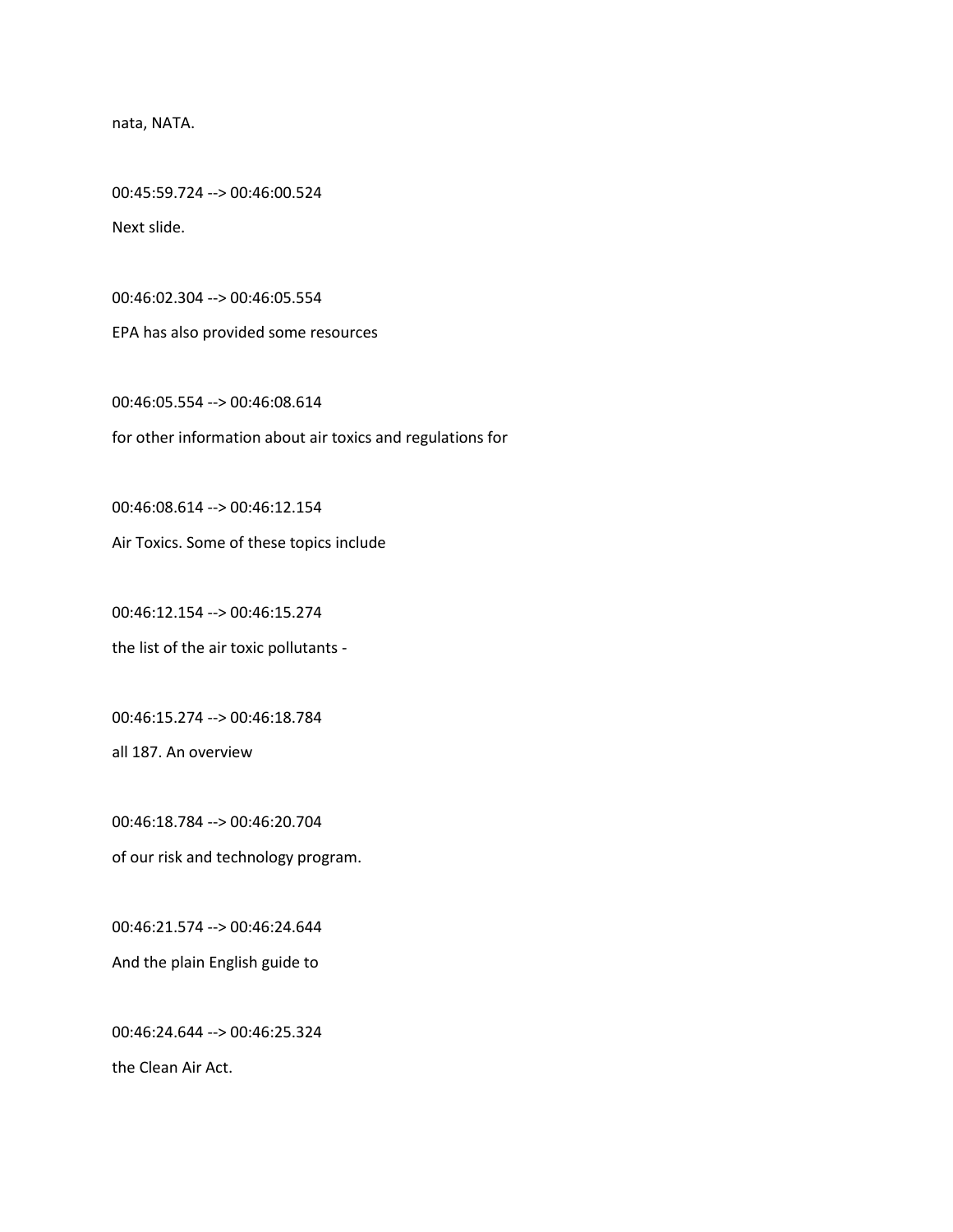nata, NATA.

00:45:59.724 --> 00:46:00.524

Next slide.

00:46:02.304 --> 00:46:05.554

EPA has also provided some resources

00:46:05.554 --> 00:46:08.614

for other information about air toxics and regulations for

00:46:08.614 --> 00:46:12.154

Air Toxics. Some of these topics include

00:46:12.154 --> 00:46:15.274

the list of the air toxic pollutants -

00:46:15.274 --> 00:46:18.784

all 187. An overview

00:46:18.784 --> 00:46:20.704

of our risk and technology program.

00:46:21.574 --> 00:46:24.644

And the plain English guide to

00:46:24.644 --> 00:46:25.324

the Clean Air Act.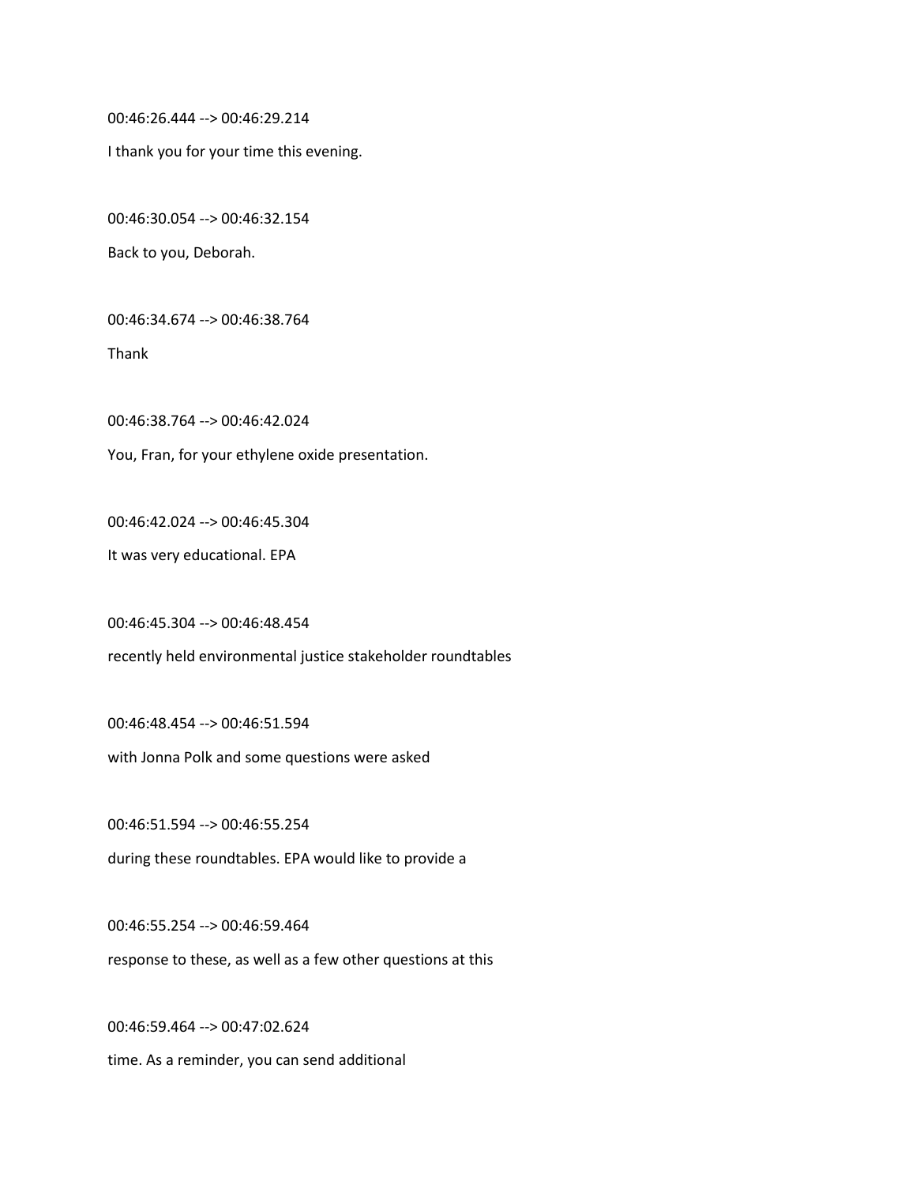00:46:26.444 --> 00:46:29.214

I thank you for your time this evening.

00:46:30.054 --> 00:46:32.154

Back to you, Deborah.

00:46:34.674 --> 00:46:38.764

Thank

00:46:38.764 --> 00:46:42.024

You, Fran, for your ethylene oxide presentation.

00:46:42.024 --> 00:46:45.304

It was very educational. EPA

00:46:45.304 --> 00:46:48.454

recently held environmental justice stakeholder roundtables

00:46:48.454 --> 00:46:51.594

with Jonna Polk and some questions were asked

00:46:51.594 --> 00:46:55.254

during these roundtables. EPA would like to provide a

00:46:55.254 --> 00:46:59.464

response to these, as well as a few other questions at this

00:46:59.464 --> 00:47:02.624

time. As a reminder, you can send additional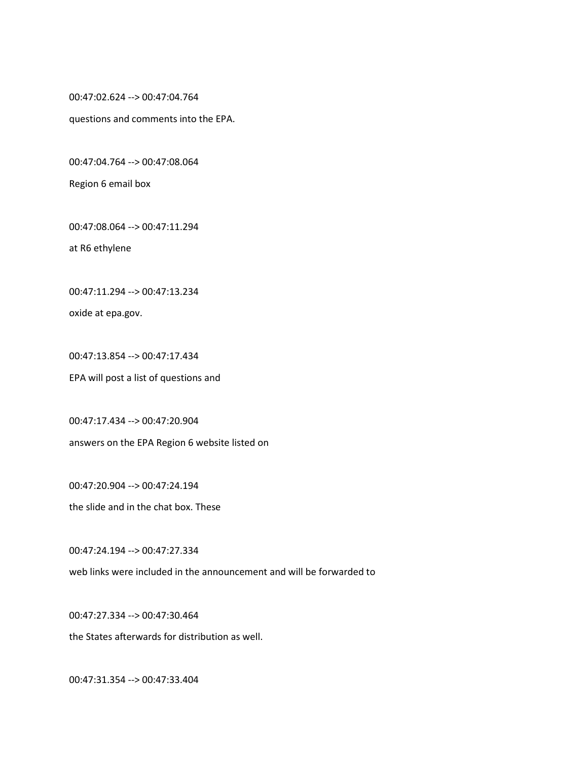00:47:02.624 --> 00:47:04.764

questions and comments into the EPA.

00:47:04.764 --> 00:47:08.064

Region 6 email box

00:47:08.064 --> 00:47:11.294

at R6 ethylene

00:47:11.294 --> 00:47:13.234

oxide at epa.gov.

00:47:13.854 --> 00:47:17.434

EPA will post a list of questions and

00:47:17.434 --> 00:47:20.904

answers on the EPA Region 6 website listed on

00:47:20.904 --> 00:47:24.194

the slide and in the chat box. These

00:47:24.194 --> 00:47:27.334

web links were included in the announcement and will be forwarded to

00:47:27.334 --> 00:47:30.464

the States afterwards for distribution as well.

00:47:31.354 --> 00:47:33.404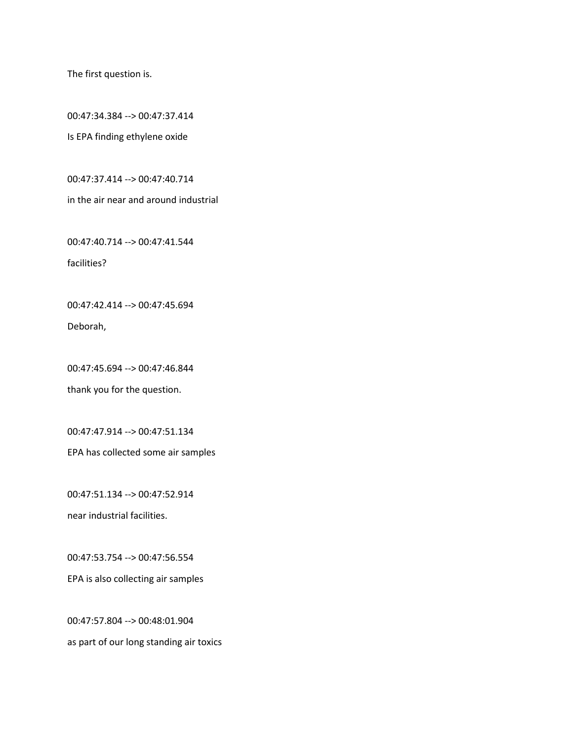The first question is.

00:47:34.384 --> 00:47:37.414

Is EPA finding ethylene oxide

00:47:37.414 --> 00:47:40.714

in the air near and around industrial

00:47:40.714 --> 00:47:41.544

facilities?

00:47:42.414 --> 00:47:45.694

Deborah,

00:47:45.694 --> 00:47:46.844

thank you for the question.

00:47:47.914 --> 00:47:51.134

EPA has collected some air samples

00:47:51.134 --> 00:47:52.914

near industrial facilities.

00:47:53.754 --> 00:47:56.554

EPA is also collecting air samples

00:47:57.804 --> 00:48:01.904

as part of our long standing air toxics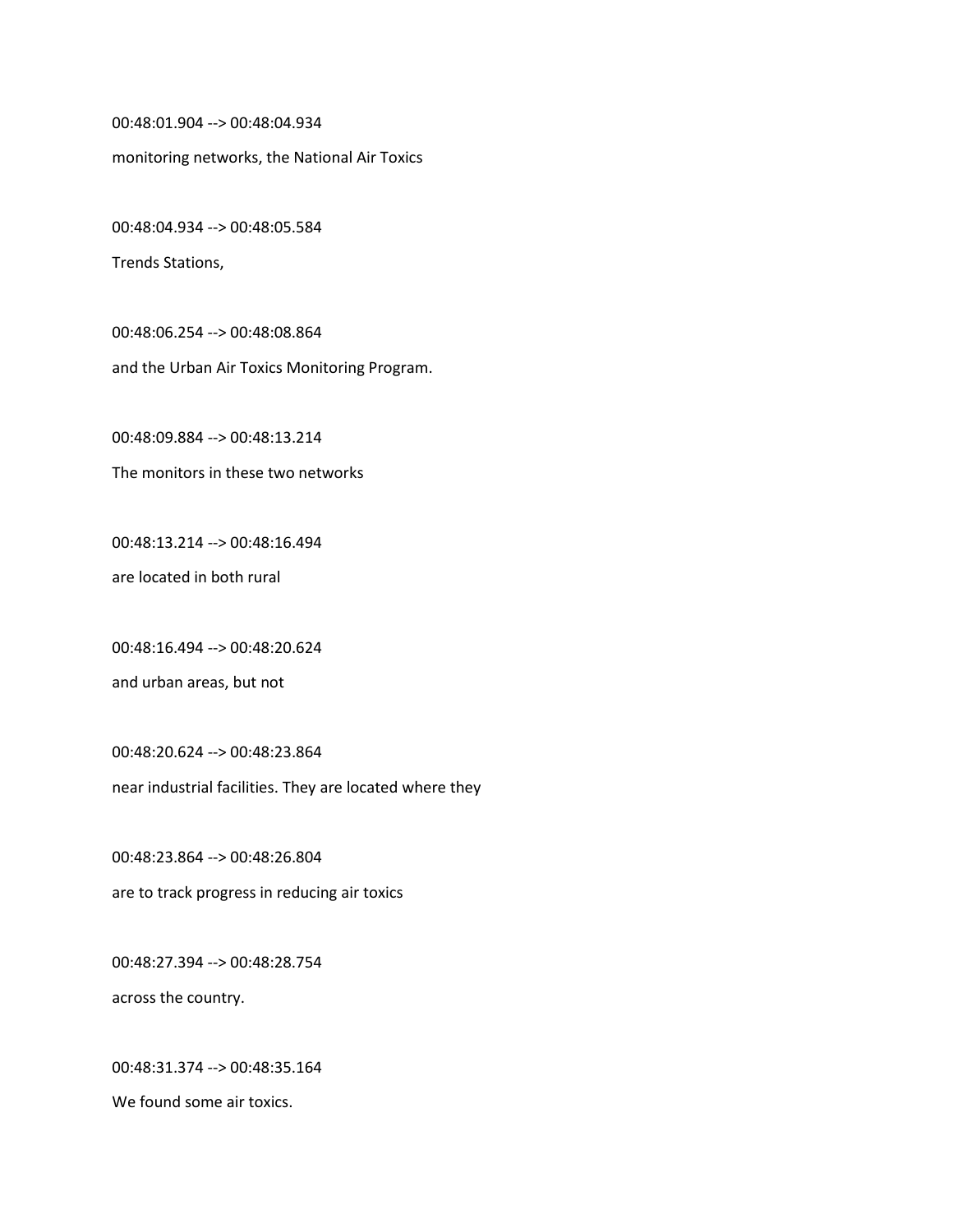00:48:01.904 --> 00:48:04.934

monitoring networks, the National Air Toxics

00:48:04.934 --> 00:48:05.584

Trends Stations,

00:48:06.254 --> 00:48:08.864

and the Urban Air Toxics Monitoring Program.

00:48:09.884 --> 00:48:13.214

The monitors in these two networks

00:48:13.214 --> 00:48:16.494

are located in both rural

00:48:16.494 --> 00:48:20.624

and urban areas, but not

00:48:20.624 --> 00:48:23.864

near industrial facilities. They are located where they

00:48:23.864 --> 00:48:26.804

are to track progress in reducing air toxics

00:48:27.394 --> 00:48:28.754

across the country.

00:48:31.374 --> 00:48:35.164

We found some air toxics.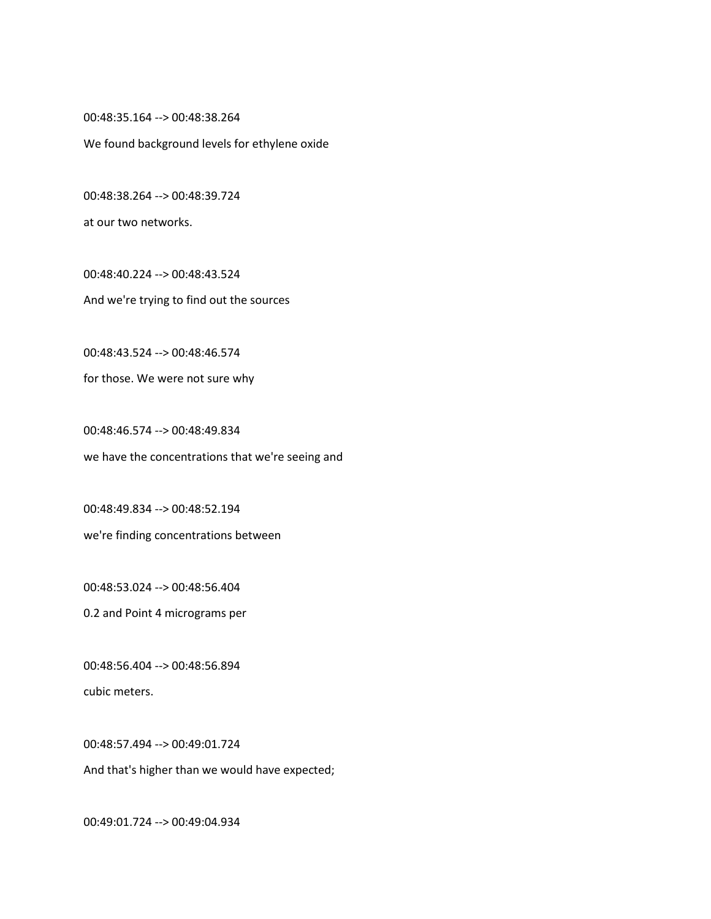00:48:35.164 --> 00:48:38.264

We found background levels for ethylene oxide

00:48:38.264 --> 00:48:39.724

at our two networks.

00:48:40.224 --> 00:48:43.524

And we're trying to find out the sources

00:48:43.524 --> 00:48:46.574

for those. We were not sure why

00:48:46.574 --> 00:48:49.834

we have the concentrations that we're seeing and

00:48:49.834 --> 00:48:52.194

we're finding concentrations between

00:48:53.024 --> 00:48:56.404

0.2 and Point 4 micrograms per

00:48:56.404 --> 00:48:56.894

cubic meters.

00:48:57.494 --> 00:49:01.724

And that's higher than we would have expected;

00:49:01.724 --> 00:49:04.934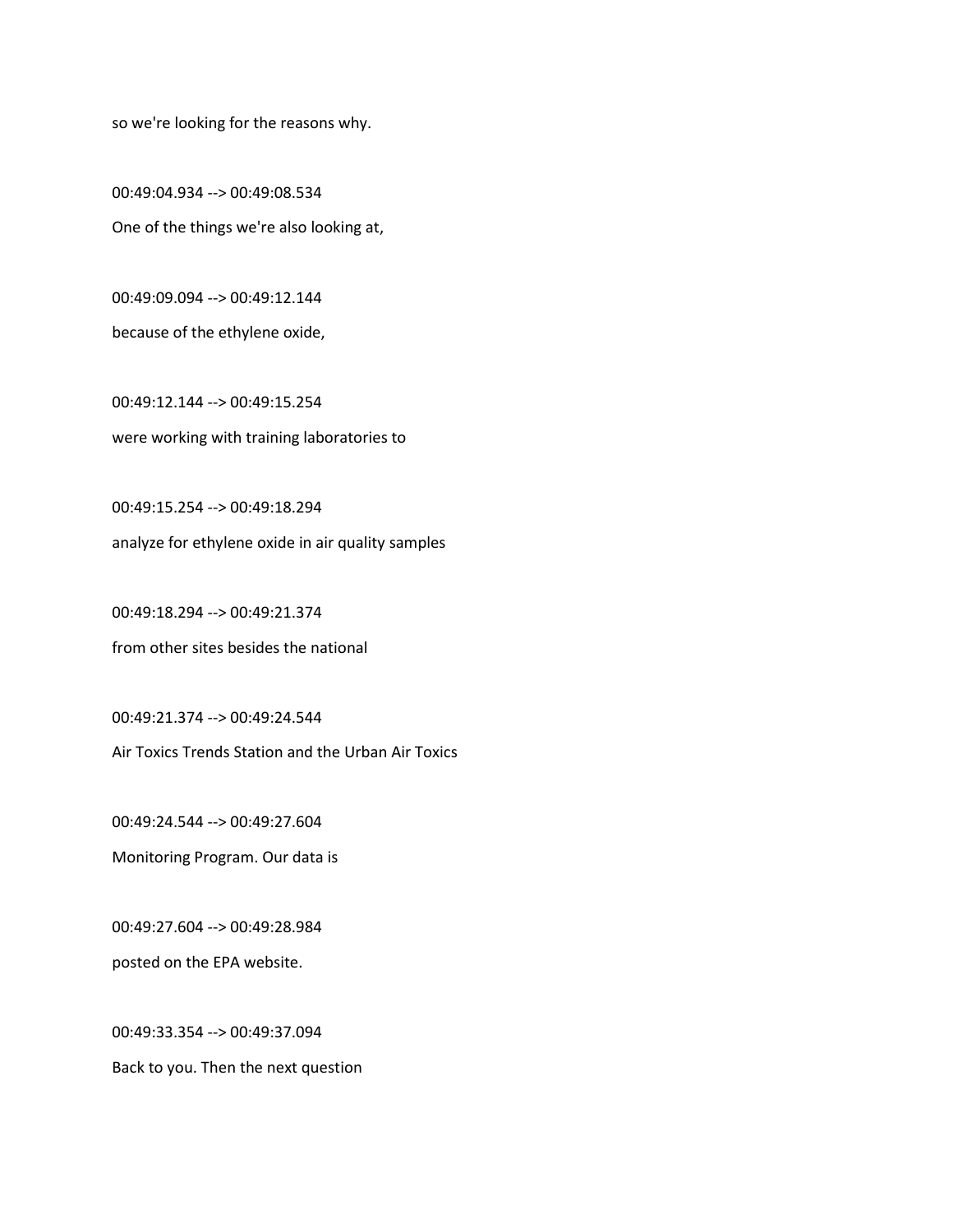so we're looking for the reasons why.

00:49:04.934 --> 00:49:08.534

One of the things we're also looking at,

00:49:09.094 --> 00:49:12.144

because of the ethylene oxide,

00:49:12.144 --> 00:49:15.254

were working with training laboratories to

00:49:15.254 --> 00:49:18.294

analyze for ethylene oxide in air quality samples

00:49:18.294 --> 00:49:21.374

from other sites besides the national

00:49:21.374 --> 00:49:24.544

Air Toxics Trends Station and the Urban Air Toxics

00:49:24.544 --> 00:49:27.604

Monitoring Program. Our data is

00:49:27.604 --> 00:49:28.984

posted on the EPA website.

00:49:33.354 --> 00:49:37.094

Back to you. Then the next question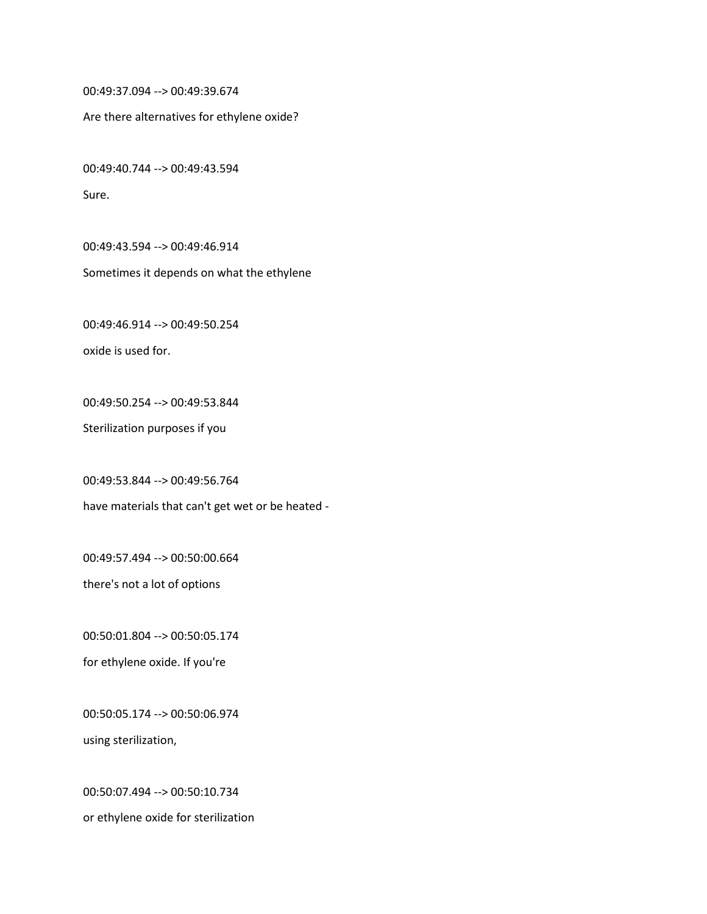00:49:37.094 --> 00:49:39.674

Are there alternatives for ethylene oxide?

00:49:40.744 --> 00:49:43.594

Sure.

00:49:43.594 --> 00:49:46.914

Sometimes it depends on what the ethylene

00:49:46.914 --> 00:49:50.254

oxide is used for.

00:49:50.254 --> 00:49:53.844

Sterilization purposes if you

00:49:53.844 --> 00:49:56.764

have materials that can't get wet or be heated -

00:49:57.494 --> 00:50:00.664

there's not a lot of options

00:50:01.804 --> 00:50:05.174

for ethylene oxide. If you're

00:50:05.174 --> 00:50:06.974

using sterilization,

00:50:07.494 --> 00:50:10.734

or ethylene oxide for sterilization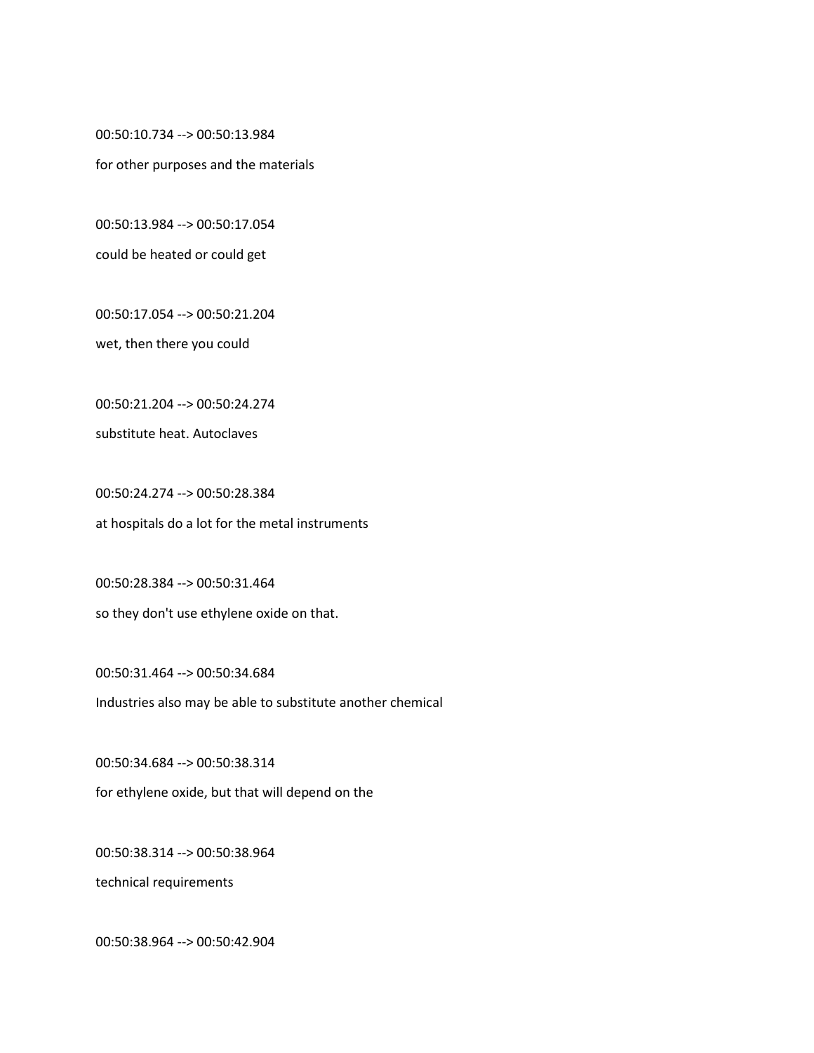00:50:10.734 --> 00:50:13.984

for other purposes and the materials

00:50:13.984 --> 00:50:17.054

could be heated or could get

00:50:17.054 --> 00:50:21.204

wet, then there you could

00:50:21.204 --> 00:50:24.274

substitute heat. Autoclaves

00:50:24.274 --> 00:50:28.384

at hospitals do a lot for the metal instruments

00:50:28.384 --> 00:50:31.464

so they don't use ethylene oxide on that.

00:50:31.464 --> 00:50:34.684

Industries also may be able to substitute another chemical

00:50:34.684 --> 00:50:38.314

for ethylene oxide, but that will depend on the

00:50:38.314 --> 00:50:38.964

technical requirements

00:50:38.964 --> 00:50:42.904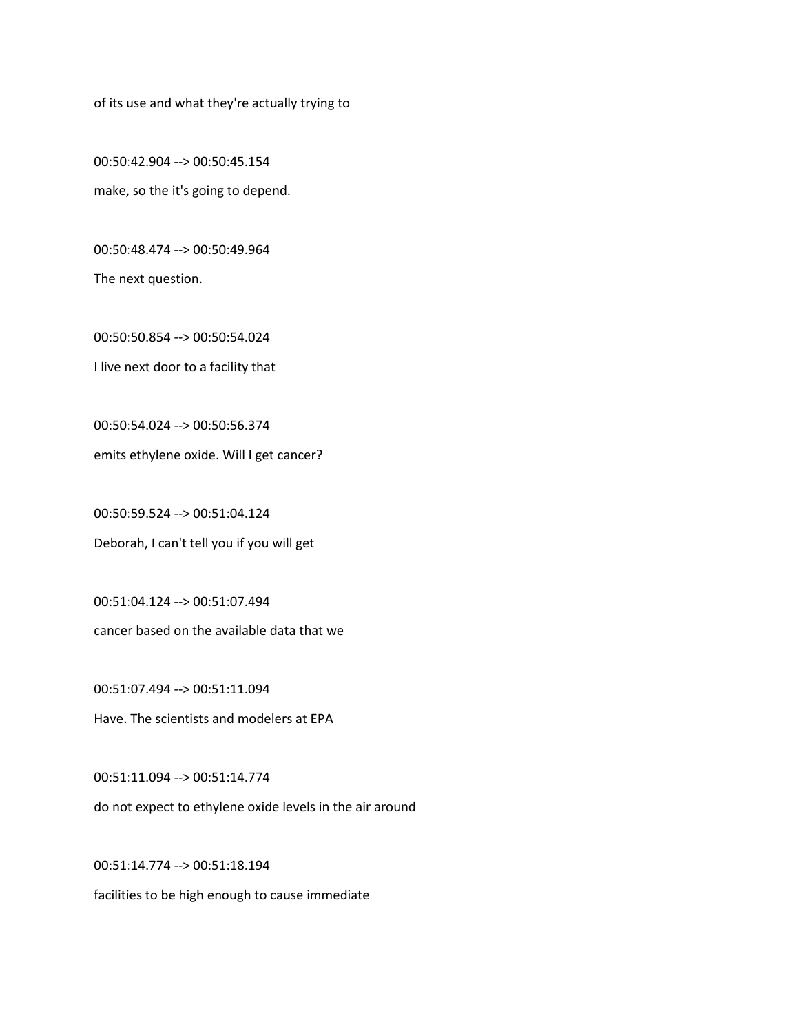of its use and what they're actually trying to

00:50:42.904 --> 00:50:45.154
make, so the it's going to depend.

00:50:48.474 --> 00:50:49.964
The next question.

00:50:50.854 --> 00:50:54.024
I live next door to a facility that

00:50:54.024 --> 00:50:56.374
emits ethylene oxide. Will I get cancer?

00:50:59.524 --> 00:51:04.124
Deborah, I can't tell you if you will get

00:51:04.124 --> 00:51:07.494
cancer based on the available data that we

00:51:07.494 --> 00:51:11.094
Have. The scientists and modelers at EPA

00:51:11.094 --> 00:51:14.774
do not expect to ethylene oxide levels in the air around

00:51:14.774 --> 00:51:18.194
facilities to be high enough to cause immediate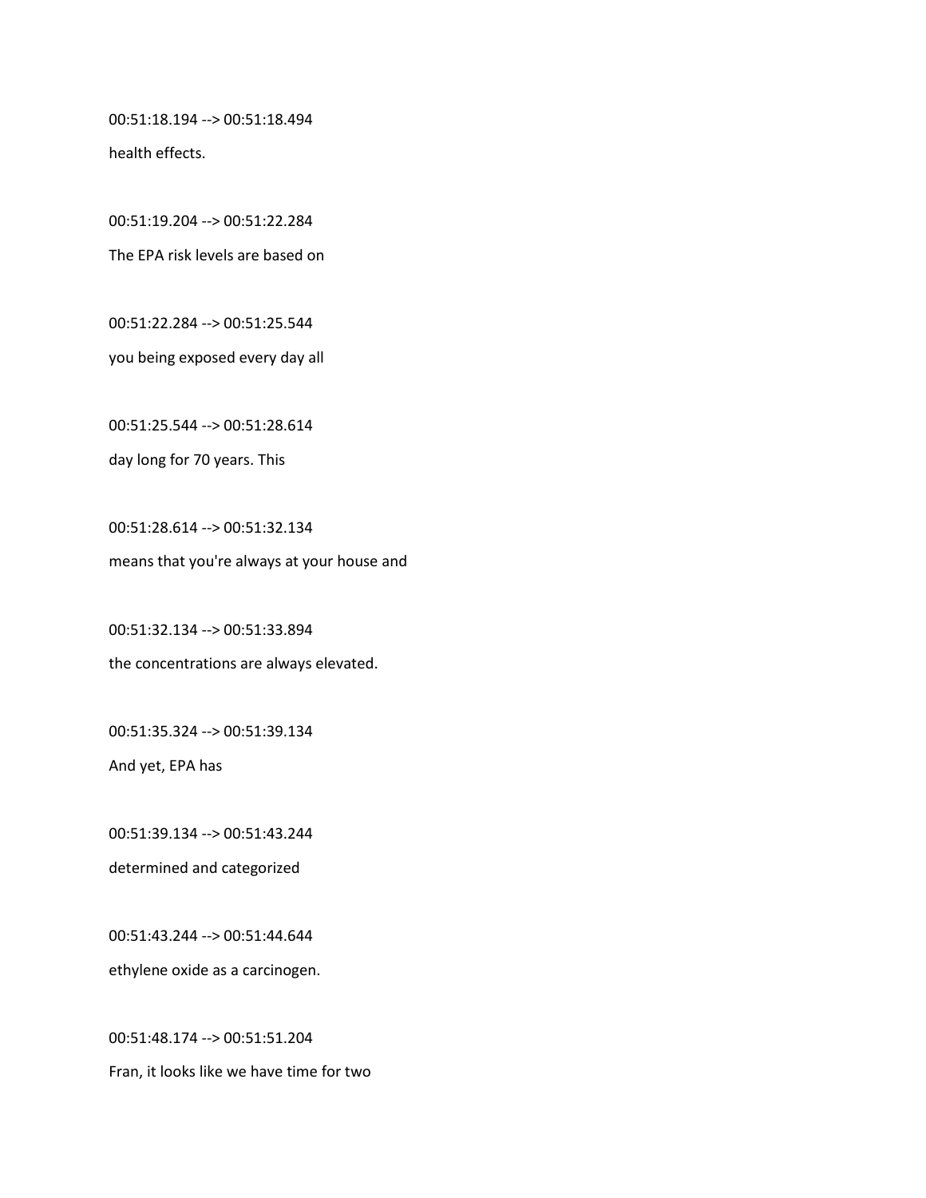00:51:18.194 --> 00:51:18.494

health effects.

00:51:19.204 --> 00:51:22.284

The EPA risk levels are based on

00:51:22.284 --> 00:51:25.544

you being exposed every day all

00:51:25.544 --> 00:51:28.614

day long for 70 years. This

00:51:28.614 --> 00:51:32.134

means that you're always at your house and

00:51:32.134 --> 00:51:33.894

the concentrations are always elevated.

00:51:35.324 --> 00:51:39.134

And yet, EPA has

00:51:39.134 --> 00:51:43.244

determined and categorized

00:51:43.244 --> 00:51:44.644

ethylene oxide as a carcinogen.

00:51:48.174 --> 00:51:51.204

Fran, it looks like we have time for two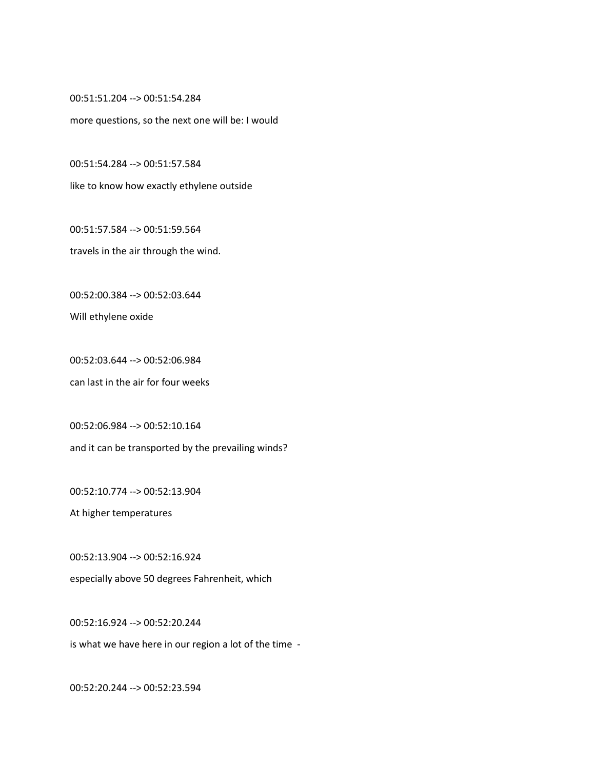00:51:51.204 --> 00:51:54.284

more questions, so the next one will be: I would

00:51:54.284 --> 00:51:57.584

like to know how exactly ethylene outside

00:51:57.584 --> 00:51:59.564

travels in the air through the wind.

00:52:00.384 --> 00:52:03.644

Will ethylene oxide

00:52:03.644 --> 00:52:06.984

can last in the air for four weeks

00:52:06.984 --> 00:52:10.164

and it can be transported by the prevailing winds?

00:52:10.774 --> 00:52:13.904

At higher temperatures

00:52:13.904 --> 00:52:16.924

especially above 50 degrees Fahrenheit, which

00:52:16.924 --> 00:52:20.244

is what we have here in our region a lot of the time -

00:52:20.244 --> 00:52:23.594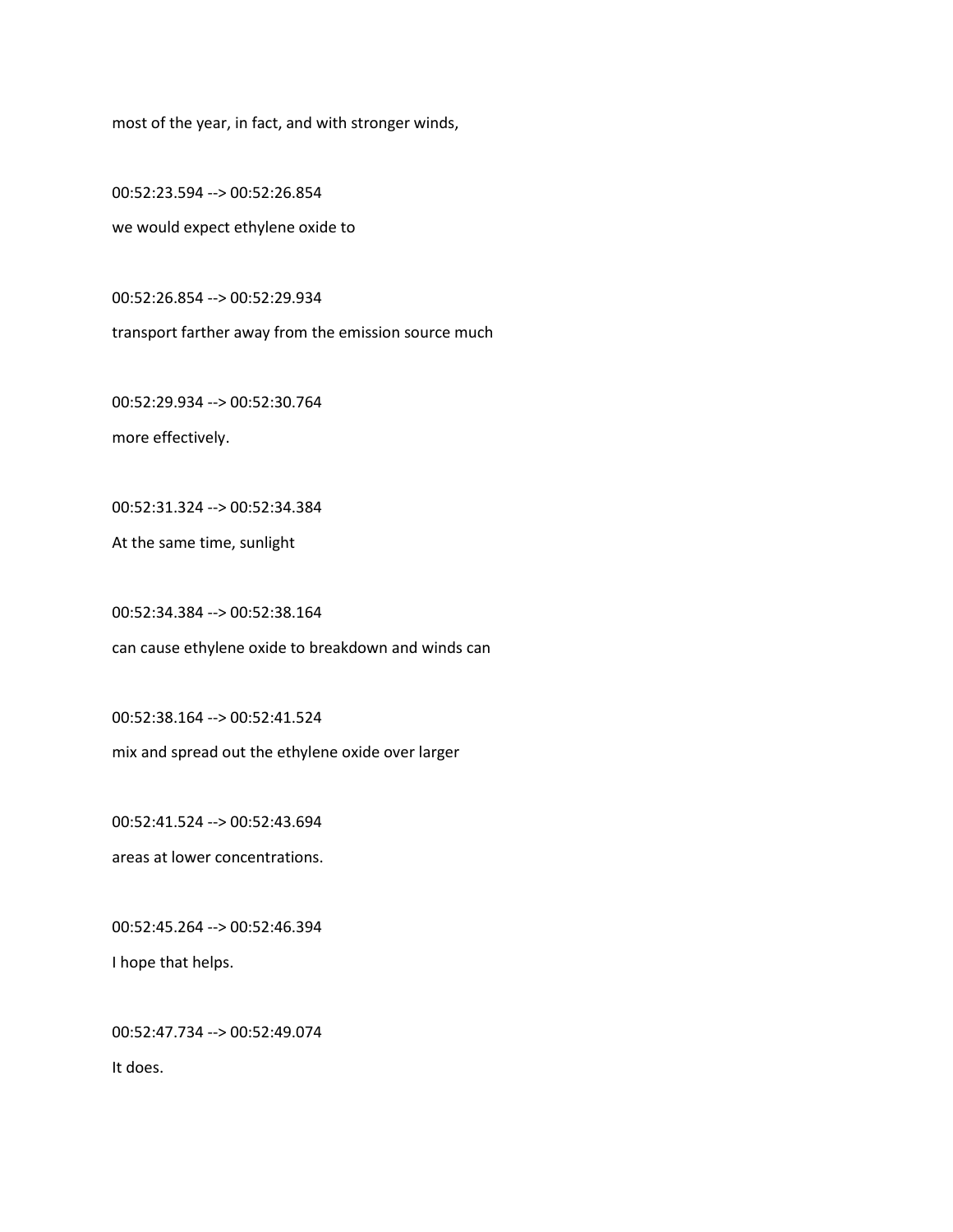most of the year, in fact, and with stronger winds,

00:52:23.594 --> 00:52:26.854

we would expect ethylene oxide to

00:52:26.854 --> 00:52:29.934

transport farther away from the emission source much

00:52:29.934 --> 00:52:30.764

more effectively.

00:52:31.324 --> 00:52:34.384

At the same time, sunlight

00:52:34.384 --> 00:52:38.164

can cause ethylene oxide to breakdown and winds can

00:52:38.164 --> 00:52:41.524

mix and spread out the ethylene oxide over larger

00:52:41.524 --> 00:52:43.694

areas at lower concentrations.

00:52:45.264 --> 00:52:46.394

I hope that helps.

00:52:47.734 --> 00:52:49.074

It does.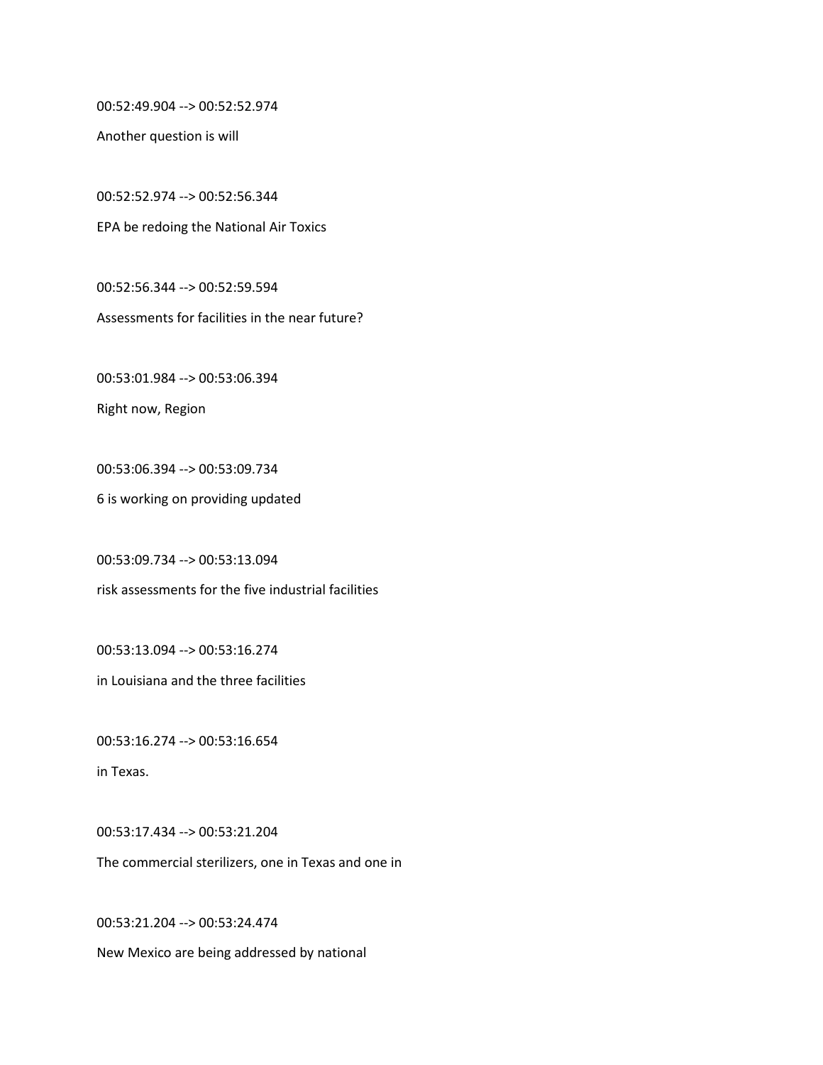00:52:49.904 --> 00:52:52.974

Another question is will

00:52:52.974 --> 00:52:56.344

EPA be redoing the National Air Toxics

00:52:56.344 --> 00:52:59.594

Assessments for facilities in the near future?

00:53:01.984 --> 00:53:06.394

Right now, Region

00:53:06.394 --> 00:53:09.734

6 is working on providing updated

00:53:09.734 --> 00:53:13.094

risk assessments for the five industrial facilities

00:53:13.094 --> 00:53:16.274

in Louisiana and the three facilities

00:53:16.274 --> 00:53:16.654

in Texas.

00:53:17.434 --> 00:53:21.204

The commercial sterilizers, one in Texas and one in

00:53:21.204 --> 00:53:24.474

New Mexico are being addressed by national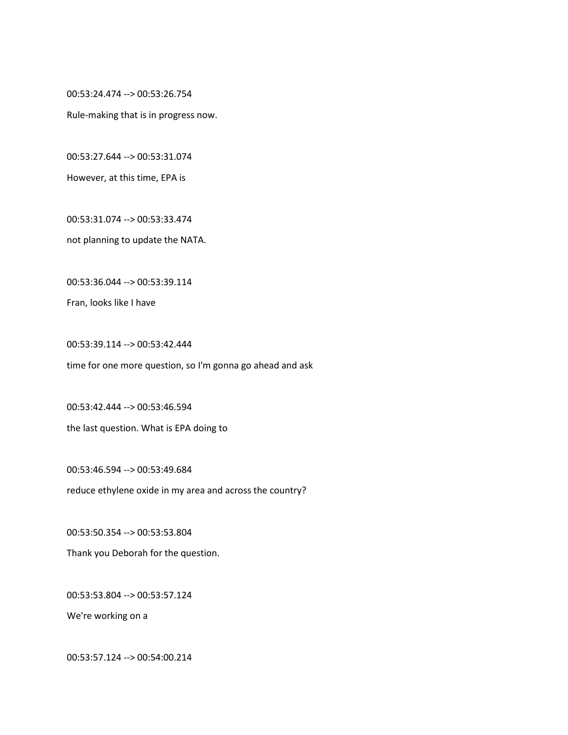00:53:24.474 --> 00:53:26.754

Rule-making that is in progress now.

00:53:27.644 --> 00:53:31.074

However, at this time, EPA is

00:53:31.074 --> 00:53:33.474

not planning to update the NATA.

00:53:36.044 --> 00:53:39.114

Fran, looks like I have

00:53:39.114 --> 00:53:42.444

time for one more question, so I'm gonna go ahead and ask

00:53:42.444 --> 00:53:46.594

the last question. What is EPA doing to

00:53:46.594 --> 00:53:49.684

reduce ethylene oxide in my area and across the country?

00:53:50.354 --> 00:53:53.804

Thank you Deborah for the question.

00:53:53.804 --> 00:53:57.124

We're working on a

00:53:57.124 --> 00:54:00.214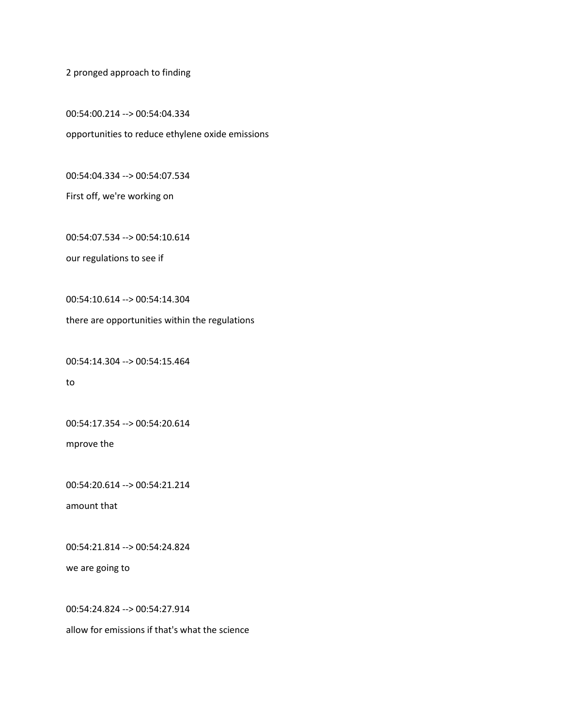2 pronged approach to finding

00:54:00.214 --> 00:54:04.334

opportunities to reduce ethylene oxide emissions

00:54:04.334 --> 00:54:07.534

First off, we're working on

00:54:07.534 --> 00:54:10.614

our regulations to see if

00:54:10.614 --> 00:54:14.304

there are opportunities within the regulations

00:54:14.304 --> 00:54:15.464

to

00:54:17.354 --> 00:54:20.614

mprove the

00:54:20.614 --> 00:54:21.214

amount that

00:54:21.814 --> 00:54:24.824

we are going to

00:54:24.824 --> 00:54:27.914

allow for emissions if that's what the science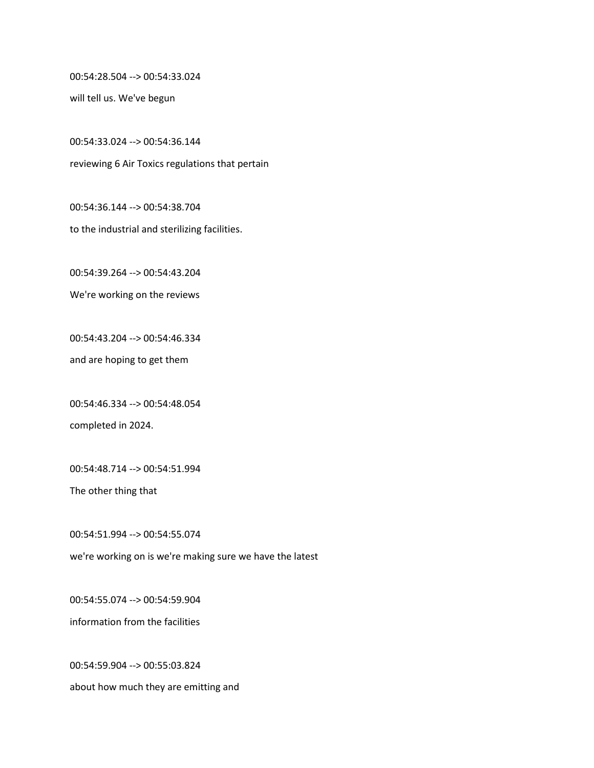00:54:28.504 --> 00:54:33.024

will tell us. We've begun

00:54:33.024 --> 00:54:36.144

reviewing 6 Air Toxics regulations that pertain

00:54:36.144 --> 00:54:38.704

to the industrial and sterilizing facilities.

00:54:39.264 --> 00:54:43.204

We're working on the reviews

00:54:43.204 --> 00:54:46.334

and are hoping to get them

00:54:46.334 --> 00:54:48.054

completed in 2024.

00:54:48.714 --> 00:54:51.994

The other thing that

00:54:51.994 --> 00:54:55.074

we're working on is we're making sure we have the latest

00:54:55.074 --> 00:54:59.904

information from the facilities

00:54:59.904 --> 00:55:03.824

about how much they are emitting and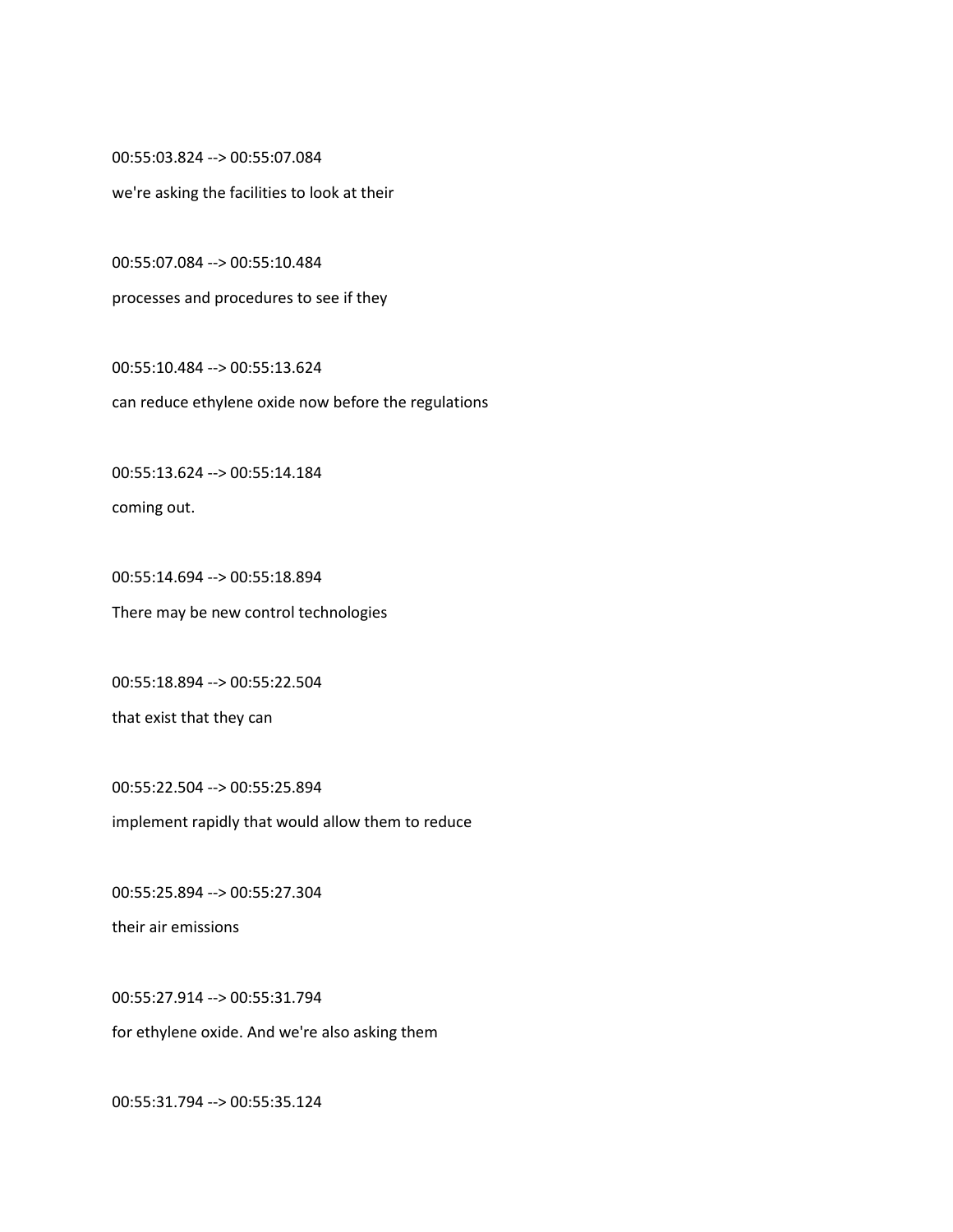00:55:03.824 --> 00:55:07.084

we're asking the facilities to look at their

00:55:07.084 --> 00:55:10.484

processes and procedures to see if they

00:55:10.484 --> 00:55:13.624

can reduce ethylene oxide now before the regulations

00:55:13.624 --> 00:55:14.184

coming out.

00:55:14.694 --> 00:55:18.894

There may be new control technologies

00:55:18.894 --> 00:55:22.504

that exist that they can

00:55:22.504 --> 00:55:25.894

implement rapidly that would allow them to reduce

00:55:25.894 --> 00:55:27.304

their air emissions

00:55:27.914 --> 00:55:31.794

for ethylene oxide. And we're also asking them

00:55:31.794 --> 00:55:35.124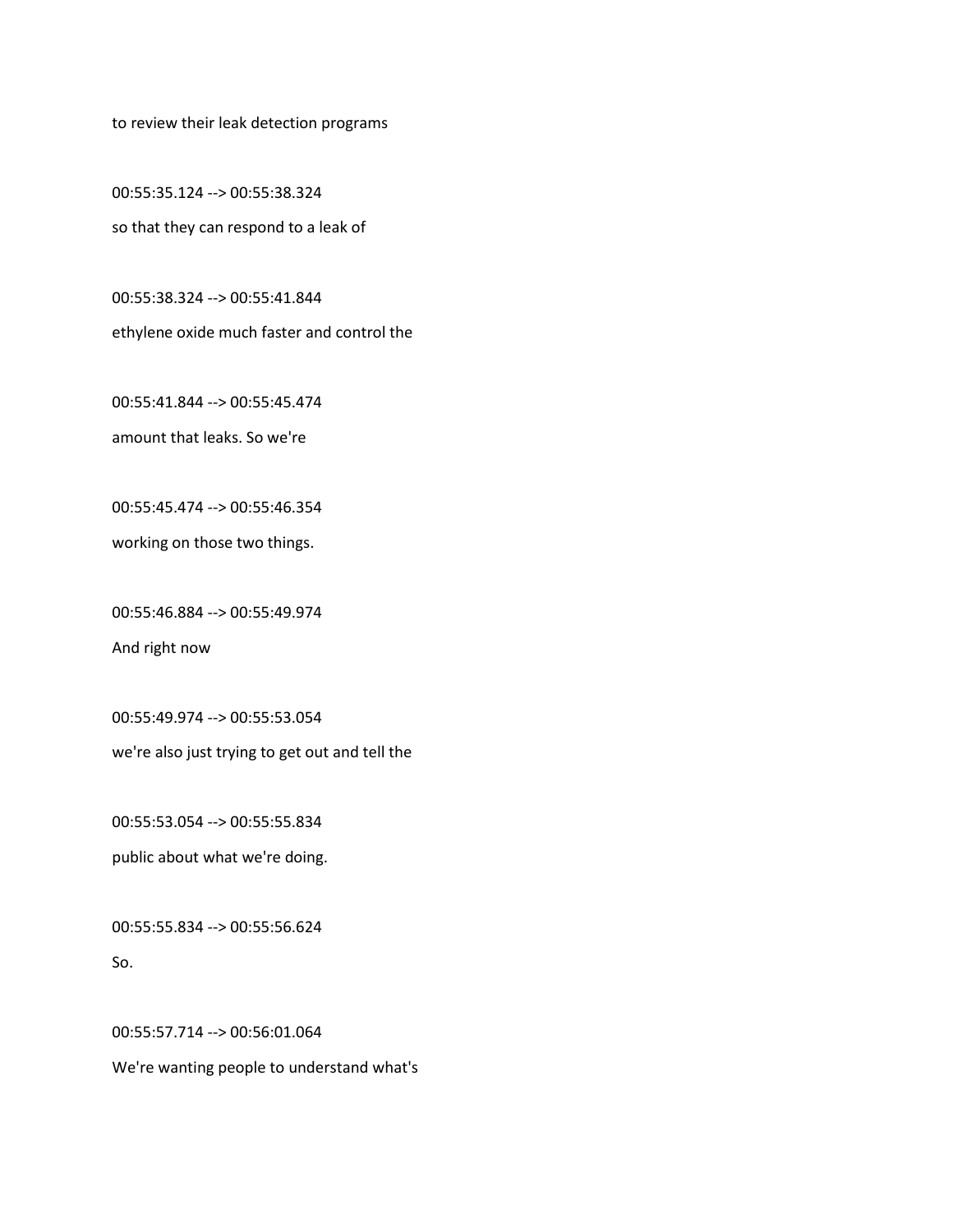to review their leak detection programs

00:55:35.124 --> 00:55:38.324

so that they can respond to a leak of

00:55:38.324 --> 00:55:41.844

ethylene oxide much faster and control the

00:55:41.844 --> 00:55:45.474

amount that leaks. So we're

00:55:45.474 --> 00:55:46.354

working on those two things.

00:55:46.884 --> 00:55:49.974

And right now

00:55:49.974 --> 00:55:53.054

we're also just trying to get out and tell the

00:55:53.054 --> 00:55:55.834

public about what we're doing.

00:55:55.834 --> 00:55:56.624

So.

00:55:57.714 --> 00:56:01.064

We're wanting people to understand what's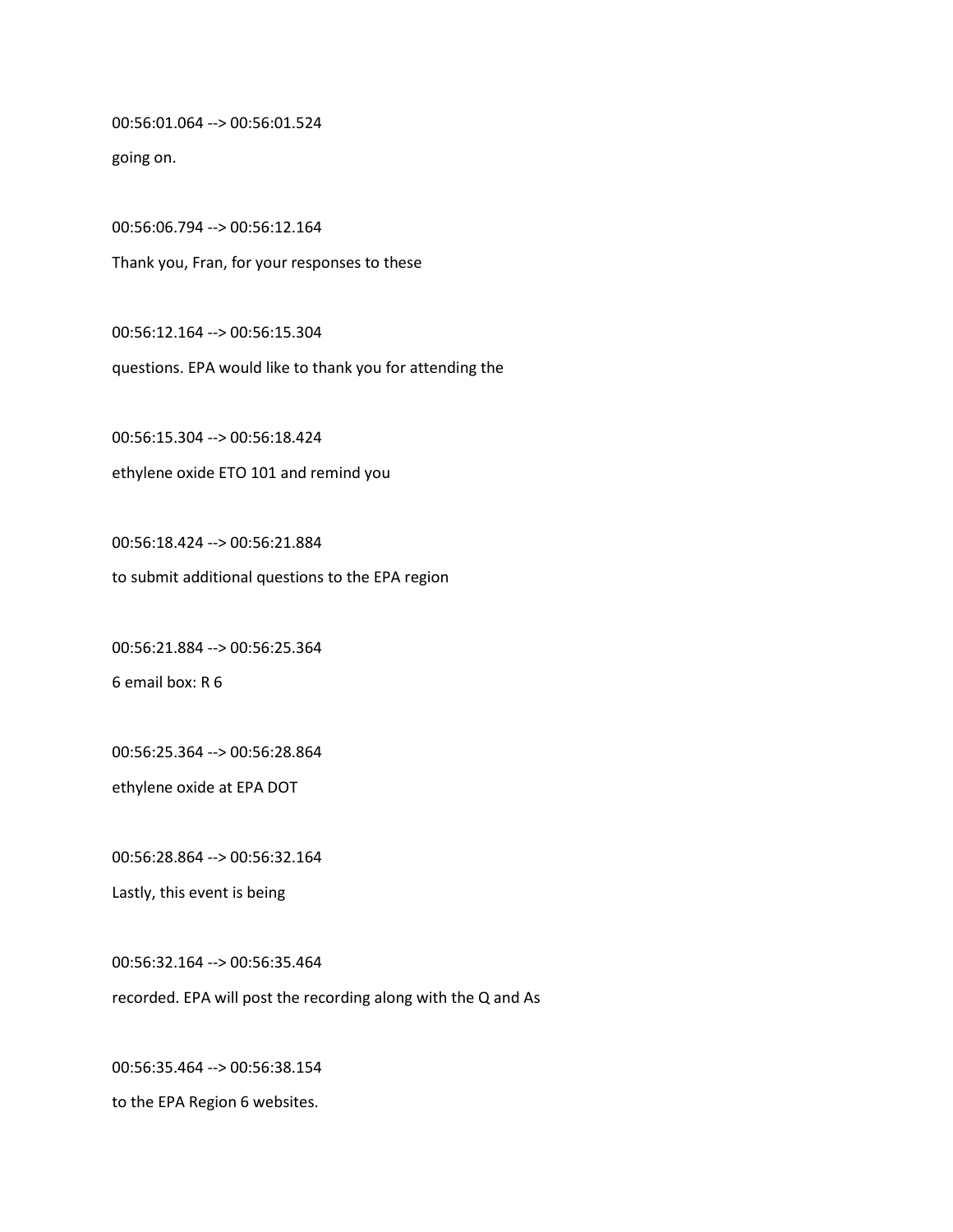00:56:01.064 --> 00:56:01.524

going on.

00:56:06.794 --> 00:56:12.164

Thank you, Fran, for your responses to these

00:56:12.164 --> 00:56:15.304

questions. EPA would like to thank you for attending the

00:56:15.304 --> 00:56:18.424

ethylene oxide ETO 101 and remind you

00:56:18.424 --> 00:56:21.884

to submit additional questions to the EPA region

00:56:21.884 --> 00:56:25.364

6 email box: R 6

00:56:25.364 --> 00:56:28.864

ethylene oxide at EPA DOT

00:56:28.864 --> 00:56:32.164

Lastly, this event is being

00:56:32.164 --> 00:56:35.464

recorded. EPA will post the recording along with the Q and As

00:56:35.464 --> 00:56:38.154

to the EPA Region 6 websites.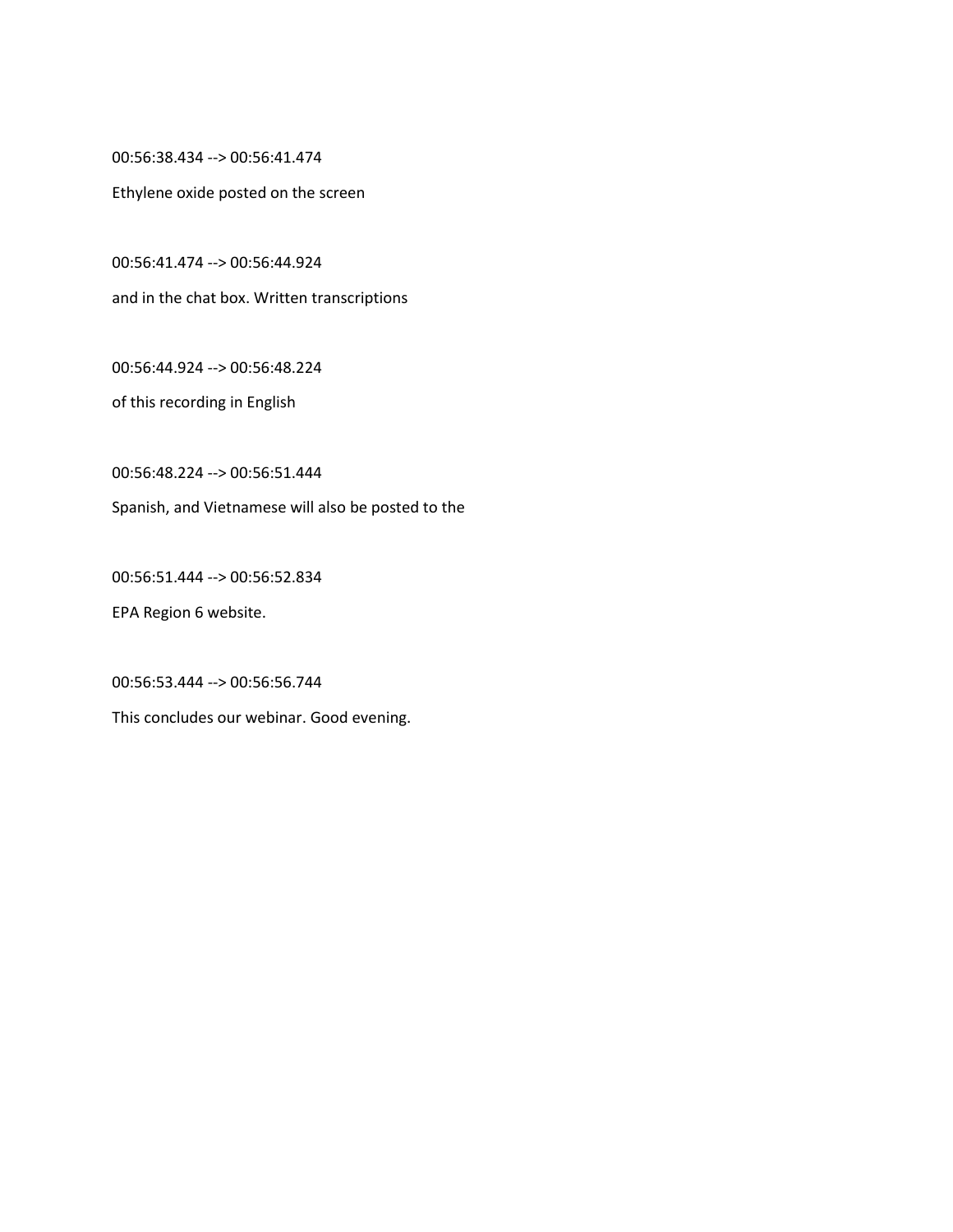00:56:38.434 --> 00:56:41.474

Ethylene oxide posted on the screen

00:56:41.474 --> 00:56:44.924

and in the chat box. Written transcriptions

00:56:44.924 --> 00:56:48.224

of this recording in English

00:56:48.224 --> 00:56:51.444

Spanish, and Vietnamese will also be posted to the

00:56:51.444 --> 00:56:52.834

EPA Region 6 website.

00:56:53.444 --> 00:56:56.744

This concludes our webinar. Good evening.